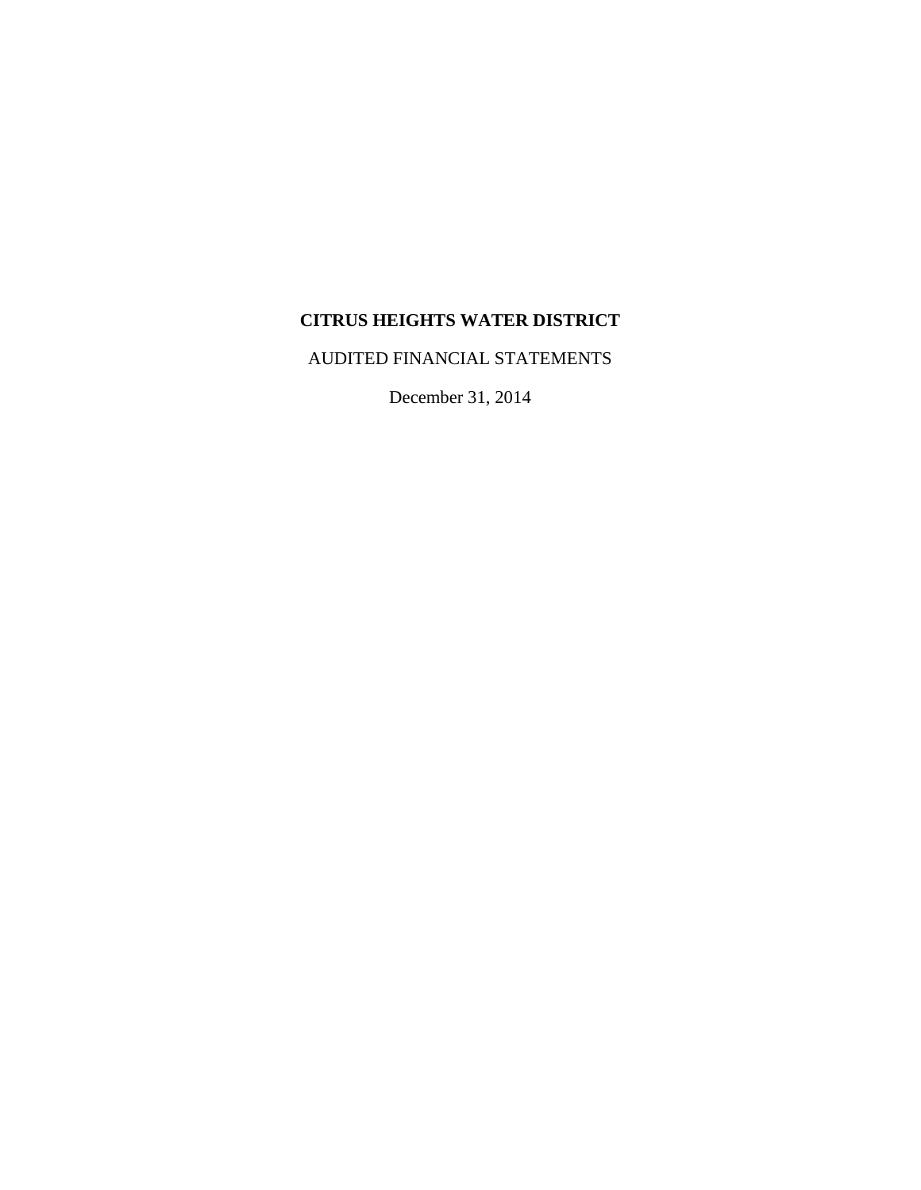# CITRUS HEIGHTS WATER DISTRICT

AUDITED FINANCIAL STATEMENTS

December 31, 2014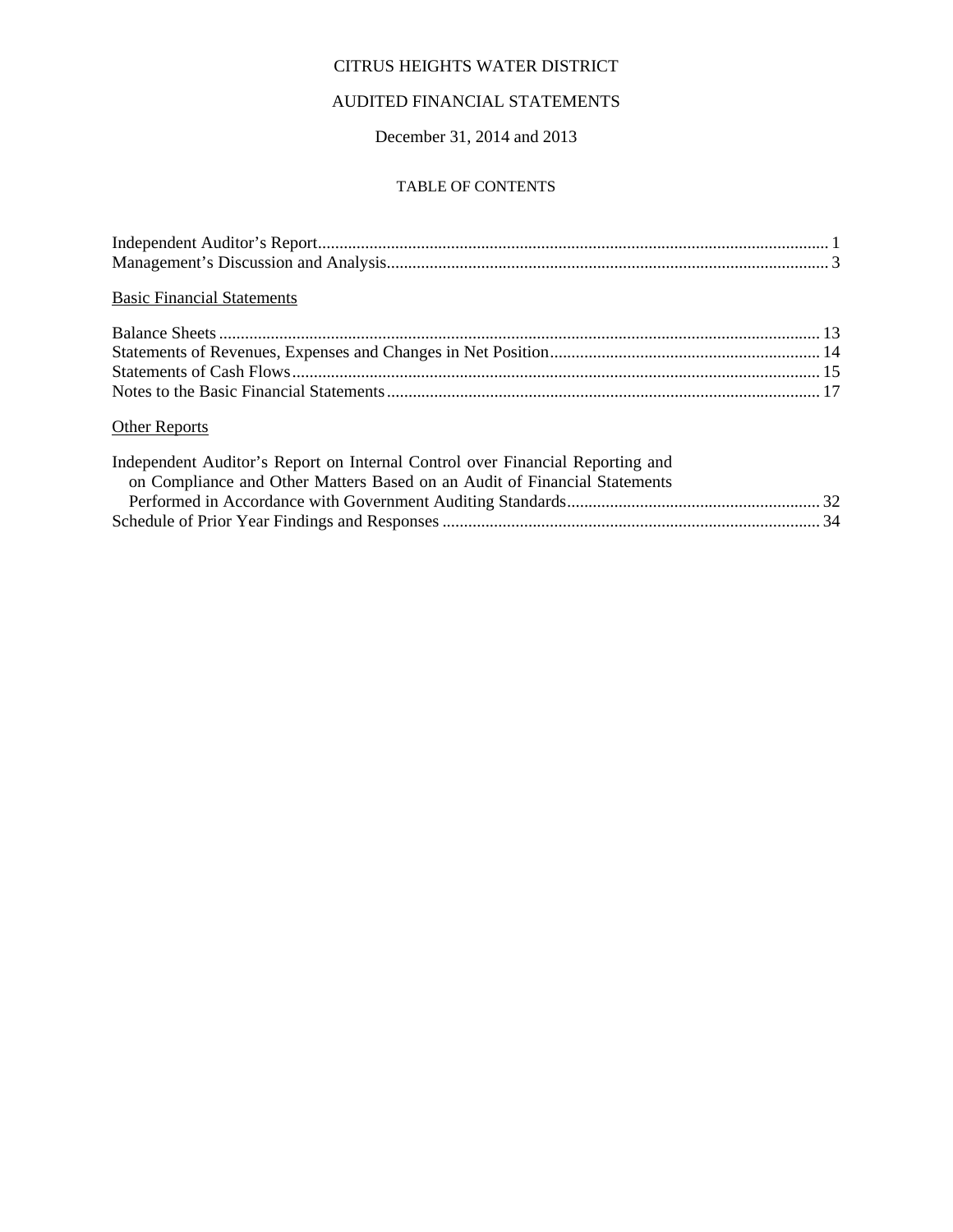# CITRUS HEIGHTS WATER DISTRICT

## AUDITED FINANCIAL STATEMENTS

December 31, 2014 and 2013

### TABLE OF CONTENTS

Independent Auditor's Report ........................................................ 1
Management's Discussion and Analysis ........................................................ 3

Basic Financial Statements

Balance Sheets ........................................................ 13
Statements of Revenues, Expenses and Changes in Net Position ........................................................ 14
Statements of Cash Flows ........................................................ 15
Notes to the Basic Financial Statements ........................................................ 17

Other Reports

Independent Auditor's Report on Internal Control over Financial Reporting and on Compliance and Other Matters Based on an Audit of Financial Statements Performed in Accordance with Government Auditing Standards ........................................................ 32
Schedule of Prior Year Findings and Responses ........................................................ 34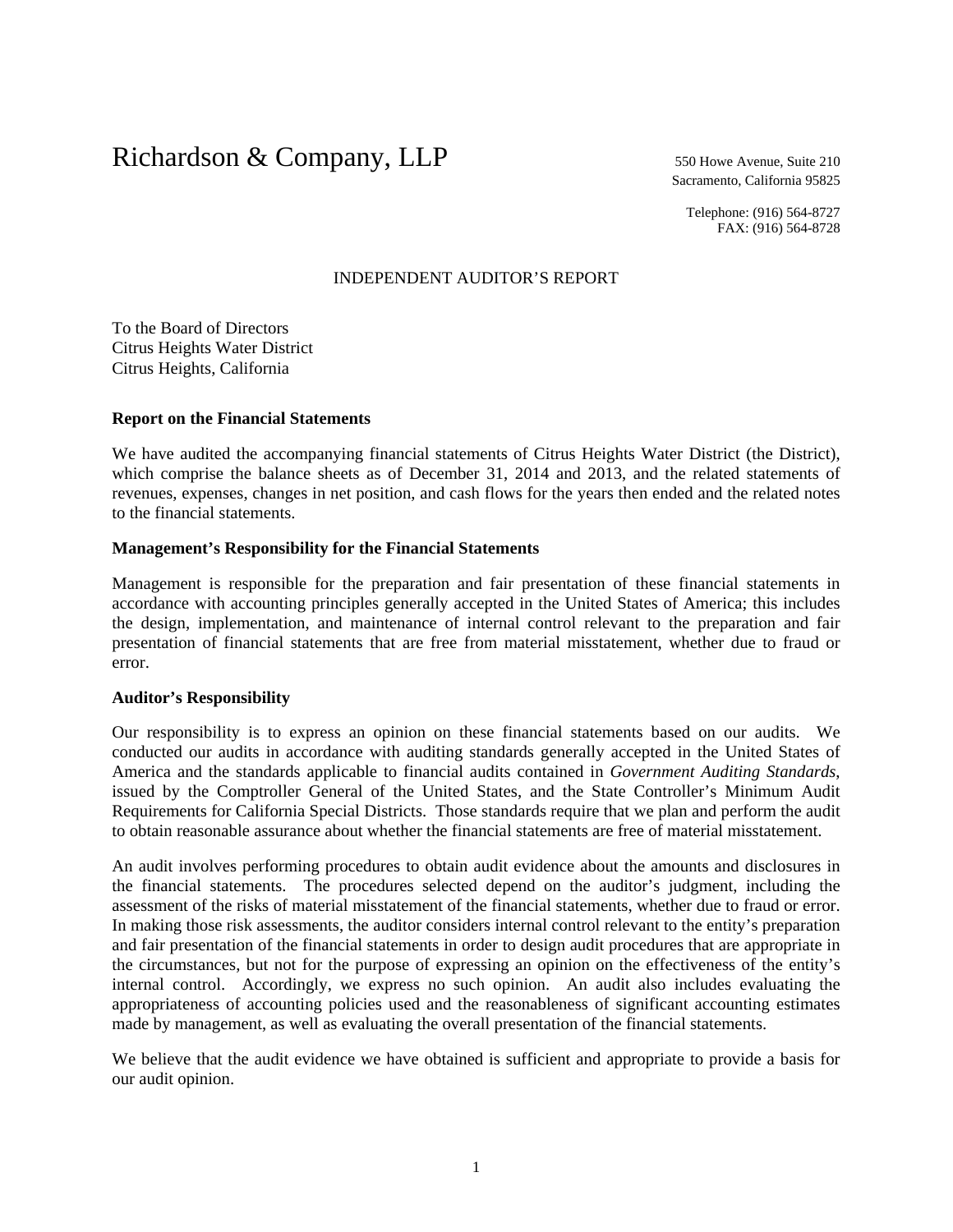Richardson & Company, LLP

550 Howe Avenue, Suite 210
Sacramento, California 95825

Telephone: (916) 564-8727
FAX: (916) 564-8728

# INDEPENDENT AUDITOR'S REPORT

To the Board of Directors
Citrus Heights Water District
Citrus Heights, California

**Report on the Financial Statements**

We have audited the accompanying financial statements of Citrus Heights Water District (the District), which comprise the balance sheets as of December 31, 2014 and 2013, and the related statements of revenues, expenses, changes in net position, and cash flows for the years then ended and the related notes to the financial statements.

**Management's Responsibility for the Financial Statements**

Management is responsible for the preparation and fair presentation of these financial statements in accordance with accounting principles generally accepted in the United States of America; this includes the design, implementation, and maintenance of internal control relevant to the preparation and fair presentation of financial statements that are free from material misstatement, whether due to fraud or error.

**Auditor's Responsibility**

Our responsibility is to express an opinion on these financial statements based on our audits. We conducted our audits in accordance with auditing standards generally accepted in the United States of America and the standards applicable to financial audits contained in *Government Auditing Standards*, issued by the Comptroller General of the United States, and the State Controller's Minimum Audit Requirements for California Special Districts. Those standards require that we plan and perform the audit to obtain reasonable assurance about whether the financial statements are free of material misstatement.

An audit involves performing procedures to obtain audit evidence about the amounts and disclosures in the financial statements. The procedures selected depend on the auditor's judgment, including the assessment of the risks of material misstatement of the financial statements, whether due to fraud or error. In making those risk assessments, the auditor considers internal control relevant to the entity's preparation and fair presentation of the financial statements in order to design audit procedures that are appropriate in the circumstances, but not for the purpose of expressing an opinion on the effectiveness of the entity's internal control. Accordingly, we express no such opinion. An audit also includes evaluating the appropriateness of accounting policies used and the reasonableness of significant accounting estimates made by management, as well as evaluating the overall presentation of the financial statements.

We believe that the audit evidence we have obtained is sufficient and appropriate to provide a basis for our audit opinion.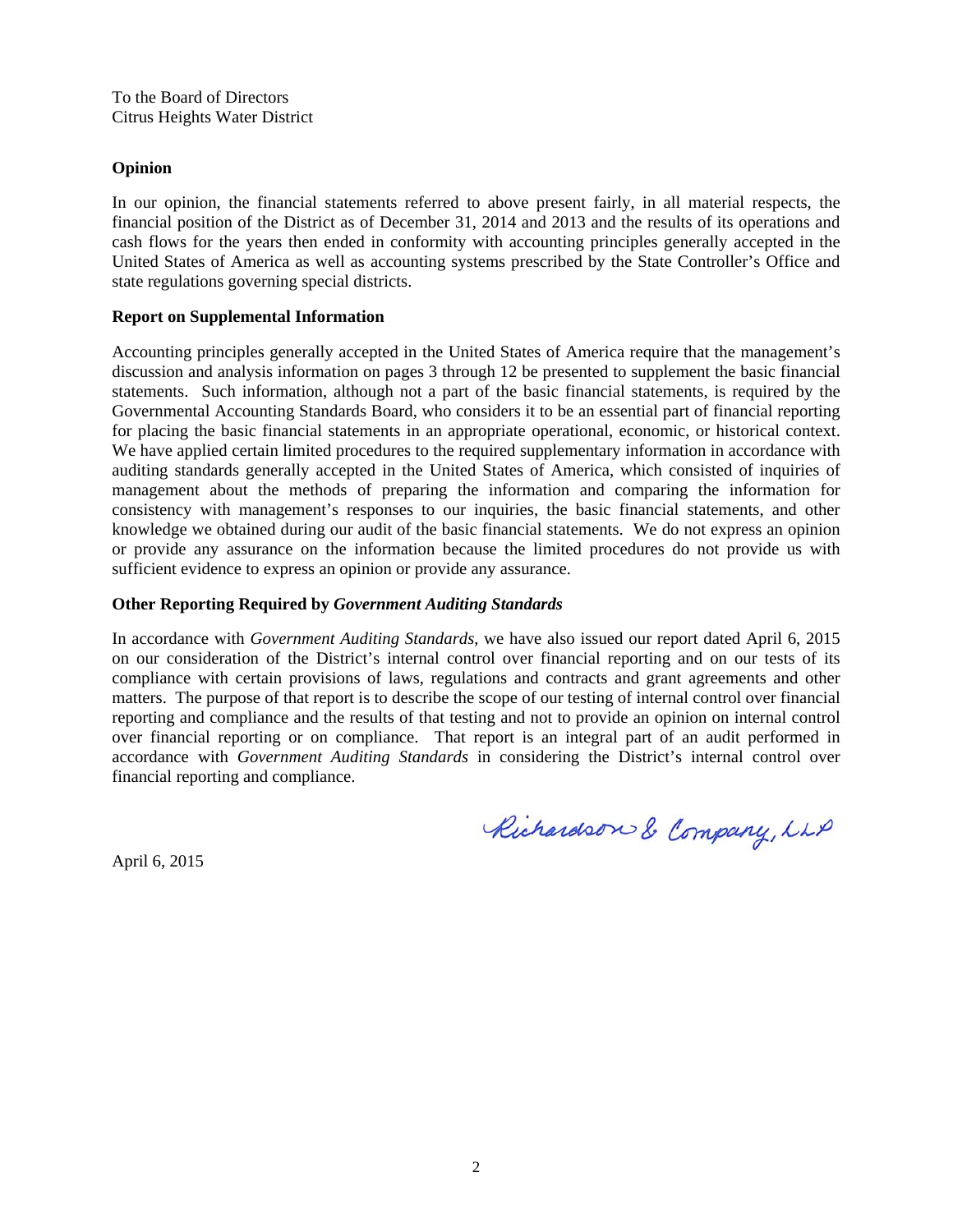To the Board of Directors
Citrus Heights Water District

**Opinion**

In our opinion, the financial statements referred to above present fairly, in all material respects, the financial position of the District as of December 31, 2014 and 2013 and the results of its operations and cash flows for the years then ended in conformity with accounting principles generally accepted in the United States of America as well as accounting systems prescribed by the State Controller's Office and state regulations governing special districts.

**Report on Supplemental Information**

Accounting principles generally accepted in the United States of America require that the management's discussion and analysis information on pages 3 through 12 be presented to supplement the basic financial statements. Such information, although not a part of the basic financial statements, is required by the Governmental Accounting Standards Board, who considers it to be an essential part of financial reporting for placing the basic financial statements in an appropriate operational, economic, or historical context. We have applied certain limited procedures to the required supplementary information in accordance with auditing standards generally accepted in the United States of America, which consisted of inquiries of management about the methods of preparing the information and comparing the information for consistency with management's responses to our inquiries, the basic financial statements, and other knowledge we obtained during our audit of the basic financial statements. We do not express an opinion or provide any assurance on the information because the limited procedures do not provide us with sufficient evidence to express an opinion or provide any assurance.

**Other Reporting Required by *Government Auditing Standards***

In accordance with *Government Auditing Standards*, we have also issued our report dated April 6, 2015 on our consideration of the District's internal control over financial reporting and on our tests of its compliance with certain provisions of laws, regulations and contracts and grant agreements and other matters. The purpose of that report is to describe the scope of our testing of internal control over financial reporting and compliance and the results of that testing and not to provide an opinion on internal control over financial reporting or on compliance. That report is an integral part of an audit performed in accordance with *Government Auditing Standards* in considering the District's internal control over financial reporting and compliance.

Richardson & Company, LLP

April 6, 2015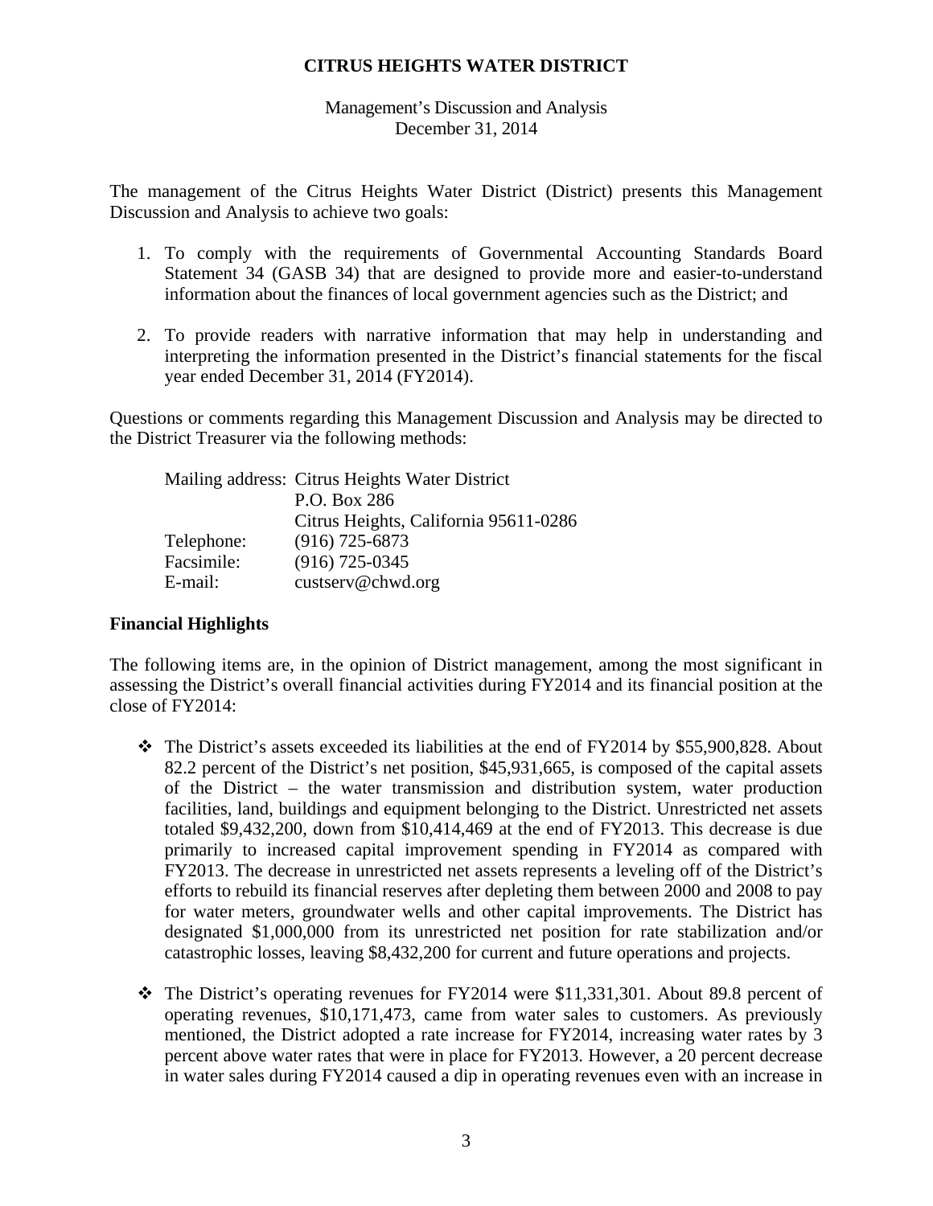**CITRUS HEIGHTS WATER DISTRICT**

Management's Discussion and Analysis
December 31, 2014

The management of the Citrus Heights Water District (District) presents this Management Discussion and Analysis to achieve two goals:

1. To comply with the requirements of Governmental Accounting Standards Board Statement 34 (GASB 34) that are designed to provide more and easier-to-understand information about the finances of local government agencies such as the District; and
2. To provide readers with narrative information that may help in understanding and interpreting the information presented in the District's financial statements for the fiscal year ended December 31, 2014 (FY2014).

Questions or comments regarding this Management Discussion and Analysis may be directed to the District Treasurer via the following methods:

| | |
|---|---|
| Mailing address: | Citrus Heights Water District |
| | P.O. Box 286 |
| | Citrus Heights, California 95611-0286 |
| Telephone: | (916) 725-6873 |
| Facsimile: | (916) 725-0345 |
| E-mail: | custserv@chwd.org |

## Financial Highlights

The following items are, in the opinion of District management, among the most significant in assessing the District's overall financial activities during FY2014 and its financial position at the close of FY2014:

- The District's assets exceeded its liabilities at the end of FY2014 by $55,900,828. About 82.2 percent of the District's net position, $45,931,665, is composed of the capital assets of the District – the water transmission and distribution system, water production facilities, land, buildings and equipment belonging to the District. Unrestricted net assets totaled $9,432,200, down from $10,414,469 at the end of FY2013. This decrease is due primarily to increased capital improvement spending in FY2014 as compared with FY2013. The decrease in unrestricted net assets represents a leveling off of the District's efforts to rebuild its financial reserves after depleting them between 2000 and 2008 to pay for water meters, groundwater wells and other capital improvements. The District has designated $1,000,000 from its unrestricted net position for rate stabilization and/or catastrophic losses, leaving $8,432,200 for current and future operations and projects.
- The District's operating revenues for FY2014 were $11,331,301. About 89.8 percent of operating revenues, $10,171,473, came from water sales to customers. As previously mentioned, the District adopted a rate increase for FY2014, increasing water rates by 3 percent above water rates that were in place for FY2013. However, a 20 percent decrease in water sales during FY2014 caused a dip in operating revenues even with an increase in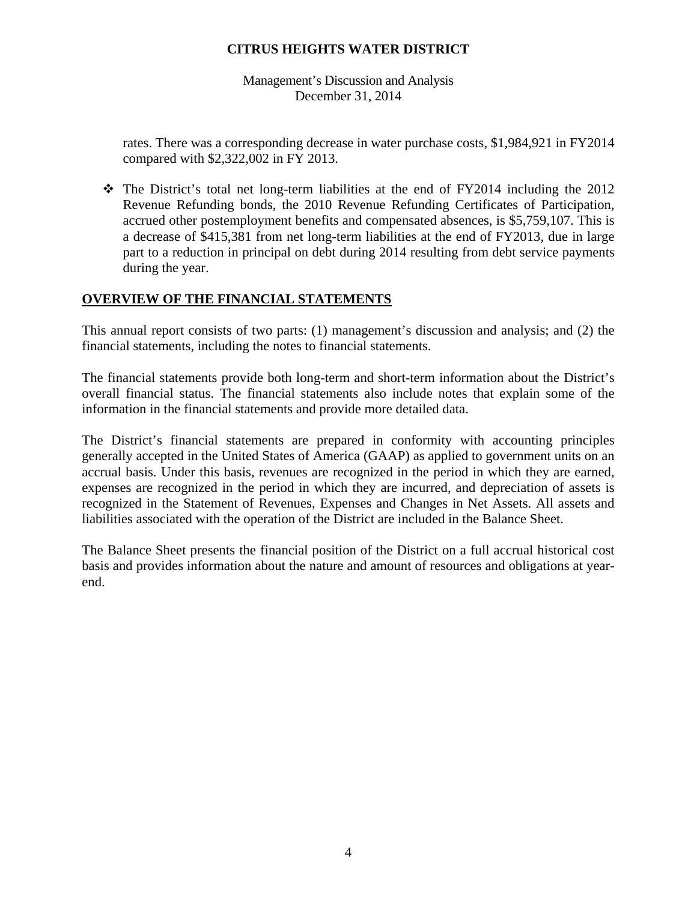rates. There was a corresponding decrease in water purchase costs, $1,984,921 in FY2014 compared with $2,322,002 in FY 2013.

- The District's total net long-term liabilities at the end of FY2014 including the 2012 Revenue Refunding bonds, the 2010 Revenue Refunding Certificates of Participation, accrued other postemployment benefits and compensated absences, is $5,759,107. This is a decrease of $415,381 from net long-term liabilities at the end of FY2013, due in large part to a reduction in principal on debt during 2014 resulting from debt service payments during the year.

## OVERVIEW OF THE FINANCIAL STATEMENTS

This annual report consists of two parts: (1) management's discussion and analysis; and (2) the financial statements, including the notes to financial statements.

The financial statements provide both long-term and short-term information about the District's overall financial status. The financial statements also include notes that explain some of the information in the financial statements and provide more detailed data.

The District's financial statements are prepared in conformity with accounting principles generally accepted in the United States of America (GAAP) as applied to government units on an accrual basis. Under this basis, revenues are recognized in the period in which they are earned, expenses are recognized in the period in which they are incurred, and depreciation of assets is recognized in the Statement of Revenues, Expenses and Changes in Net Assets. All assets and liabilities associated with the operation of the District are included in the Balance Sheet.

The Balance Sheet presents the financial position of the District on a full accrual historical cost basis and provides information about the nature and amount of resources and obligations at year-end.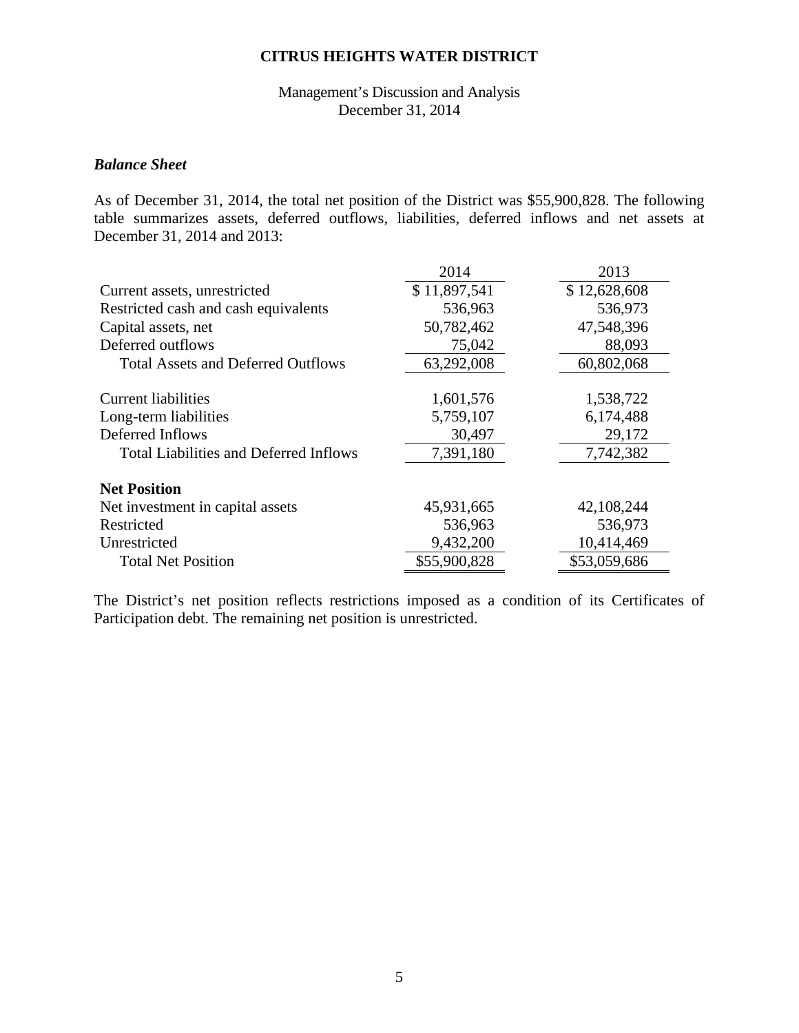**CITRUS HEIGHTS WATER DISTRICT**

Management's Discussion and Analysis
December 31, 2014

### *Balance Sheet*

As of December 31, 2014, the total net position of the District was $55,900,828. The following table summarizes assets, deferred outflows, liabilities, deferred inflows and net assets at December 31, 2014 and 2013:

| | 2014 | 2013 |
|---|---|---|
| Current assets, unrestricted | $ 11,897,541 | $ 12,628,608 |
| Restricted cash and cash equivalents | 536,963 | 536,973 |
| Capital assets, net | 50,782,462 | 47,548,396 |
| Deferred outflows | 75,042 | 88,093 |
| Total Assets and Deferred Outflows | 63,292,008 | 60,802,068 |
| | | |
| Current liabilities | 1,601,576 | 1,538,722 |
| Long-term liabilities | 5,759,107 | 6,174,488 |
| Deferred Inflows | 30,497 | 29,172 |
| Total Liabilities and Deferred Inflows | 7,391,180 | 7,742,382 |
| | | |
| **Net Position** | | |
| Net investment in capital assets | 45,931,665 | 42,108,244 |
| Restricted | 536,963 | 536,973 |
| Unrestricted | 9,432,200 | 10,414,469 |
| Total Net Position | $55,900,828 | $53,059,686 |

The District's net position reflects restrictions imposed as a condition of its Certificates of Participation debt. The remaining net position is unrestricted.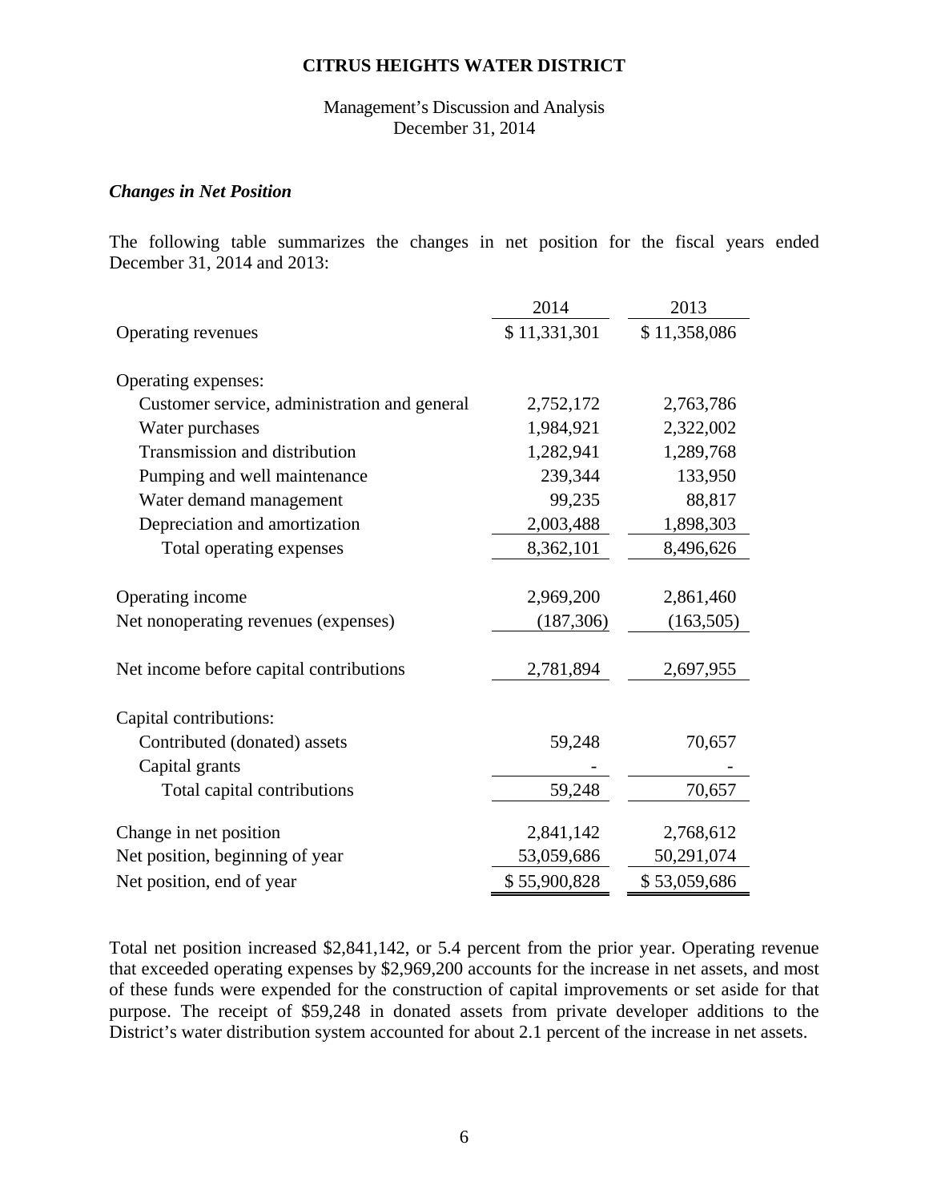# CITRUS HEIGHTS WATER DISTRICT

Management's Discussion and Analysis
December 31, 2014

### *Changes in Net Position*

The following table summarizes the changes in net position for the fiscal years ended December 31, 2014 and 2013:

| | 2014 | 2013 |
|---|---|---|
| Operating revenues | $ 11,331,301 | $ 11,358,086 |
| | | |
| Operating expenses: | | |
| Customer service, administration and general | 2,752,172 | 2,763,786 |
| Water purchases | 1,984,921 | 2,322,002 |
| Transmission and distribution | 1,282,941 | 1,289,768 |
| Pumping and well maintenance | 239,344 | 133,950 |
| Water demand management | 99,235 | 88,817 |
| Depreciation and amortization | 2,003,488 | 1,898,303 |
| Total operating expenses | 8,362,101 | 8,496,626 |
| | | |
| Operating income | 2,969,200 | 2,861,460 |
| Net nonoperating revenues (expenses) | (187,306) | (163,505) |
| | | |
| Net income before capital contributions | 2,781,894 | 2,697,955 |
| | | |
| Capital contributions: | | |
| Contributed (donated) assets | 59,248 | 70,657 |
| Capital grants | - | - |
| Total capital contributions | 59,248 | 70,657 |
| | | |
| Change in net position | 2,841,142 | 2,768,612 |
| Net position, beginning of year | 53,059,686 | 50,291,074 |
| Net position, end of year | $ 55,900,828 | $ 53,059,686 |

Total net position increased $2,841,142, or 5.4 percent from the prior year. Operating revenue that exceeded operating expenses by $2,969,200 accounts for the increase in net assets, and most of these funds were expended for the construction of capital improvements or set aside for that purpose. The receipt of $59,248 in donated assets from private developer additions to the District's water distribution system accounted for about 2.1 percent of the increase in net assets.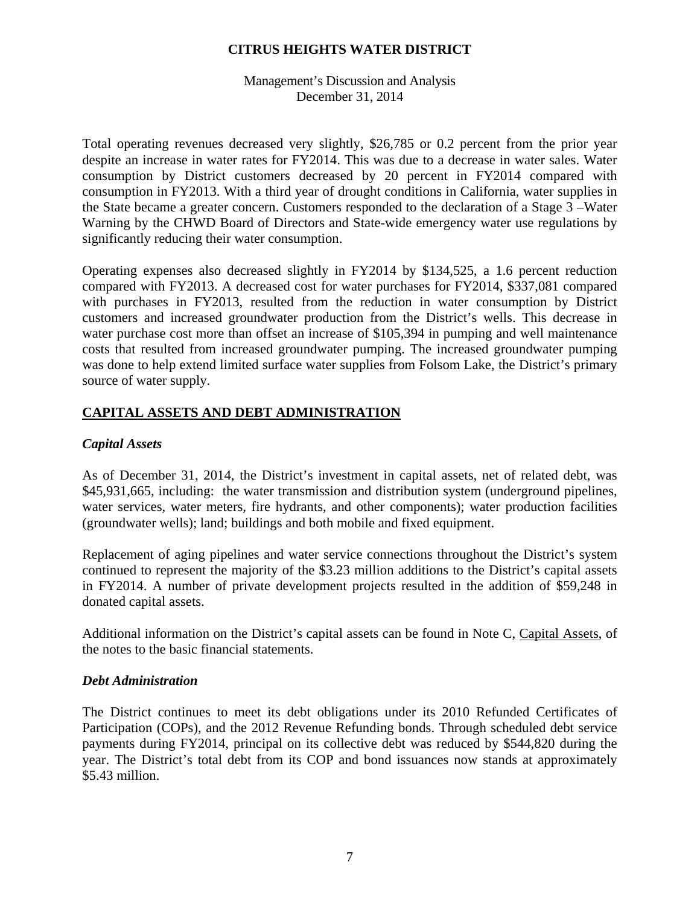Total operating revenues decreased very slightly, $26,785 or 0.2 percent from the prior year despite an increase in water rates for FY2014. This was due to a decrease in water sales. Water consumption by District customers decreased by 20 percent in FY2014 compared with consumption in FY2013. With a third year of drought conditions in California, water supplies in the State became a greater concern. Customers responded to the declaration of a Stage 3 –Water Warning by the CHWD Board of Directors and State-wide emergency water use regulations by significantly reducing their water consumption.

Operating expenses also decreased slightly in FY2014 by $134,525, a 1.6 percent reduction compared with FY2013. A decreased cost for water purchases for FY2014, $337,081 compared with purchases in FY2013, resulted from the reduction in water consumption by District customers and increased groundwater production from the District's wells. This decrease in water purchase cost more than offset an increase of $105,394 in pumping and well maintenance costs that resulted from increased groundwater pumping. The increased groundwater pumping was done to help extend limited surface water supplies from Folsom Lake, the District's primary source of water supply.

## CAPITAL ASSETS AND DEBT ADMINISTRATION

### *Capital Assets*

As of December 31, 2014, the District's investment in capital assets, net of related debt, was $45,931,665, including: the water transmission and distribution system (underground pipelines, water services, water meters, fire hydrants, and other components); water production facilities (groundwater wells); land; buildings and both mobile and fixed equipment.

Replacement of aging pipelines and water service connections throughout the District's system continued to represent the majority of the $3.23 million additions to the District's capital assets in FY2014. A number of private development projects resulted in the addition of $59,248 in donated capital assets.

Additional information on the District's capital assets can be found in Note C, Capital Assets, of the notes to the basic financial statements.

### *Debt Administration*

The District continues to meet its debt obligations under its 2010 Refunded Certificates of Participation (COPs), and the 2012 Revenue Refunding bonds. Through scheduled debt service payments during FY2014, principal on its collective debt was reduced by $544,820 during the year. The District's total debt from its COP and bond issuances now stands at approximately $5.43 million.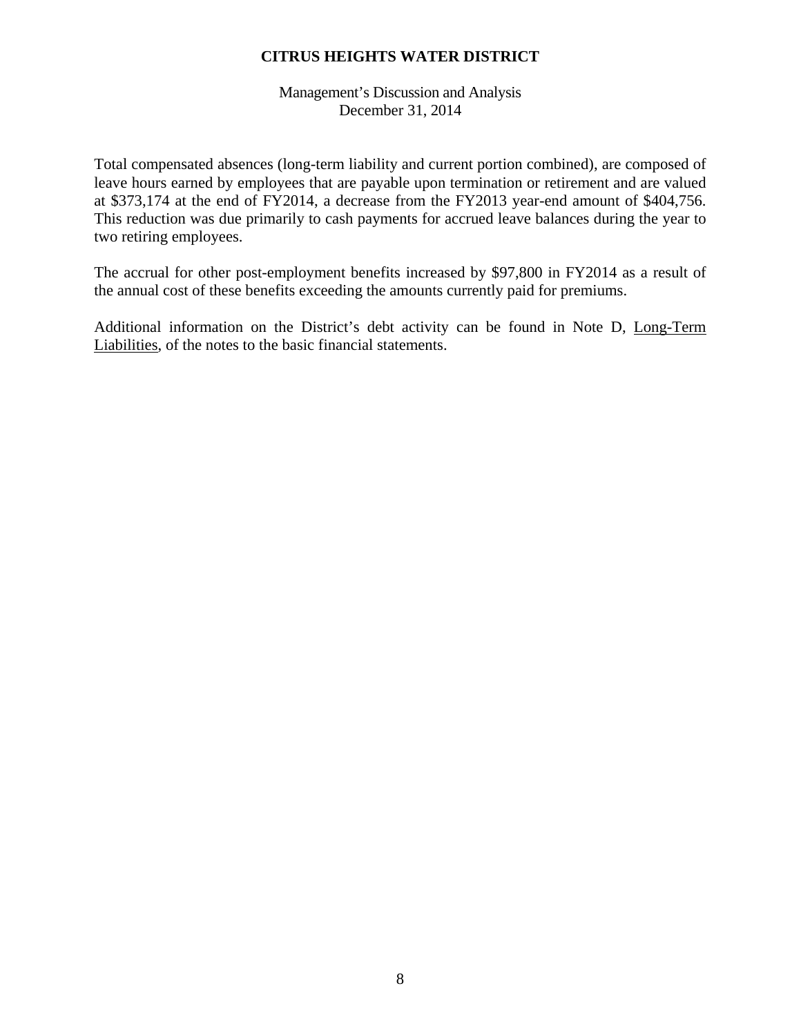Total compensated absences (long-term liability and current portion combined), are composed of leave hours earned by employees that are payable upon termination or retirement and are valued at $373,174 at the end of FY2014, a decrease from the FY2013 year-end amount of $404,756. This reduction was due primarily to cash payments for accrued leave balances during the year to two retiring employees.

The accrual for other post-employment benefits increased by $97,800 in FY2014 as a result of the annual cost of these benefits exceeding the amounts currently paid for premiums.

Additional information on the District's debt activity can be found in Note D, Long-Term Liabilities, of the notes to the basic financial statements.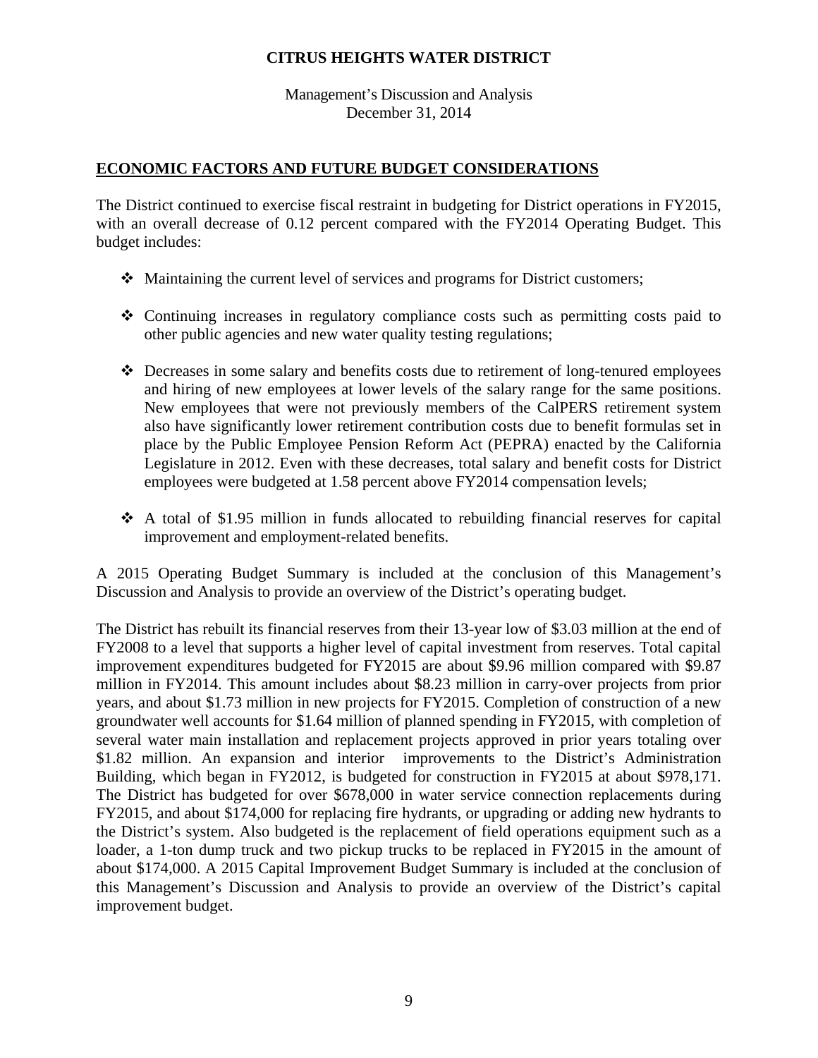## ECONOMIC FACTORS AND FUTURE BUDGET CONSIDERATIONS

The District continued to exercise fiscal restraint in budgeting for District operations in FY2015, with an overall decrease of 0.12 percent compared with the FY2014 Operating Budget. This budget includes:

- Maintaining the current level of services and programs for District customers;
- Continuing increases in regulatory compliance costs such as permitting costs paid to other public agencies and new water quality testing regulations;
- Decreases in some salary and benefits costs due to retirement of long-tenured employees and hiring of new employees at lower levels of the salary range for the same positions. New employees that were not previously members of the CalPERS retirement system also have significantly lower retirement contribution costs due to benefit formulas set in place by the Public Employee Pension Reform Act (PEPRA) enacted by the California Legislature in 2012. Even with these decreases, total salary and benefit costs for District employees were budgeted at 1.58 percent above FY2014 compensation levels;
- A total of $1.95 million in funds allocated to rebuilding financial reserves for capital improvement and employment-related benefits.

A 2015 Operating Budget Summary is included at the conclusion of this Management's Discussion and Analysis to provide an overview of the District's operating budget.

The District has rebuilt its financial reserves from their 13-year low of $3.03 million at the end of FY2008 to a level that supports a higher level of capital investment from reserves. Total capital improvement expenditures budgeted for FY2015 are about $9.96 million compared with $9.87 million in FY2014. This amount includes about $8.23 million in carry-over projects from prior years, and about $1.73 million in new projects for FY2015. Completion of construction of a new groundwater well accounts for $1.64 million of planned spending in FY2015, with completion of several water main installation and replacement projects approved in prior years totaling over $1.82 million. An expansion and interior improvements to the District's Administration Building, which began in FY2012, is budgeted for construction in FY2015 at about $978,171. The District has budgeted for over $678,000 in water service connection replacements during FY2015, and about $174,000 for replacing fire hydrants, or upgrading or adding new hydrants to the District's system. Also budgeted is the replacement of field operations equipment such as a loader, a 1-ton dump truck and two pickup trucks to be replaced in FY2015 in the amount of about $174,000. A 2015 Capital Improvement Budget Summary is included at the conclusion of this Management's Discussion and Analysis to provide an overview of the District's capital improvement budget.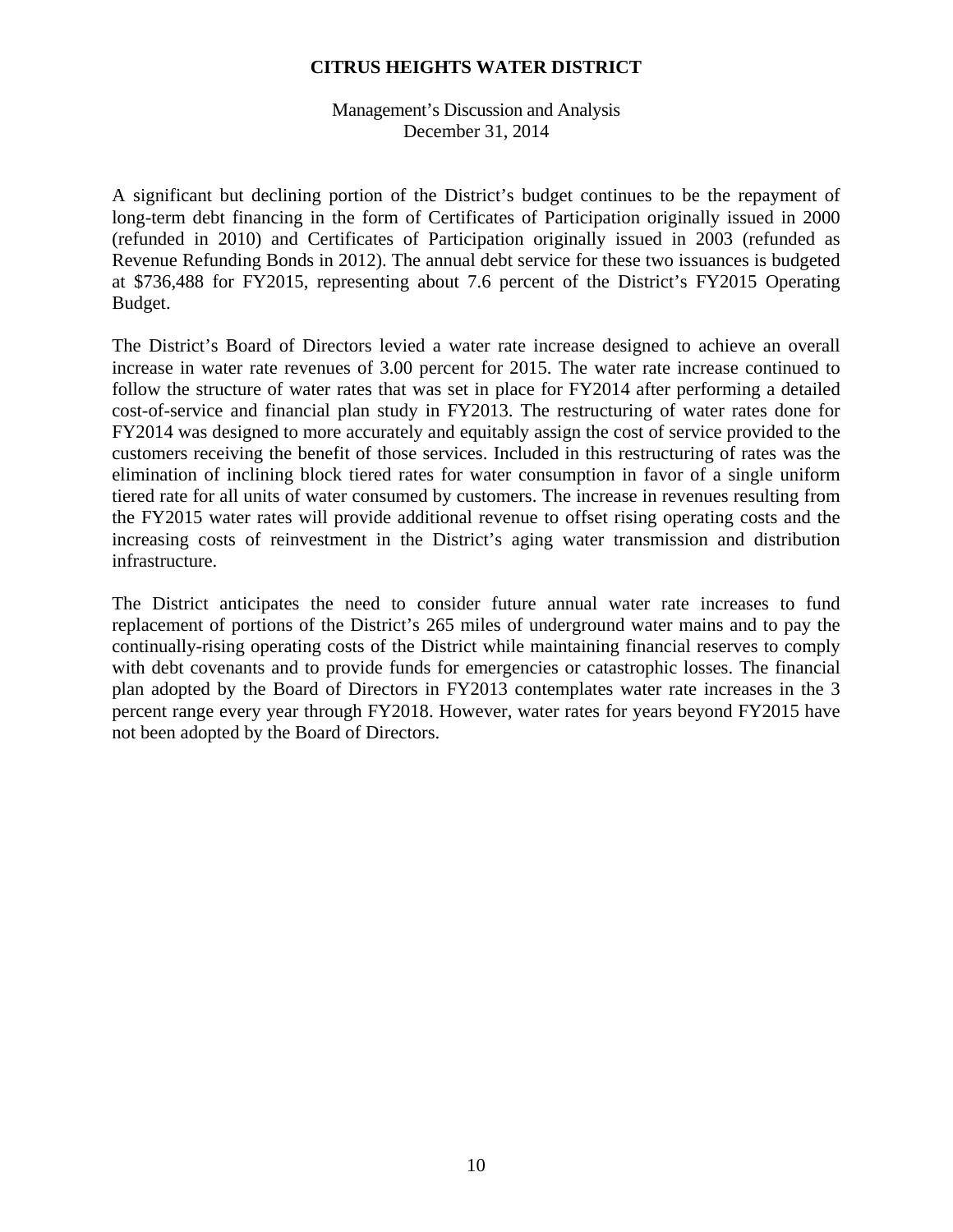A significant but declining portion of the District's budget continues to be the repayment of long-term debt financing in the form of Certificates of Participation originally issued in 2000 (refunded in 2010) and Certificates of Participation originally issued in 2003 (refunded as Revenue Refunding Bonds in 2012). The annual debt service for these two issuances is budgeted at $736,488 for FY2015, representing about 7.6 percent of the District's FY2015 Operating Budget.

The District's Board of Directors levied a water rate increase designed to achieve an overall increase in water rate revenues of 3.00 percent for 2015. The water rate increase continued to follow the structure of water rates that was set in place for FY2014 after performing a detailed cost-of-service and financial plan study in FY2013. The restructuring of water rates done for FY2014 was designed to more accurately and equitably assign the cost of service provided to the customers receiving the benefit of those services. Included in this restructuring of rates was the elimination of inclining block tiered rates for water consumption in favor of a single uniform tiered rate for all units of water consumed by customers. The increase in revenues resulting from the FY2015 water rates will provide additional revenue to offset rising operating costs and the increasing costs of reinvestment in the District's aging water transmission and distribution infrastructure.

The District anticipates the need to consider future annual water rate increases to fund replacement of portions of the District's 265 miles of underground water mains and to pay the continually-rising operating costs of the District while maintaining financial reserves to comply with debt covenants and to provide funds for emergencies or catastrophic losses. The financial plan adopted by the Board of Directors in FY2013 contemplates water rate increases in the 3 percent range every year through FY2018. However, water rates for years beyond FY2015 have not been adopted by the Board of Directors.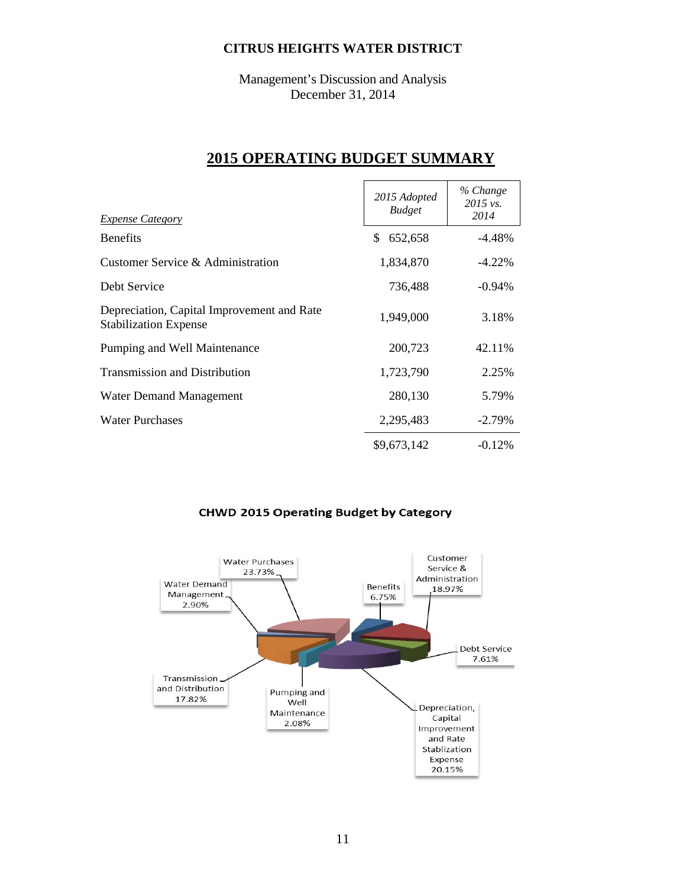# CITRUS HEIGHTS WATER DISTRICT

Management's Discussion and Analysis
December 31, 2014

## 2015 OPERATING BUDGET SUMMARY

| *Expense Category* | *2015 Adopted Budget* | *% Change 2015 vs. 2014* |
|---|---|---|
| Benefits | $ 652,658 | -4.48% |
| Customer Service & Administration | 1,834,870 | -4.22% |
| Debt Service | 736,488 | -0.94% |
| Depreciation, Capital Improvement and Rate Stabilization Expense | 1,949,000 | 3.18% |
| Pumping and Well Maintenance | 200,723 | 42.11% |
| Transmission and Distribution | 1,723,790 | 2.25% |
| Water Demand Management | 280,130 | 5.79% |
| Water Purchases | 2,295,483 | -2.79% |
| | $9,673,142 | -0.12% |

**CHWD 2015 Operating Budget by Category**

Water Purchases 23.73%
Customer Service & Administration 18.97%
Benefits 6.75%
Water Demand Management 2.90%
Debt Service 7.61%
Transmission and Distribution 17.82%
Pumping and Well Maintenance 2.08%
Depreciation, Capital Improvement and Rate Stablization Expense 20.15%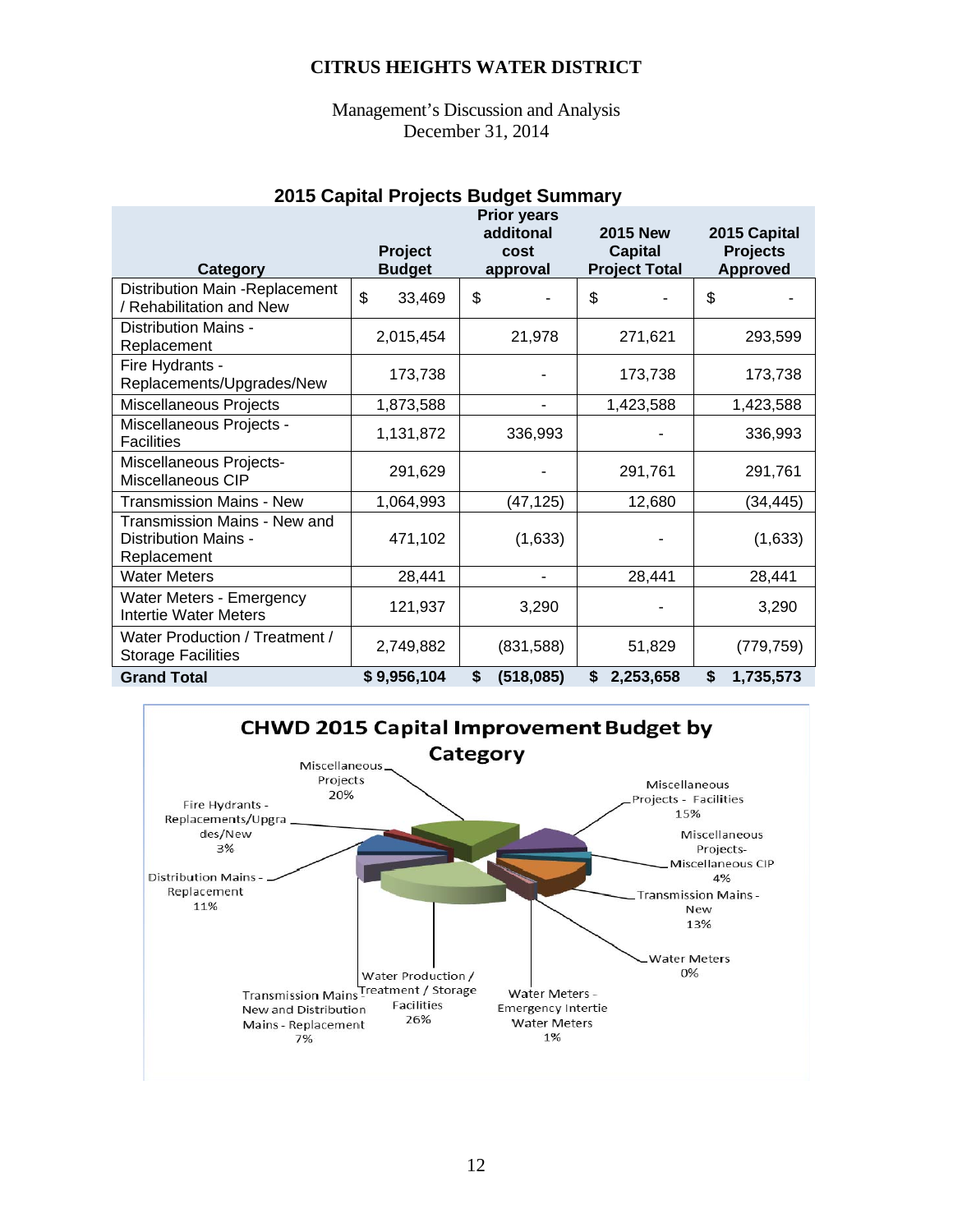# CITRUS HEIGHTS WATER DISTRICT

Management's Discussion and Analysis
December 31, 2014

## 2015 Capital Projects Budget Summary

| Category | Project Budget | Prior years additonal cost approval | 2015 New Capital Project Total | 2015 Capital Projects Approved |
|---|---|---|---|---|
| Distribution Main -Replacement / Rehabilitation and New | $ 33,469 | $ - | $ - | $ - |
| Distribution Mains - Replacement | 2,015,454 | 21,978 | 271,621 | 293,599 |
| Fire Hydrants - Replacements/Upgrades/New | 173,738 | - | 173,738 | 173,738 |
| Miscellaneous Projects | 1,873,588 | - | 1,423,588 | 1,423,588 |
| Miscellaneous Projects - Facilities | 1,131,872 | 336,993 | - | 336,993 |
| Miscellaneous Projects- Miscellaneous CIP | 291,629 | - | 291,761 | 291,761 |
| Transmission Mains - New | 1,064,993 | (47,125) | 12,680 | (34,445) |
| Transmission Mains - New and Distribution Mains - Replacement | 471,102 | (1,633) | - | (1,633) |
| Water Meters | 28,441 | - | 28,441 | 28,441 |
| Water Meters - Emergency Intertie Water Meters | 121,937 | 3,290 | - | 3,290 |
| Water Production / Treatment / Storage Facilities | 2,749,882 | (831,588) | 51,829 | (779,759) |
| **Grand Total** | **$ 9,956,104** | **$ (518,085)** | **$ 2,253,658** | **$ 1,735,573** |

**CHWD 2015 Capital Improvement Budget by Category**

- Miscellaneous Projects 20%
- Miscellaneous Projects - Facilities 15%
- Miscellaneous Projects- Miscellaneous CIP 4%
- Transmission Mains - New 13%
- Water Meters 0%
- Water Meters - Emergency Intertie Water Meters 1%
- Water Production / Treatment / Storage Facilities 26%
- Transmission Mains New and Distribution Mains - Replacement 7%
- Distribution Mains - Replacement 11%
- Fire Hydrants - Replacements/Upgrades/New 3%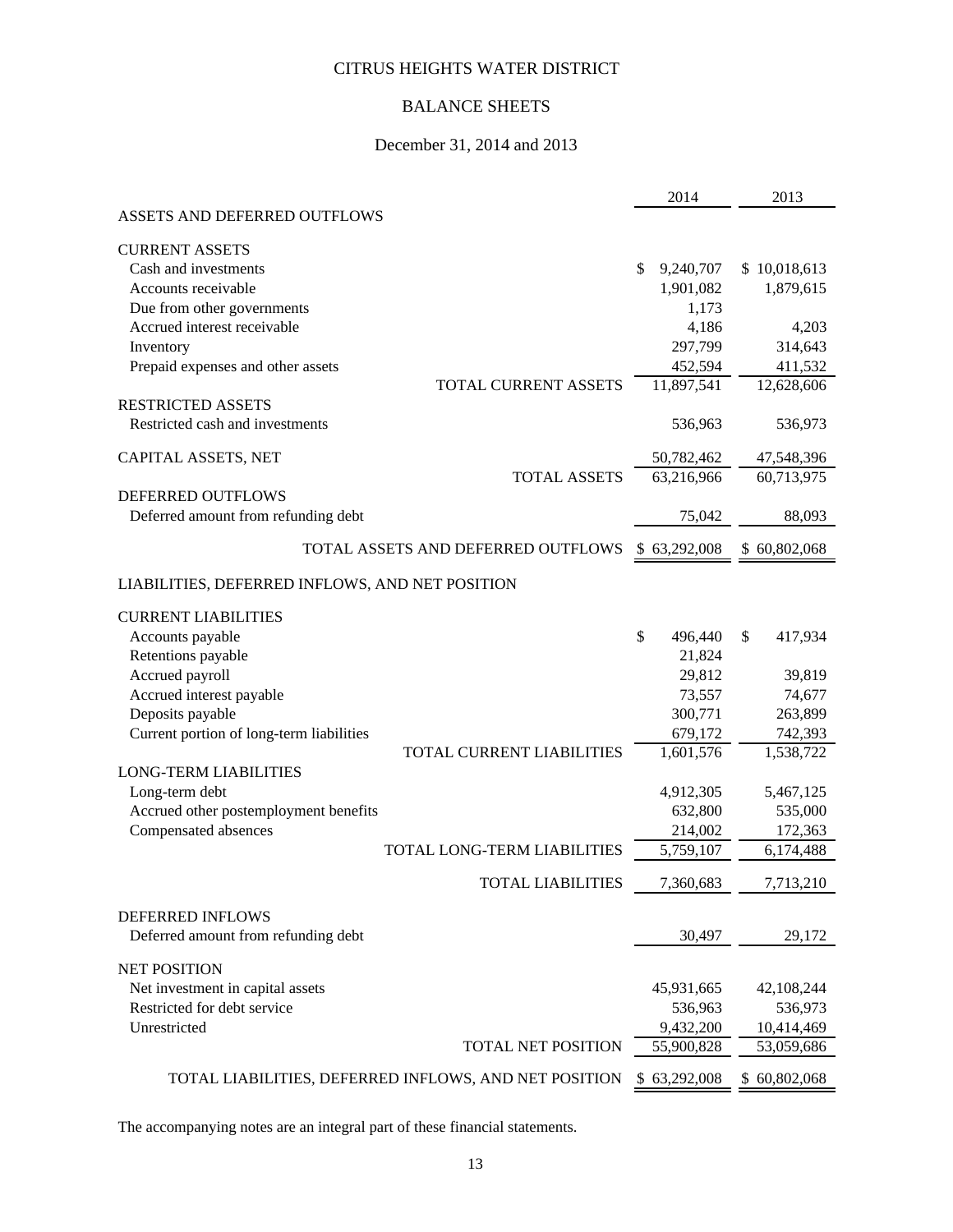# CITRUS HEIGHTS WATER DISTRICT

## BALANCE SHEETS

### December 31, 2014 and 2013

| | 2014 | 2013 |
|---|---|---|
| **ASSETS AND DEFERRED OUTFLOWS** | | |
| **CURRENT ASSETS** | | |
| Cash and investments | $ 9,240,707 | $ 10,018,613 |
| Accounts receivable | 1,901,082 | 1,879,615 |
| Due from other governments | 1,173 | |
| Accrued interest receivable | 4,186 | 4,203 |
| Inventory | 297,799 | 314,643 |
| Prepaid expenses and other assets | 452,594 | 411,532 |
| TOTAL CURRENT ASSETS | 11,897,541 | 12,628,606 |
| **RESTRICTED ASSETS** | | |
| Restricted cash and investments | 536,963 | 536,973 |
| CAPITAL ASSETS, NET | 50,782,462 | 47,548,396 |
| TOTAL ASSETS | 63,216,966 | 60,713,975 |
| **DEFERRED OUTFLOWS** | | |
| Deferred amount from refunding debt | 75,042 | 88,093 |
| TOTAL ASSETS AND DEFERRED OUTFLOWS | $ 63,292,008 | $ 60,802,068 |
| **LIABILITIES, DEFERRED INFLOWS, AND NET POSITION** | | |
| **CURRENT LIABILITIES** | | |
| Accounts payable | $ 496,440 | $ 417,934 |
| Retentions payable | 21,824 | |
| Accrued payroll | 29,812 | 39,819 |
| Accrued interest payable | 73,557 | 74,677 |
| Deposits payable | 300,771 | 263,899 |
| Current portion of long-term liabilities | 679,172 | 742,393 |
| TOTAL CURRENT LIABILITIES | 1,601,576 | 1,538,722 |
| **LONG-TERM LIABILITIES** | | |
| Long-term debt | 4,912,305 | 5,467,125 |
| Accrued other postemployment benefits | 632,800 | 535,000 |
| Compensated absences | 214,002 | 172,363 |
| TOTAL LONG-TERM LIABILITIES | 5,759,107 | 6,174,488 |
| TOTAL LIABILITIES | 7,360,683 | 7,713,210 |
| **DEFERRED INFLOWS** | | |
| Deferred amount from refunding debt | 30,497 | 29,172 |
| **NET POSITION** | | |
| Net investment in capital assets | 45,931,665 | 42,108,244 |
| Restricted for debt service | 536,963 | 536,973 |
| Unrestricted | 9,432,200 | 10,414,469 |
| TOTAL NET POSITION | 55,900,828 | 53,059,686 |
| TOTAL LIABILITIES, DEFERRED INFLOWS, AND NET POSITION | $ 63,292,008 | $ 60,802,068 |

The accompanying notes are an integral part of these financial statements.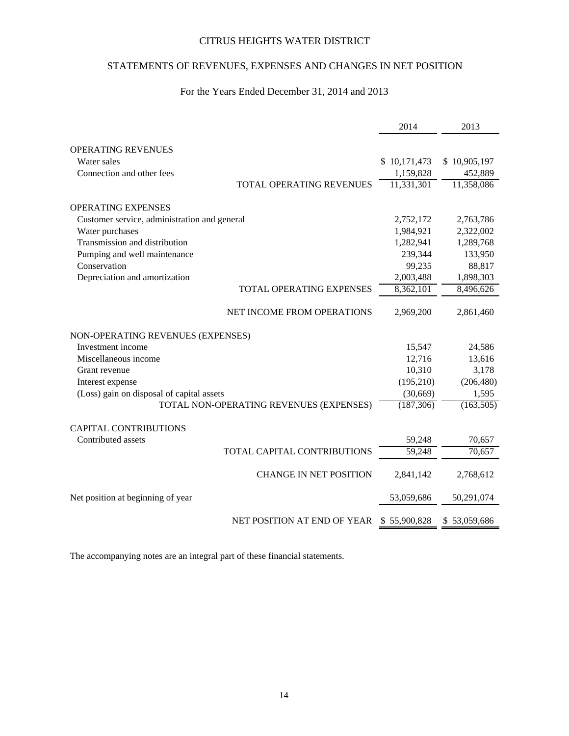# CITRUS HEIGHTS WATER DISTRICT

## STATEMENTS OF REVENUES, EXPENSES AND CHANGES IN NET POSITION

### For the Years Ended December 31, 2014 and 2013

| | 2014 | 2013 |
|---|---|---|
| OPERATING REVENUES | | |
| Water sales | $ 10,171,473 | $ 10,905,197 |
| Connection and other fees | 1,159,828 | 452,889 |
| TOTAL OPERATING REVENUES | 11,331,301 | 11,358,086 |
| OPERATING EXPENSES | | |
| Customer service, administration and general | 2,752,172 | 2,763,786 |
| Water purchases | 1,984,921 | 2,322,002 |
| Transmission and distribution | 1,282,941 | 1,289,768 |
| Pumping and well maintenance | 239,344 | 133,950 |
| Conservation | 99,235 | 88,817 |
| Depreciation and amortization | 2,003,488 | 1,898,303 |
| TOTAL OPERATING EXPENSES | 8,362,101 | 8,496,626 |
| NET INCOME FROM OPERATIONS | 2,969,200 | 2,861,460 |
| NON-OPERATING REVENUES (EXPENSES) | | |
| Investment income | 15,547 | 24,586 |
| Miscellaneous income | 12,716 | 13,616 |
| Grant revenue | 10,310 | 3,178 |
| Interest expense | (195,210) | (206,480) |
| (Loss) gain on disposal of capital assets | (30,669) | 1,595 |
| TOTAL NON-OPERATING REVENUES (EXPENSES) | (187,306) | (163,505) |
| CAPITAL CONTRIBUTIONS | | |
| Contributed assets | 59,248 | 70,657 |
| TOTAL CAPITAL CONTRIBUTIONS | 59,248 | 70,657 |
| CHANGE IN NET POSITION | 2,841,142 | 2,768,612 |
| Net position at beginning of year | 53,059,686 | 50,291,074 |
| NET POSITION AT END OF YEAR | $ 55,900,828 | $ 53,059,686 |

The accompanying notes are an integral part of these financial statements.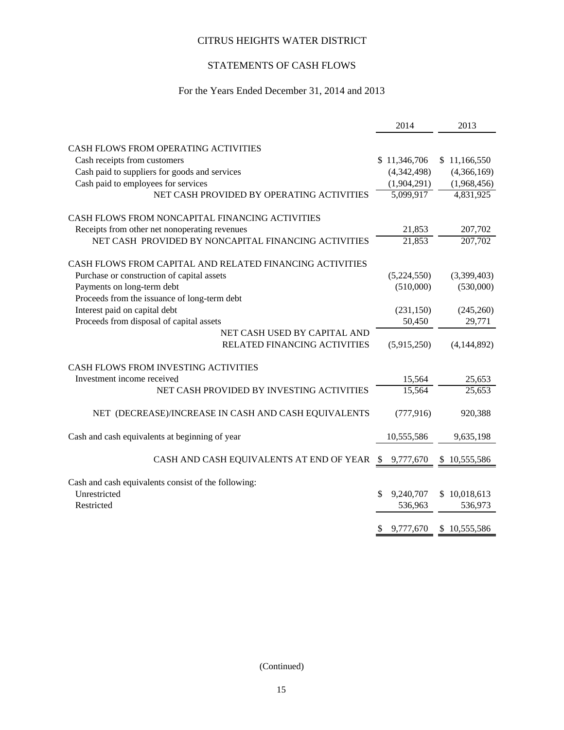# CITRUS HEIGHTS WATER DISTRICT

## STATEMENTS OF CASH FLOWS

### For the Years Ended December 31, 2014 and 2013

| | 2014 | 2013 |
|---|---|---|
| CASH FLOWS FROM OPERATING ACTIVITIES | | |
| Cash receipts from customers | $ 11,346,706 | $ 11,166,550 |
| Cash paid to suppliers for goods and services | (4,342,498) | (4,366,169) |
| Cash paid to employees for services | (1,904,291) | (1,968,456) |
| NET CASH PROVIDED BY OPERATING ACTIVITIES | 5,099,917 | 4,831,925 |
| CASH FLOWS FROM NONCAPITAL FINANCING ACTIVITIES | | |
| Receipts from other net nonoperating revenues | 21,853 | 207,702 |
| NET CASH PROVIDED BY NONCAPITAL FINANCING ACTIVITIES | 21,853 | 207,702 |
| CASH FLOWS FROM CAPITAL AND RELATED FINANCING ACTIVITIES | | |
| Purchase or construction of capital assets | (5,224,550) | (3,399,403) |
| Payments on long-term debt | (510,000) | (530,000) |
| Proceeds from the issuance of long-term debt | | |
| Interest paid on capital debt | (231,150) | (245,260) |
| Proceeds from disposal of capital assets | 50,450 | 29,771 |
| NET CASH USED BY CAPITAL AND RELATED FINANCING ACTIVITIES | (5,915,250) | (4,144,892) |
| CASH FLOWS FROM INVESTING ACTIVITIES | | |
| Investment income received | 15,564 | 25,653 |
| NET CASH PROVIDED BY INVESTING ACTIVITIES | 15,564 | 25,653 |
| NET (DECREASE)/INCREASE IN CASH AND CASH EQUIVALENTS | (777,916) | 920,388 |
| Cash and cash equivalents at beginning of year | 10,555,586 | 9,635,198 |
| CASH AND CASH EQUIVALENTS AT END OF YEAR | $ 9,777,670 | $ 10,555,586 |
| Cash and cash equivalents consist of the following: | | |
| Unrestricted | $ 9,240,707 | $ 10,018,613 |
| Restricted | 536,963 | 536,973 |
| | $ 9,777,670 | $ 10,555,586 |

(Continued)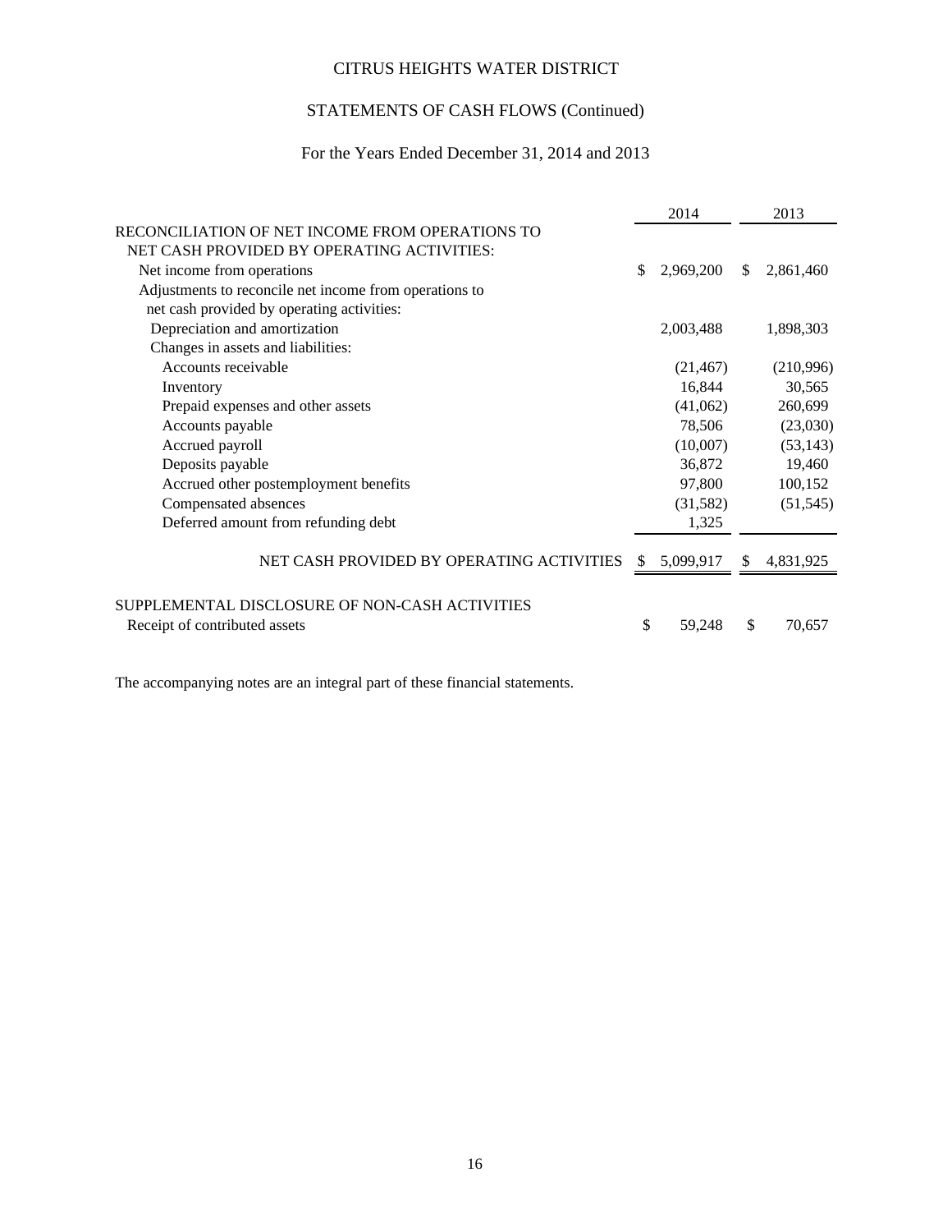# CITRUS HEIGHTS WATER DISTRICT

## STATEMENTS OF CASH FLOWS (Continued)

### For the Years Ended December 31, 2014 and 2013

| | 2014 | 2013 |
|---|---|---|
| RECONCILIATION OF NET INCOME FROM OPERATIONS TO NET CASH PROVIDED BY OPERATING ACTIVITIES: | | |
| Net income from operations | $ 2,969,200 | $ 2,861,460 |
| Adjustments to reconcile net income from operations to net cash provided by operating activities: | | |
| Depreciation and amortization | 2,003,488 | 1,898,303 |
| Changes in assets and liabilities: | | |
| Accounts receivable | (21,467) | (210,996) |
| Inventory | 16,844 | 30,565 |
| Prepaid expenses and other assets | (41,062) | 260,699 |
| Accounts payable | 78,506 | (23,030) |
| Accrued payroll | (10,007) | (53,143) |
| Deposits payable | 36,872 | 19,460 |
| Accrued other postemployment benefits | 97,800 | 100,152 |
| Compensated absences | (31,582) | (51,545) |
| Deferred amount from refunding debt | 1,325 | |
| NET CASH PROVIDED BY OPERATING ACTIVITIES | $ 5,099,917 | $ 4,831,925 |
| SUPPLEMENTAL DISCLOSURE OF NON-CASH ACTIVITIES | | |
| Receipt of contributed assets | $ 59,248 | $ 70,657 |

The accompanying notes are an integral part of these financial statements.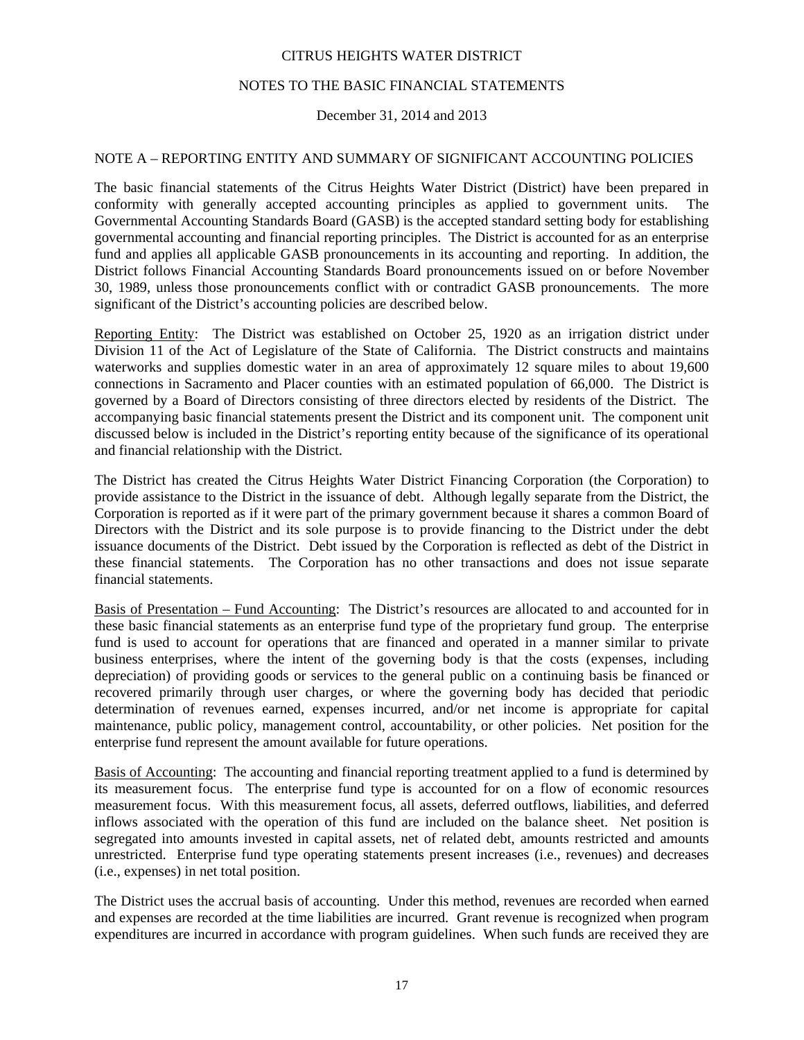# CITRUS HEIGHTS WATER DISTRICT

## NOTES TO THE BASIC FINANCIAL STATEMENTS

December 31, 2014 and 2013

### NOTE A – REPORTING ENTITY AND SUMMARY OF SIGNIFICANT ACCOUNTING POLICIES

The basic financial statements of the Citrus Heights Water District (District) have been prepared in conformity with generally accepted accounting principles as applied to government units. The Governmental Accounting Standards Board (GASB) is the accepted standard setting body for establishing governmental accounting and financial reporting principles. The District is accounted for as an enterprise fund and applies all applicable GASB pronouncements in its accounting and reporting. In addition, the District follows Financial Accounting Standards Board pronouncements issued on or before November 30, 1989, unless those pronouncements conflict with or contradict GASB pronouncements. The more significant of the District's accounting policies are described below.

Reporting Entity: The District was established on October 25, 1920 as an irrigation district under Division 11 of the Act of Legislature of the State of California. The District constructs and maintains waterworks and supplies domestic water in an area of approximately 12 square miles to about 19,600 connections in Sacramento and Placer counties with an estimated population of 66,000. The District is governed by a Board of Directors consisting of three directors elected by residents of the District. The accompanying basic financial statements present the District and its component unit. The component unit discussed below is included in the District's reporting entity because of the significance of its operational and financial relationship with the District.

The District has created the Citrus Heights Water District Financing Corporation (the Corporation) to provide assistance to the District in the issuance of debt. Although legally separate from the District, the Corporation is reported as if it were part of the primary government because it shares a common Board of Directors with the District and its sole purpose is to provide financing to the District under the debt issuance documents of the District. Debt issued by the Corporation is reflected as debt of the District in these financial statements. The Corporation has no other transactions and does not issue separate financial statements.

Basis of Presentation – Fund Accounting: The District's resources are allocated to and accounted for in these basic financial statements as an enterprise fund type of the proprietary fund group. The enterprise fund is used to account for operations that are financed and operated in a manner similar to private business enterprises, where the intent of the governing body is that the costs (expenses, including depreciation) of providing goods or services to the general public on a continuing basis be financed or recovered primarily through user charges, or where the governing body has decided that periodic determination of revenues earned, expenses incurred, and/or net income is appropriate for capital maintenance, public policy, management control, accountability, or other policies. Net position for the enterprise fund represent the amount available for future operations.

Basis of Accounting: The accounting and financial reporting treatment applied to a fund is determined by its measurement focus. The enterprise fund type is accounted for on a flow of economic resources measurement focus. With this measurement focus, all assets, deferred outflows, liabilities, and deferred inflows associated with the operation of this fund are included on the balance sheet. Net position is segregated into amounts invested in capital assets, net of related debt, amounts restricted and amounts unrestricted. Enterprise fund type operating statements present increases (i.e., revenues) and decreases (i.e., expenses) in net total position.

The District uses the accrual basis of accounting. Under this method, revenues are recorded when earned and expenses are recorded at the time liabilities are incurred. Grant revenue is recognized when program expenditures are incurred in accordance with program guidelines. When such funds are received they are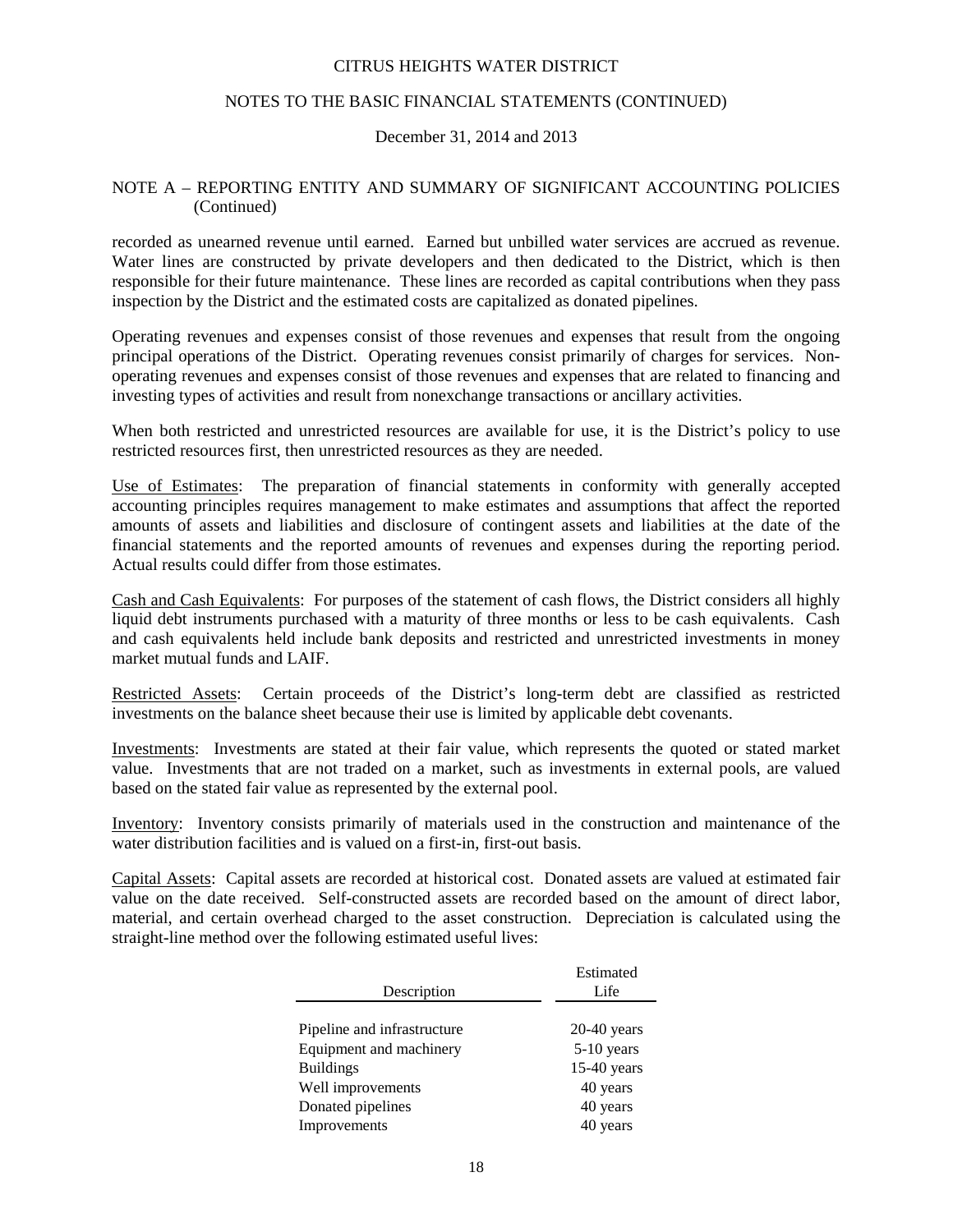## NOTE A – REPORTING ENTITY AND SUMMARY OF SIGNIFICANT ACCOUNTING POLICIES (Continued)

recorded as unearned revenue until earned. Earned but unbilled water services are accrued as revenue. Water lines are constructed by private developers and then dedicated to the District, which is then responsible for their future maintenance. These lines are recorded as capital contributions when they pass inspection by the District and the estimated costs are capitalized as donated pipelines.

Operating revenues and expenses consist of those revenues and expenses that result from the ongoing principal operations of the District. Operating revenues consist primarily of charges for services. Non-operating revenues and expenses consist of those revenues and expenses that are related to financing and investing types of activities and result from nonexchange transactions or ancillary activities.

When both restricted and unrestricted resources are available for use, it is the District's policy to use restricted resources first, then unrestricted resources as they are needed.

Use of Estimates: The preparation of financial statements in conformity with generally accepted accounting principles requires management to make estimates and assumptions that affect the reported amounts of assets and liabilities and disclosure of contingent assets and liabilities at the date of the financial statements and the reported amounts of revenues and expenses during the reporting period. Actual results could differ from those estimates.

Cash and Cash Equivalents: For purposes of the statement of cash flows, the District considers all highly liquid debt instruments purchased with a maturity of three months or less to be cash equivalents. Cash and cash equivalents held include bank deposits and restricted and unrestricted investments in money market mutual funds and LAIF.

Restricted Assets: Certain proceeds of the District's long-term debt are classified as restricted investments on the balance sheet because their use is limited by applicable debt covenants.

Investments: Investments are stated at their fair value, which represents the quoted or stated market value. Investments that are not traded on a market, such as investments in external pools, are valued based on the stated fair value as represented by the external pool.

Inventory: Inventory consists primarily of materials used in the construction and maintenance of the water distribution facilities and is valued on a first-in, first-out basis.

Capital Assets: Capital assets are recorded at historical cost. Donated assets are valued at estimated fair value on the date received. Self-constructed assets are recorded based on the amount of direct labor, material, and certain overhead charged to the asset construction. Depreciation is calculated using the straight-line method over the following estimated useful lives:

| Description | Estimated Life |
|---|---|
| Pipeline and infrastructure | 20-40 years |
| Equipment and machinery | 5-10 years |
| Buildings | 15-40 years |
| Well improvements | 40 years |
| Donated pipelines | 40 years |
| Improvements | 40 years |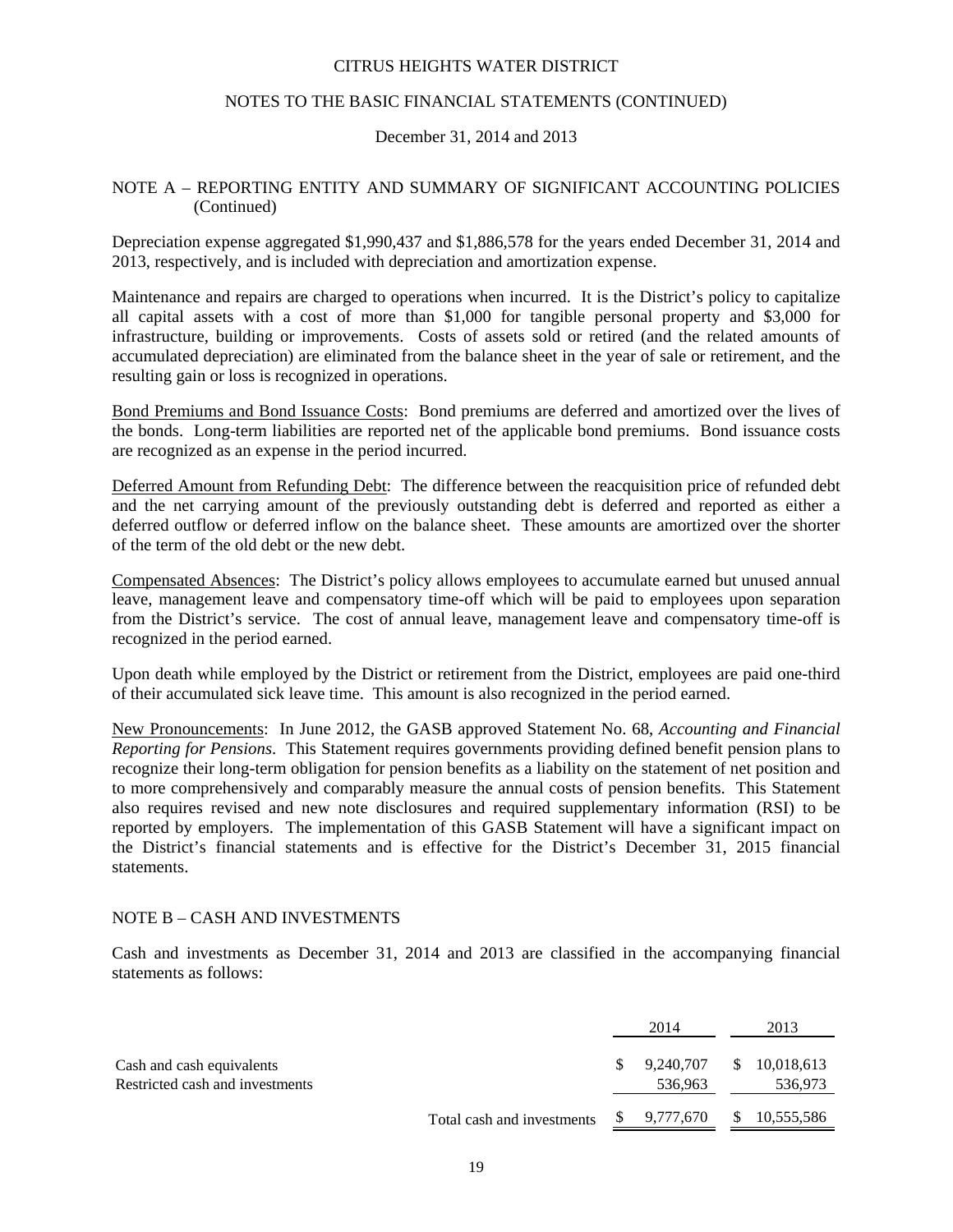## NOTE A – REPORTING ENTITY AND SUMMARY OF SIGNIFICANT ACCOUNTING POLICIES (Continued)

Depreciation expense aggregated $1,990,437 and $1,886,578 for the years ended December 31, 2014 and 2013, respectively, and is included with depreciation and amortization expense.

Maintenance and repairs are charged to operations when incurred. It is the District's policy to capitalize all capital assets with a cost of more than $1,000 for tangible personal property and $3,000 for infrastructure, building or improvements. Costs of assets sold or retired (and the related amounts of accumulated depreciation) are eliminated from the balance sheet in the year of sale or retirement, and the resulting gain or loss is recognized in operations.

Bond Premiums and Bond Issuance Costs: Bond premiums are deferred and amortized over the lives of the bonds. Long-term liabilities are reported net of the applicable bond premiums. Bond issuance costs are recognized as an expense in the period incurred.

Deferred Amount from Refunding Debt: The difference between the reacquisition price of refunded debt and the net carrying amount of the previously outstanding debt is deferred and reported as either a deferred outflow or deferred inflow on the balance sheet. These amounts are amortized over the shorter of the term of the old debt or the new debt.

Compensated Absences: The District's policy allows employees to accumulate earned but unused annual leave, management leave and compensatory time-off which will be paid to employees upon separation from the District's service. The cost of annual leave, management leave and compensatory time-off is recognized in the period earned.

Upon death while employed by the District or retirement from the District, employees are paid one-third of their accumulated sick leave time. This amount is also recognized in the period earned.

New Pronouncements: In June 2012, the GASB approved Statement No. 68, *Accounting and Financial Reporting for Pensions*. This Statement requires governments providing defined benefit pension plans to recognize their long-term obligation for pension benefits as a liability on the statement of net position and to more comprehensively and comparably measure the annual costs of pension benefits. This Statement also requires revised and new note disclosures and required supplementary information (RSI) to be reported by employers. The implementation of this GASB Statement will have a significant impact on the District's financial statements and is effective for the District's December 31, 2015 financial statements.

## NOTE B – CASH AND INVESTMENTS

Cash and investments as December 31, 2014 and 2013 are classified in the accompanying financial statements as follows:

| | 2014 | 2013 |
|---|---|---|
| Cash and cash equivalents | $ 9,240,707 | $ 10,018,613 |
| Restricted cash and investments | 536,963 | 536,973 |
| Total cash and investments | $ 9,777,670 | $ 10,555,586 |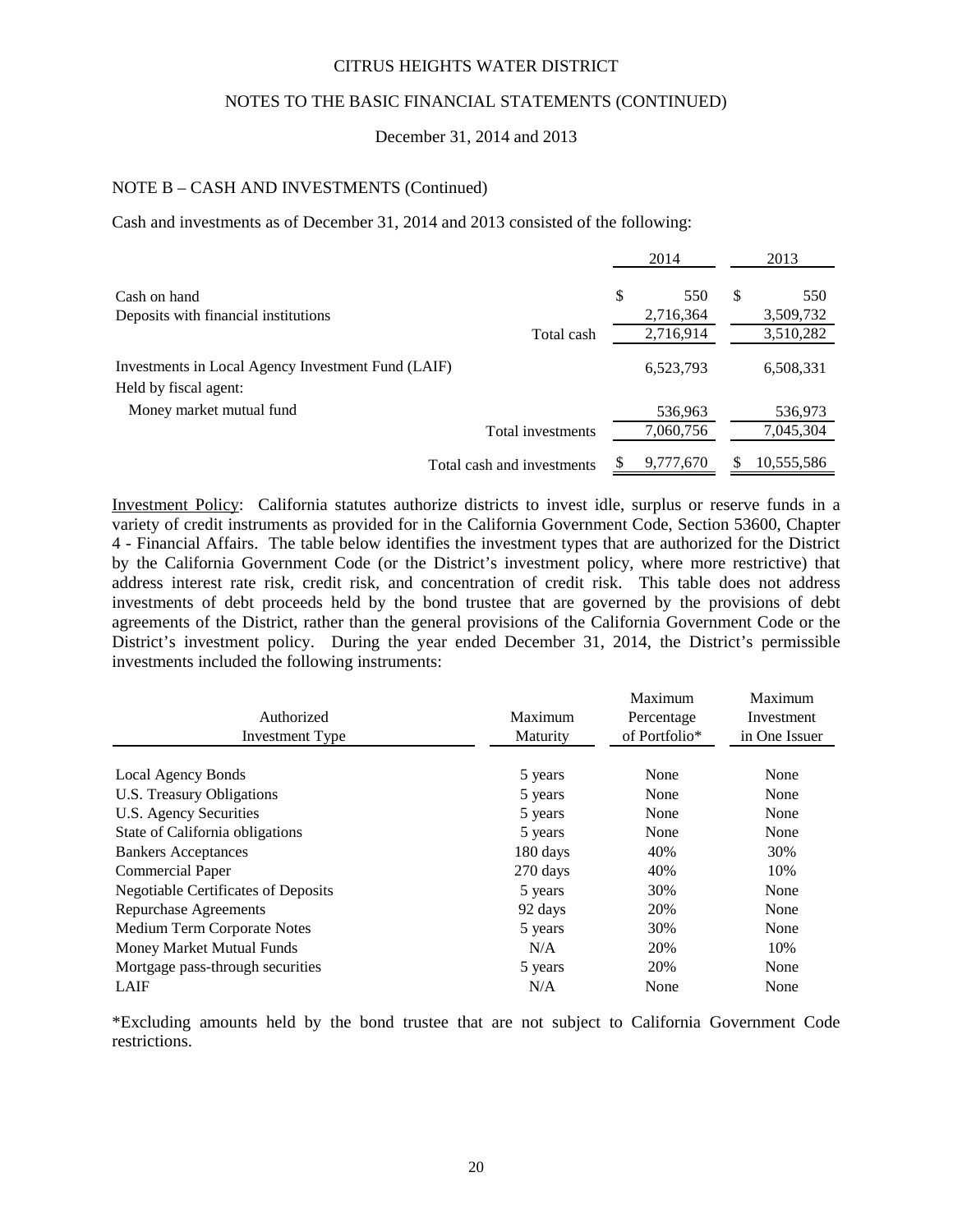CITRUS HEIGHTS WATER DISTRICT

NOTES TO THE BASIC FINANCIAL STATEMENTS (CONTINUED)

December 31, 2014 and 2013

## NOTE B – CASH AND INVESTMENTS (Continued)

Cash and investments as of December 31, 2014 and 2013 consisted of the following:

| | | 2014 | 2013 |
|---|---|---|---|
| Cash on hand | | $ 550 | $ 550 |
| Deposits with financial institutions | | 2,716,364 | 3,509,732 |
| | Total cash | 2,716,914 | 3,510,282 |
| Investments in Local Agency Investment Fund (LAIF) | | 6,523,793 | 6,508,331 |
| Held by fiscal agent: | | | |
| Money market mutual fund | | 536,963 | 536,973 |
| | Total investments | 7,060,756 | 7,045,304 |
| | Total cash and investments | $ 9,777,670 | $ 10,555,586 |

Investment Policy: California statutes authorize districts to invest idle, surplus or reserve funds in a variety of credit instruments as provided for in the California Government Code, Section 53600, Chapter 4 - Financial Affairs. The table below identifies the investment types that are authorized for the District by the California Government Code (or the District's investment policy, where more restrictive) that address interest rate risk, credit risk, and concentration of credit risk. This table does not address investments of debt proceeds held by the bond trustee that are governed by the provisions of debt agreements of the District, rather than the general provisions of the California Government Code or the District's investment policy. During the year ended December 31, 2014, the District's permissible investments included the following instruments:

| Authorized Investment Type | Maximum Maturity | Maximum Percentage of Portfolio* | Maximum Investment in One Issuer |
|---|---|---|---|
| Local Agency Bonds | 5 years | None | None |
| U.S. Treasury Obligations | 5 years | None | None |
| U.S. Agency Securities | 5 years | None | None |
| State of California obligations | 5 years | None | None |
| Bankers Acceptances | 180 days | 40% | 30% |
| Commercial Paper | 270 days | 40% | 10% |
| Negotiable Certificates of Deposits | 5 years | 30% | None |
| Repurchase Agreements | 92 days | 20% | None |
| Medium Term Corporate Notes | 5 years | 30% | None |
| Money Market Mutual Funds | N/A | 20% | 10% |
| Mortgage pass-through securities | 5 years | 20% | None |
| LAIF | N/A | None | None |

*Excluding amounts held by the bond trustee that are not subject to California Government Code restrictions.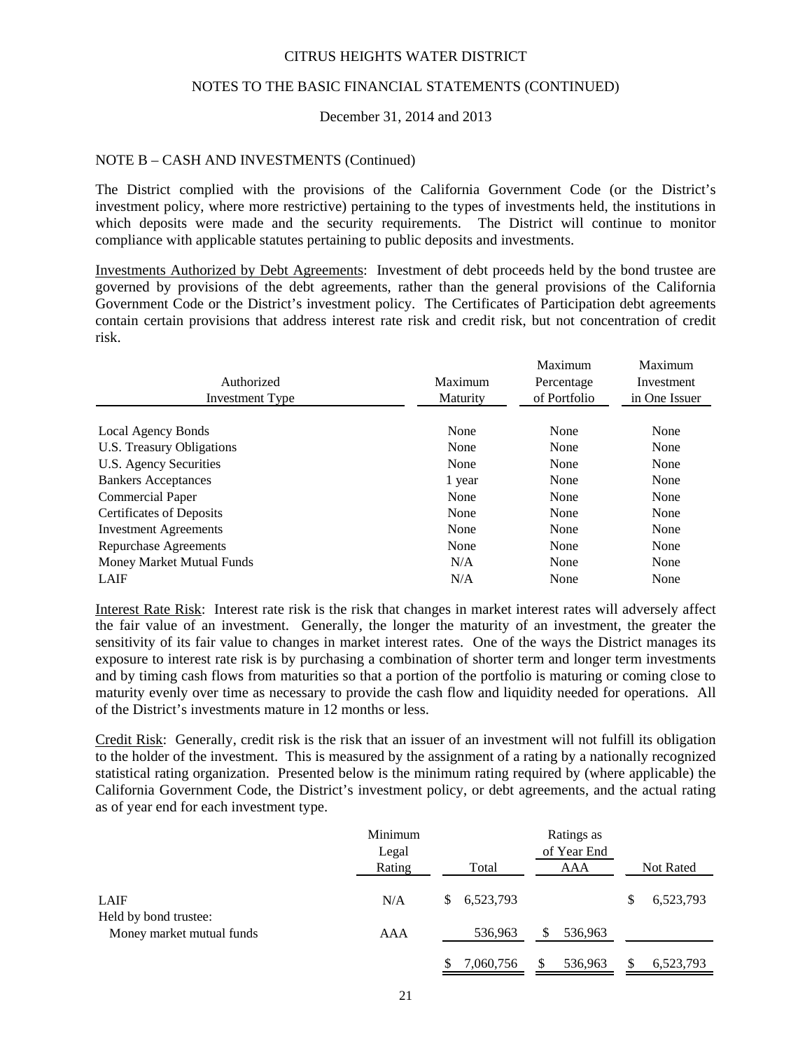CITRUS HEIGHTS WATER DISTRICT

NOTES TO THE BASIC FINANCIAL STATEMENTS (CONTINUED)

December 31, 2014 and 2013

NOTE B – CASH AND INVESTMENTS (Continued)

The District complied with the provisions of the California Government Code (or the District's investment policy, where more restrictive) pertaining to the types of investments held, the institutions in which deposits were made and the security requirements. The District will continue to monitor compliance with applicable statutes pertaining to public deposits and investments.

Investments Authorized by Debt Agreements: Investment of debt proceeds held by the bond trustee are governed by provisions of the debt agreements, rather than the general provisions of the California Government Code or the District's investment policy. The Certificates of Participation debt agreements contain certain provisions that address interest rate risk and credit risk, but not concentration of credit risk.

| Authorized Investment Type | Maximum Maturity | Maximum Percentage of Portfolio | Maximum Investment in One Issuer |
|---|---|---|---|
| Local Agency Bonds | None | None | None |
| U.S. Treasury Obligations | None | None | None |
| U.S. Agency Securities | None | None | None |
| Bankers Acceptances | 1 year | None | None |
| Commercial Paper | None | None | None |
| Certificates of Deposits | None | None | None |
| Investment Agreements | None | None | None |
| Repurchase Agreements | None | None | None |
| Money Market Mutual Funds | N/A | None | None |
| LAIF | N/A | None | None |

Interest Rate Risk: Interest rate risk is the risk that changes in market interest rates will adversely affect the fair value of an investment. Generally, the longer the maturity of an investment, the greater the sensitivity of its fair value to changes in market interest rates. One of the ways the District manages its exposure to interest rate risk is by purchasing a combination of shorter term and longer term investments and by timing cash flows from maturities so that a portion of the portfolio is maturing or coming close to maturity evenly over time as necessary to provide the cash flow and liquidity needed for operations. All of the District's investments mature in 12 months or less.

Credit Risk: Generally, credit risk is the risk that an issuer of an investment will not fulfill its obligation to the holder of the investment. This is measured by the assignment of a rating by a nationally recognized statistical rating organization. Presented below is the minimum rating required by (where applicable) the California Government Code, the District's investment policy, or debt agreements, and the actual rating as of year end for each investment type.

| | Minimum Legal Rating | Total | Ratings as of Year End AAA | Not Rated |
|---|---|---|---|---|
| LAIF | N/A | $ 6,523,793 | | $ 6,523,793 |
| Held by bond trustee: | | | | |
| Money market mutual funds | AAA | 536,963 | $ 536,963 | |
| | | $ 7,060,756 | $ 536,963 | $ 6,523,793 |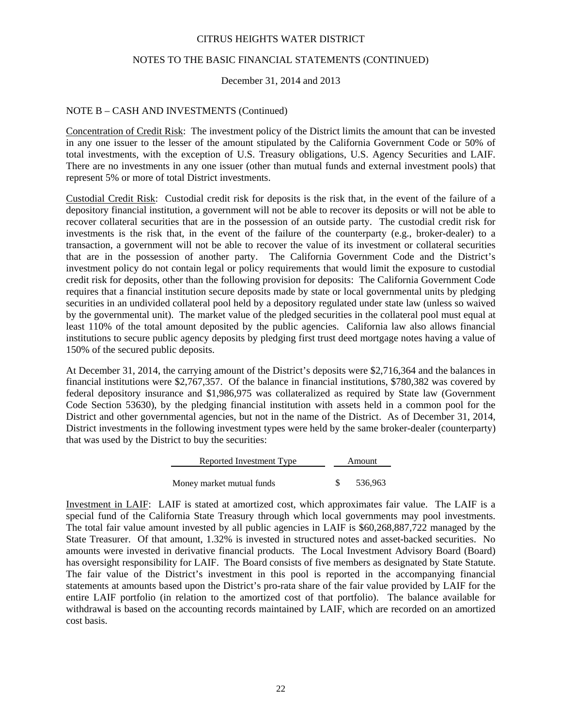## NOTE B – CASH AND INVESTMENTS (Continued)

Concentration of Credit Risk: The investment policy of the District limits the amount that can be invested in any one issuer to the lesser of the amount stipulated by the California Government Code or 50% of total investments, with the exception of U.S. Treasury obligations, U.S. Agency Securities and LAIF. There are no investments in any one issuer (other than mutual funds and external investment pools) that represent 5% or more of total District investments.

Custodial Credit Risk: Custodial credit risk for deposits is the risk that, in the event of the failure of a depository financial institution, a government will not be able to recover its deposits or will not be able to recover collateral securities that are in the possession of an outside party. The custodial credit risk for investments is the risk that, in the event of the failure of the counterparty (e.g., broker-dealer) to a transaction, a government will not be able to recover the value of its investment or collateral securities that are in the possession of another party. The California Government Code and the District's investment policy do not contain legal or policy requirements that would limit the exposure to custodial credit risk for deposits, other than the following provision for deposits: The California Government Code requires that a financial institution secure deposits made by state or local governmental units by pledging securities in an undivided collateral pool held by a depository regulated under state law (unless so waived by the governmental unit). The market value of the pledged securities in the collateral pool must equal at least 110% of the total amount deposited by the public agencies. California law also allows financial institutions to secure public agency deposits by pledging first trust deed mortgage notes having a value of 150% of the secured public deposits.

At December 31, 2014, the carrying amount of the District's deposits were $2,716,364 and the balances in financial institutions were $2,767,357. Of the balance in financial institutions, $780,382 was covered by federal depository insurance and $1,986,975 was collateralized as required by State law (Government Code Section 53630), by the pledging financial institution with assets held in a common pool for the District and other governmental agencies, but not in the name of the District. As of December 31, 2014, District investments in the following investment types were held by the same broker-dealer (counterparty) that was used by the District to buy the securities:

| Reported Investment Type | Amount |
|---|---|
| Money market mutual funds | $ 536,963 |

Investment in LAIF: LAIF is stated at amortized cost, which approximates fair value. The LAIF is a special fund of the California State Treasury through which local governments may pool investments. The total fair value amount invested by all public agencies in LAIF is $60,268,887,722 managed by the State Treasurer. Of that amount, 1.32% is invested in structured notes and asset-backed securities. No amounts were invested in derivative financial products. The Local Investment Advisory Board (Board) has oversight responsibility for LAIF. The Board consists of five members as designated by State Statute. The fair value of the District's investment in this pool is reported in the accompanying financial statements at amounts based upon the District's pro-rata share of the fair value provided by LAIF for the entire LAIF portfolio (in relation to the amortized cost of that portfolio). The balance available for withdrawal is based on the accounting records maintained by LAIF, which are recorded on an amortized cost basis.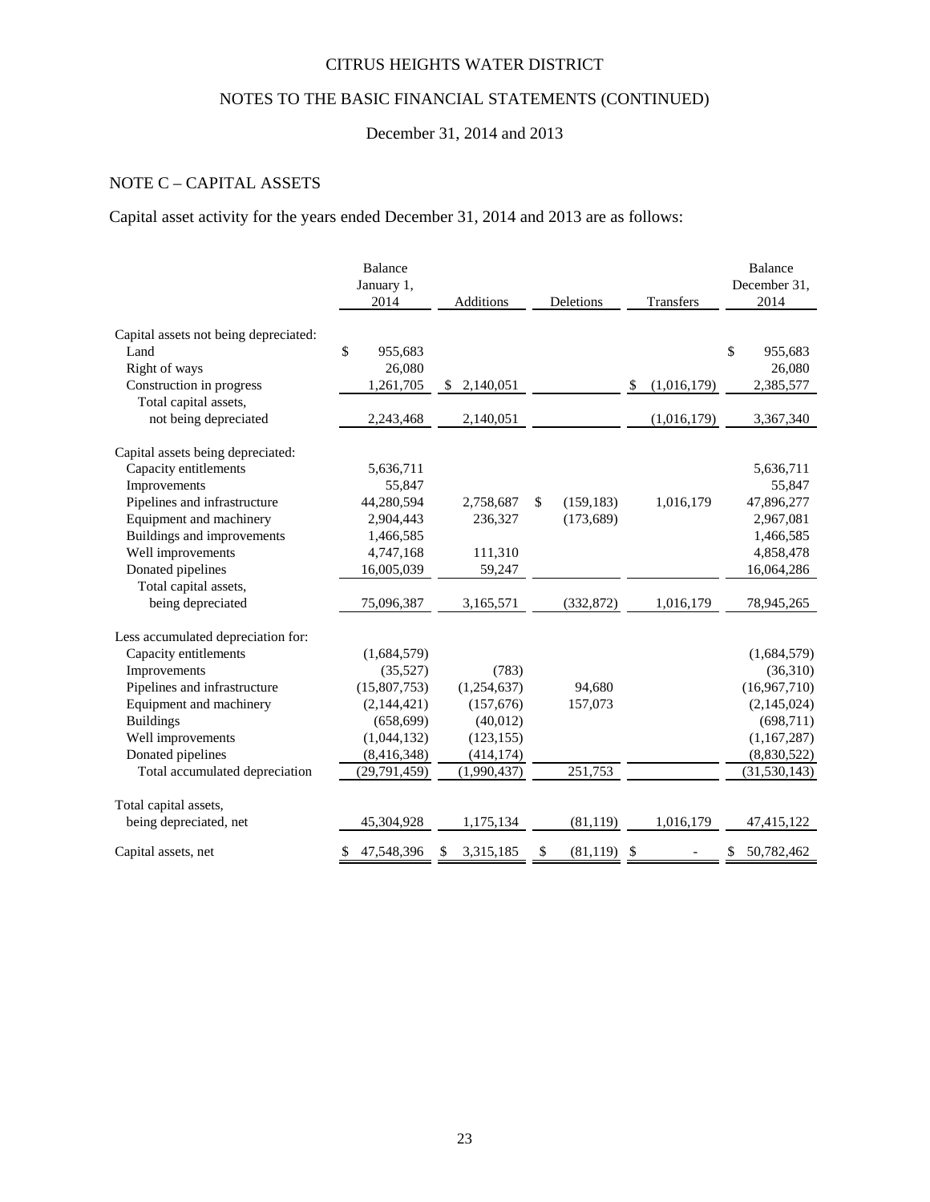CITRUS HEIGHTS WATER DISTRICT

NOTES TO THE BASIC FINANCIAL STATEMENTS (CONTINUED)

December 31, 2014 and 2013

## NOTE C – CAPITAL ASSETS

Capital asset activity for the years ended December 31, 2014 and 2013 are as follows:

| | Balance January 1, 2014 | Additions | Deletions | Transfers | Balance December 31, 2014 |
|---|---|---|---|---|---|
| Capital assets not being depreciated: | | | | | |
| Land | $ 955,683 | | | | $ 955,683 |
| Right of ways | 26,080 | | | | 26,080 |
| Construction in progress | 1,261,705 | $ 2,140,051 | | $ (1,016,179) | 2,385,577 |
| Total capital assets, not being depreciated | 2,243,468 | 2,140,051 | | (1,016,179) | 3,367,340 |
| Capital assets being depreciated: | | | | | |
| Capacity entitlements | 5,636,711 | | | | 5,636,711 |
| Improvements | 55,847 | | | | 55,847 |
| Pipelines and infrastructure | 44,280,594 | 2,758,687 | $ (159,183) | 1,016,179 | 47,896,277 |
| Equipment and machinery | 2,904,443 | 236,327 | (173,689) | | 2,967,081 |
| Buildings and improvements | 1,466,585 | | | | 1,466,585 |
| Well improvements | 4,747,168 | 111,310 | | | 4,858,478 |
| Donated pipelines | 16,005,039 | 59,247 | | | 16,064,286 |
| Total capital assets, being depreciated | 75,096,387 | 3,165,571 | (332,872) | 1,016,179 | 78,945,265 |
| Less accumulated depreciation for: | | | | | |
| Capacity entitlements | (1,684,579) | | | | (1,684,579) |
| Improvements | (35,527) | (783) | | | (36,310) |
| Pipelines and infrastructure | (15,807,753) | (1,254,637) | 94,680 | | (16,967,710) |
| Equipment and machinery | (2,144,421) | (157,676) | 157,073 | | (2,145,024) |
| Buildings | (658,699) | (40,012) | | | (698,711) |
| Well improvements | (1,044,132) | (123,155) | | | (1,167,287) |
| Donated pipelines | (8,416,348) | (414,174) | | | (8,830,522) |
| Total accumulated depreciation | (29,791,459) | (1,990,437) | 251,753 | | (31,530,143) |
| Total capital assets, being depreciated, net | 45,304,928 | 1,175,134 | (81,119) | 1,016,179 | 47,415,122 |
| Capital assets, net | $ 47,548,396 | $ 3,315,185 | $ (81,119) | $ - | $ 50,782,462 |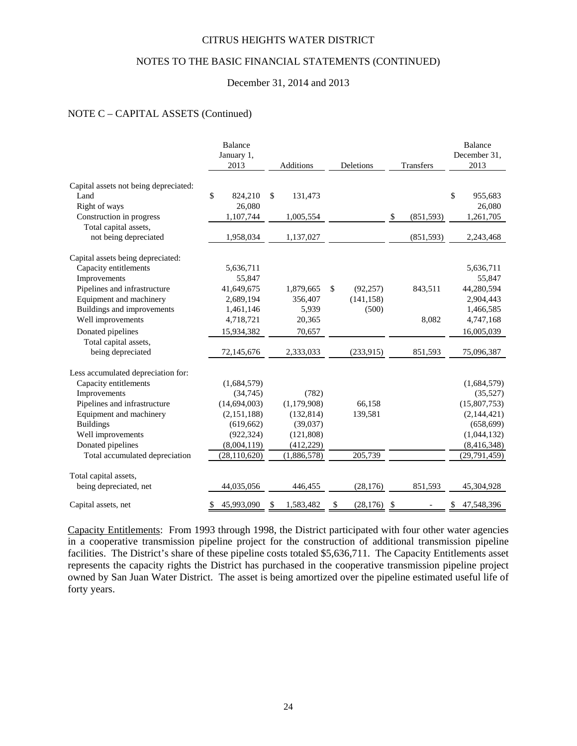CITRUS HEIGHTS WATER DISTRICT

NOTES TO THE BASIC FINANCIAL STATEMENTS (CONTINUED)

December 31, 2014 and 2013

## NOTE C – CAPITAL ASSETS (Continued)

| | Balance January 1, 2013 | Additions | Deletions | Transfers | Balance December 31, 2013 |
|---|---|---|---|---|---|
| Capital assets not being depreciated: | | | | | |
| Land | $ 824,210 | $ 131,473 | | | $ 955,683 |
| Right of ways | 26,080 | | | | 26,080 |
| Construction in progress | 1,107,744 | 1,005,554 | | $ (851,593) | 1,261,705 |
| Total capital assets, not being depreciated | 1,958,034 | 1,137,027 | | (851,593) | 2,243,468 |
| Capital assets being depreciated: | | | | | |
| Capacity entitlements | 5,636,711 | | | | 5,636,711 |
| Improvements | 55,847 | | | | 55,847 |
| Pipelines and infrastructure | 41,649,675 | 1,879,665 | $ (92,257) | 843,511 | 44,280,594 |
| Equipment and machinery | 2,689,194 | 356,407 | (141,158) | | 2,904,443 |
| Buildings and improvements | 1,461,146 | 5,939 | (500) | | 1,466,585 |
| Well improvements | 4,718,721 | 20,365 | | 8,082 | 4,747,168 |
| Donated pipelines | 15,934,382 | 70,657 | | | 16,005,039 |
| Total capital assets, being depreciated | 72,145,676 | 2,333,033 | (233,915) | 851,593 | 75,096,387 |
| Less accumulated depreciation for: | | | | | |
| Capacity entitlements | (1,684,579) | | | | (1,684,579) |
| Improvements | (34,745) | (782) | | | (35,527) |
| Pipelines and infrastructure | (14,694,003) | (1,179,908) | 66,158 | | (15,807,753) |
| Equipment and machinery | (2,151,188) | (132,814) | 139,581 | | (2,144,421) |
| Buildings | (619,662) | (39,037) | | | (658,699) |
| Well improvements | (922,324) | (121,808) | | | (1,044,132) |
| Donated pipelines | (8,004,119) | (412,229) | | | (8,416,348) |
| Total accumulated depreciation | (28,110,620) | (1,886,578) | 205,739 | | (29,791,459) |
| Total capital assets, being depreciated, net | 44,035,056 | 446,455 | (28,176) | 851,593 | 45,304,928 |
| Capital assets, net | $ 45,993,090 | $ 1,583,482 | $ (28,176) | $ - | $ 47,548,396 |

Capacity Entitlements: From 1993 through 1998, the District participated with four other water agencies in a cooperative transmission pipeline project for the construction of additional transmission pipeline facilities. The District's share of these pipeline costs totaled $5,636,711. The Capacity Entitlements asset represents the capacity rights the District has purchased in the cooperative transmission pipeline project owned by San Juan Water District. The asset is being amortized over the pipeline estimated useful life of forty years.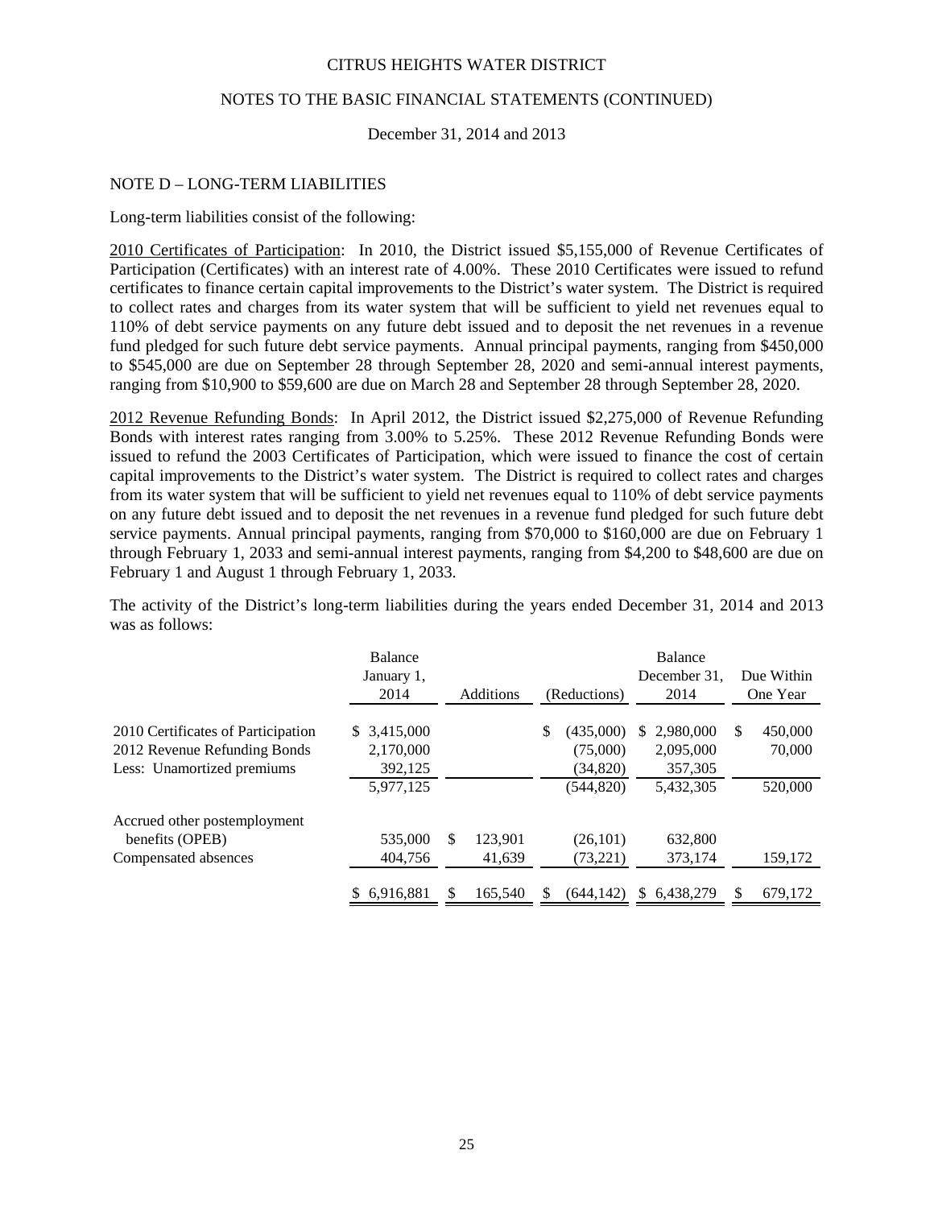CITRUS HEIGHTS WATER DISTRICT

NOTES TO THE BASIC FINANCIAL STATEMENTS (CONTINUED)

December 31, 2014 and 2013

## NOTE D – LONG-TERM LIABILITIES

Long-term liabilities consist of the following:

2010 Certificates of Participation: In 2010, the District issued $5,155,000 of Revenue Certificates of Participation (Certificates) with an interest rate of 4.00%. These 2010 Certificates were issued to refund certificates to finance certain capital improvements to the District's water system. The District is required to collect rates and charges from its water system that will be sufficient to yield net revenues equal to 110% of debt service payments on any future debt issued and to deposit the net revenues in a revenue fund pledged for such future debt service payments. Annual principal payments, ranging from $450,000 to $545,000 are due on September 28 through September 28, 2020 and semi-annual interest payments, ranging from $10,900 to $59,600 are due on March 28 and September 28 through September 28, 2020.

2012 Revenue Refunding Bonds: In April 2012, the District issued $2,275,000 of Revenue Refunding Bonds with interest rates ranging from 3.00% to 5.25%. These 2012 Revenue Refunding Bonds were issued to refund the 2003 Certificates of Participation, which were issued to finance the cost of certain capital improvements to the District's water system. The District is required to collect rates and charges from its water system that will be sufficient to yield net revenues equal to 110% of debt service payments on any future debt issued and to deposit the net revenues in a revenue fund pledged for such future debt service payments. Annual principal payments, ranging from $70,000 to $160,000 are due on February 1 through February 1, 2033 and semi-annual interest payments, ranging from $4,200 to $48,600 are due on February 1 and August 1 through February 1, 2033.

The activity of the District's long-term liabilities during the years ended December 31, 2014 and 2013 was as follows:

| | Balance January 1, 2014 | Additions | (Reductions) | Balance December 31, 2014 | Due Within One Year |
|---|---|---|---|---|---|
| 2010 Certificates of Participation | $ 3,415,000 | | $ (435,000) | $ 2,980,000 | $ 450,000 |
| 2012 Revenue Refunding Bonds | 2,170,000 | | (75,000) | 2,095,000 | 70,000 |
| Less: Unamortized premiums | 392,125 | | (34,820) | 357,305 | |
| | 5,977,125 | | (544,820) | 5,432,305 | 520,000 |
| Accrued other postemployment benefits (OPEB) | 535,000 | $ 123,901 | (26,101) | 632,800 | |
| Compensated absences | 404,756 | 41,639 | (73,221) | 373,174 | 159,172 |
| | $ 6,916,881 | $ 165,540 | $ (644,142) | $ 6,438,279 | $ 679,172 |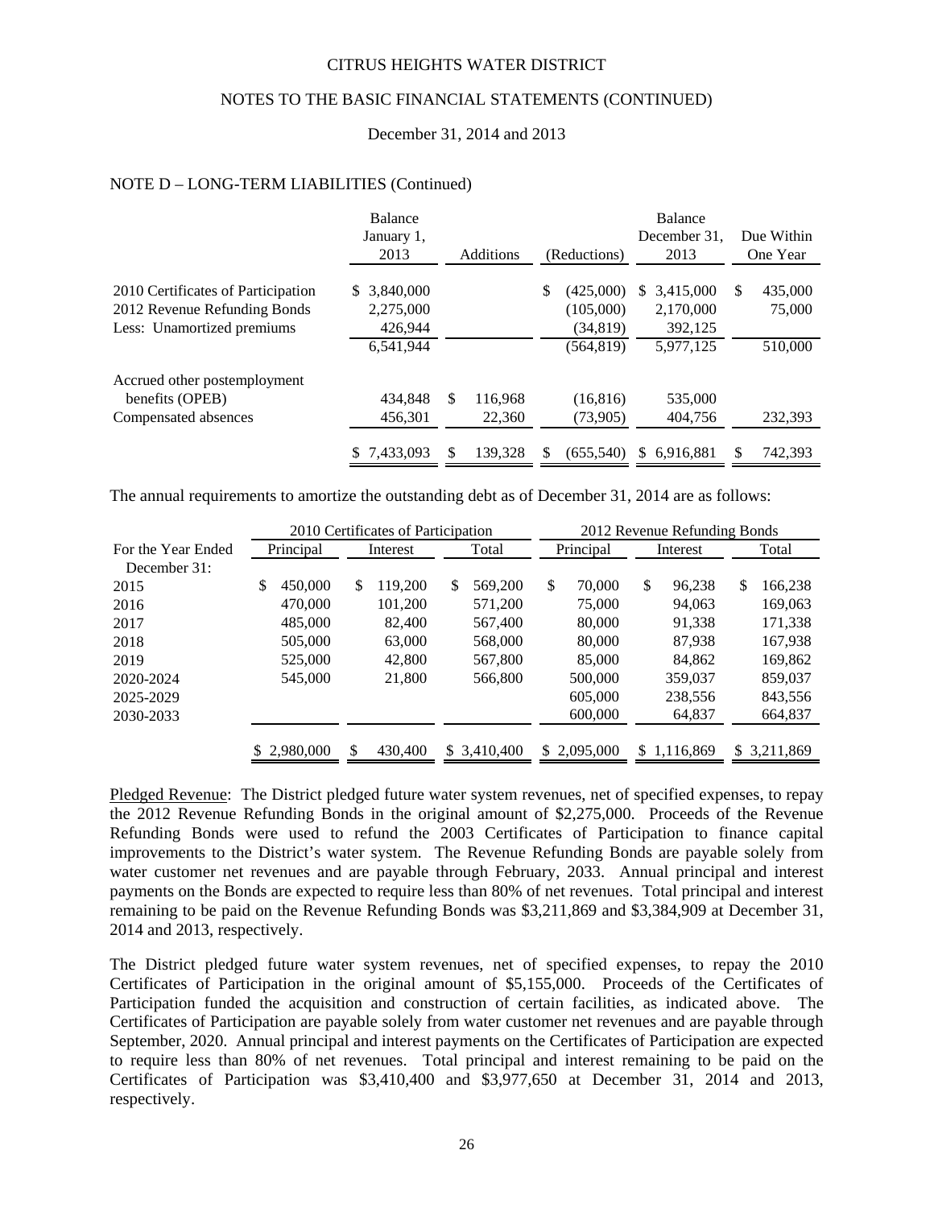CITRUS HEIGHTS WATER DISTRICT

NOTES TO THE BASIC FINANCIAL STATEMENTS (CONTINUED)

December 31, 2014 and 2013

## NOTE D – LONG-TERM LIABILITIES (Continued)

| | Balance January 1, 2013 | Additions | (Reductions) | Balance December 31, 2013 | Due Within One Year |
|---|---|---|---|---|---|
| 2010 Certificates of Participation | $ 3,840,000 | | $ (425,000) | $ 3,415,000 | $ 435,000 |
| 2012 Revenue Refunding Bonds | 2,275,000 | | (105,000) | 2,170,000 | 75,000 |
| Less: Unamortized premiums | 426,944 | | (34,819) | 392,125 | |
| | 6,541,944 | | (564,819) | 5,977,125 | 510,000 |
| Accrued other postemployment benefits (OPEB) | 434,848 | $ 116,968 | (16,816) | 535,000 | |
| Compensated absences | 456,301 | 22,360 | (73,905) | 404,756 | 232,393 |
| | $ 7,433,093 | $ 139,328 | $ (655,540) | $ 6,916,881 | $ 742,393 |

The annual requirements to amortize the outstanding debt as of December 31, 2014 are as follows:

| | 2010 Certificates of Participation | | | 2012 Revenue Refunding Bonds | | |
|---|---|---|---|---|---|---|
| For the Year Ended December 31: | Principal | Interest | Total | Principal | Interest | Total |
| 2015 | $ 450,000 | $ 119,200 | $ 569,200 | $ 70,000 | $ 96,238 | $ 166,238 |
| 2016 | 470,000 | 101,200 | 571,200 | 75,000 | 94,063 | 169,063 |
| 2017 | 485,000 | 82,400 | 567,400 | 80,000 | 91,338 | 171,338 |
| 2018 | 505,000 | 63,000 | 568,000 | 80,000 | 87,938 | 167,938 |
| 2019 | 525,000 | 42,800 | 567,800 | 85,000 | 84,862 | 169,862 |
| 2020-2024 | 545,000 | 21,800 | 566,800 | 500,000 | 359,037 | 859,037 |
| 2025-2029 | | | | 605,000 | 238,556 | 843,556 |
| 2030-2033 | | | | 600,000 | 64,837 | 664,837 |
| | $ 2,980,000 | $ 430,400 | $ 3,410,400 | $ 2,095,000 | $ 1,116,869 | $ 3,211,869 |

Pledged Revenue: The District pledged future water system revenues, net of specified expenses, to repay the 2012 Revenue Refunding Bonds in the original amount of $2,275,000. Proceeds of the Revenue Refunding Bonds were used to refund the 2003 Certificates of Participation to finance capital improvements to the District's water system. The Revenue Refunding Bonds are payable solely from water customer net revenues and are payable through February, 2033. Annual principal and interest payments on the Bonds are expected to require less than 80% of net revenues. Total principal and interest remaining to be paid on the Revenue Refunding Bonds was $3,211,869 and $3,384,909 at December 31, 2014 and 2013, respectively.

The District pledged future water system revenues, net of specified expenses, to repay the 2010 Certificates of Participation in the original amount of $5,155,000. Proceeds of the Certificates of Participation funded the acquisition and construction of certain facilities, as indicated above. The Certificates of Participation are payable solely from water customer net revenues and are payable through September, 2020. Annual principal and interest payments on the Certificates of Participation are expected to require less than 80% of net revenues. Total principal and interest remaining to be paid on the Certificates of Participation was $3,410,400 and $3,977,650 at December 31, 2014 and 2013, respectively.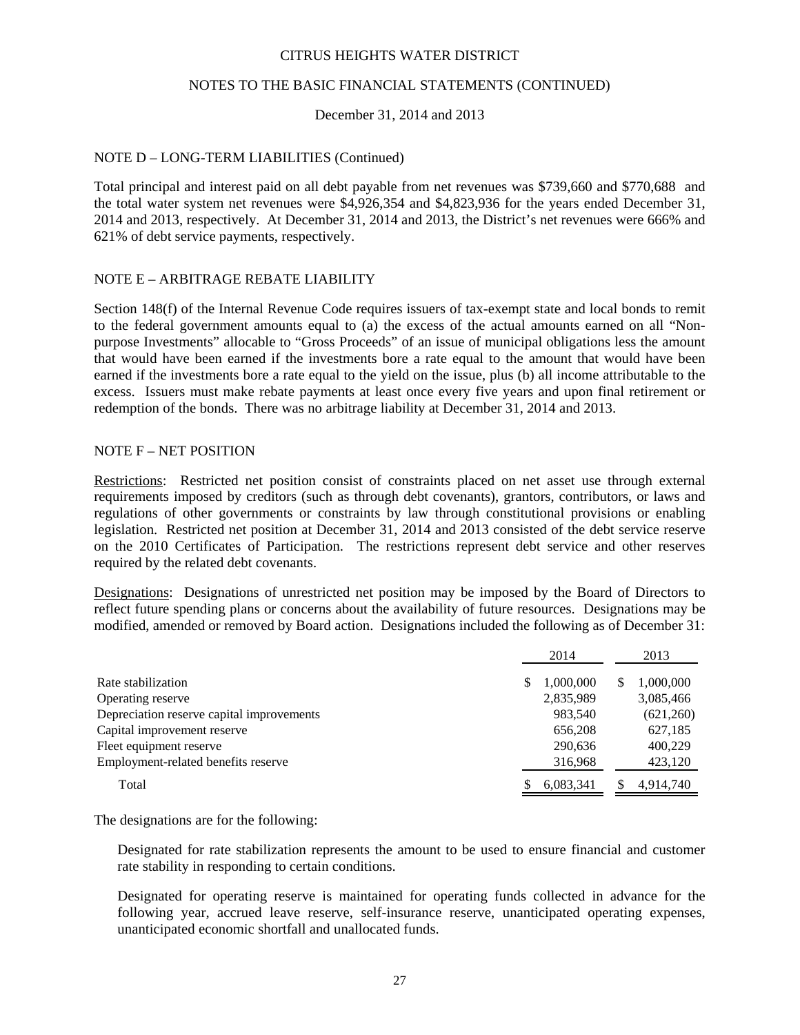CITRUS HEIGHTS WATER DISTRICT

NOTES TO THE BASIC FINANCIAL STATEMENTS (CONTINUED)

December 31, 2014 and 2013

## NOTE D – LONG-TERM LIABILITIES (Continued)

Total principal and interest paid on all debt payable from net revenues was $739,660 and $770,688 and the total water system net revenues were $4,926,354 and $4,823,936 for the years ended December 31, 2014 and 2013, respectively. At December 31, 2014 and 2013, the District's net revenues were 666% and 621% of debt service payments, respectively.

## NOTE E – ARBITRAGE REBATE LIABILITY

Section 148(f) of the Internal Revenue Code requires issuers of tax-exempt state and local bonds to remit to the federal government amounts equal to (a) the excess of the actual amounts earned on all "Non-purpose Investments" allocable to "Gross Proceeds" of an issue of municipal obligations less the amount that would have been earned if the investments bore a rate equal to the amount that would have been earned if the investments bore a rate equal to the yield on the issue, plus (b) all income attributable to the excess. Issuers must make rebate payments at least once every five years and upon final retirement or redemption of the bonds. There was no arbitrage liability at December 31, 2014 and 2013.

## NOTE F – NET POSITION

Restrictions: Restricted net position consist of constraints placed on net asset use through external requirements imposed by creditors (such as through debt covenants), grantors, contributors, or laws and regulations of other governments or constraints by law through constitutional provisions or enabling legislation. Restricted net position at December 31, 2014 and 2013 consisted of the debt service reserve on the 2010 Certificates of Participation. The restrictions represent debt service and other reserves required by the related debt covenants.

Designations: Designations of unrestricted net position may be imposed by the Board of Directors to reflect future spending plans or concerns about the availability of future resources. Designations may be modified, amended or removed by Board action. Designations included the following as of December 31:

| | 2014 | 2013 |
|---|---|---|
| Rate stabilization | $ 1,000,000 | $ 1,000,000 |
| Operating reserve | 2,835,989 | 3,085,466 |
| Depreciation reserve capital improvements | 983,540 | (621,260) |
| Capital improvement reserve | 656,208 | 627,185 |
| Fleet equipment reserve | 290,636 | 400,229 |
| Employment-related benefits reserve | 316,968 | 423,120 |
| Total | $ 6,083,341 | $ 4,914,740 |

The designations are for the following:

Designated for rate stabilization represents the amount to be used to ensure financial and customer rate stability in responding to certain conditions.

Designated for operating reserve is maintained for operating funds collected in advance for the following year, accrued leave reserve, self-insurance reserve, unanticipated operating expenses, unanticipated economic shortfall and unallocated funds.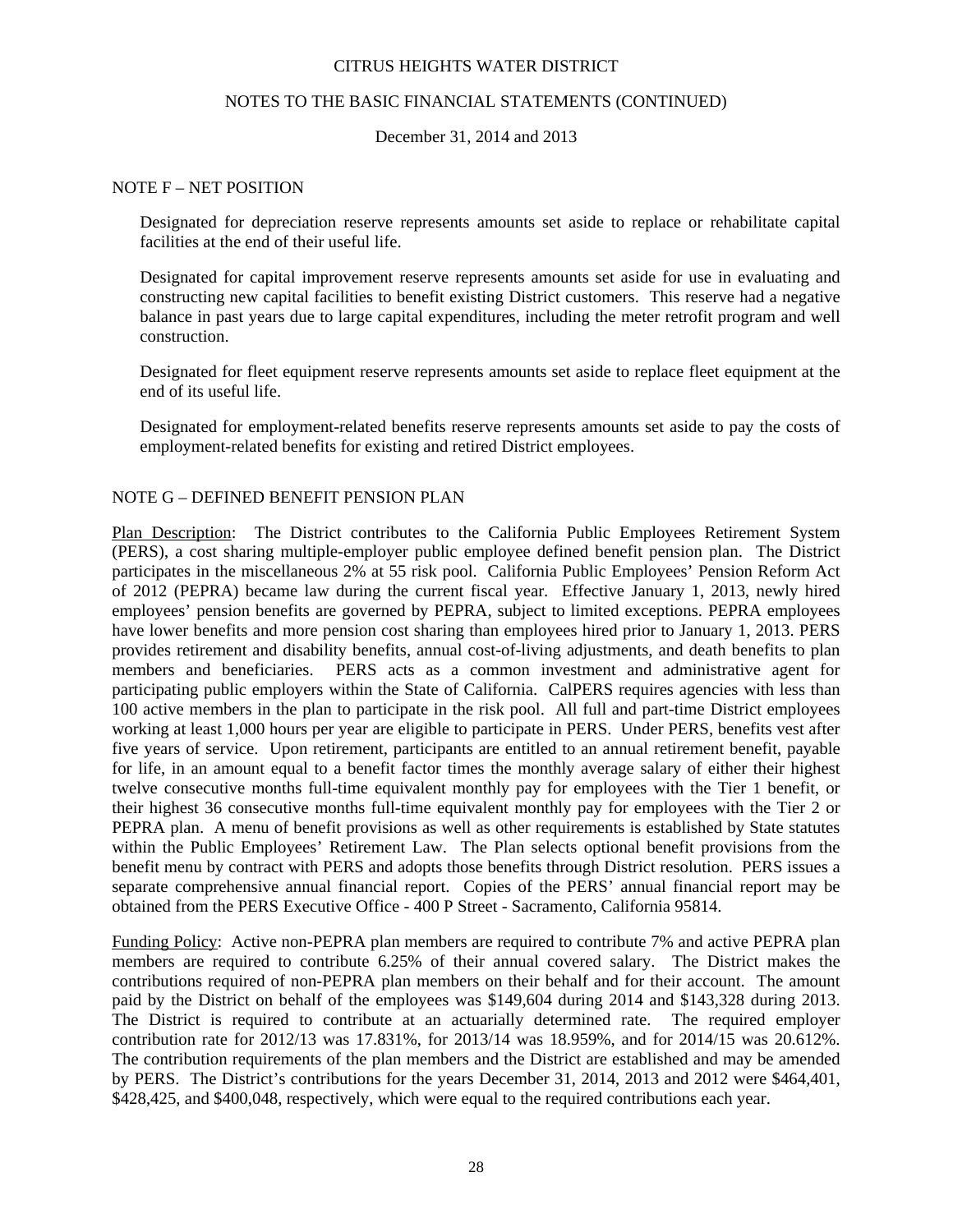## NOTE F – NET POSITION

Designated for depreciation reserve represents amounts set aside to replace or rehabilitate capital facilities at the end of their useful life.

Designated for capital improvement reserve represents amounts set aside for use in evaluating and constructing new capital facilities to benefit existing District customers. This reserve had a negative balance in past years due to large capital expenditures, including the meter retrofit program and well construction.

Designated for fleet equipment reserve represents amounts set aside to replace fleet equipment at the end of its useful life.

Designated for employment-related benefits reserve represents amounts set aside to pay the costs of employment-related benefits for existing and retired District employees.

## NOTE G – DEFINED BENEFIT PENSION PLAN

Plan Description: The District contributes to the California Public Employees Retirement System (PERS), a cost sharing multiple-employer public employee defined benefit pension plan. The District participates in the miscellaneous 2% at 55 risk pool. California Public Employees' Pension Reform Act of 2012 (PEPRA) became law during the current fiscal year. Effective January 1, 2013, newly hired employees' pension benefits are governed by PEPRA, subject to limited exceptions. PEPRA employees have lower benefits and more pension cost sharing than employees hired prior to January 1, 2013. PERS provides retirement and disability benefits, annual cost-of-living adjustments, and death benefits to plan members and beneficiaries. PERS acts as a common investment and administrative agent for participating public employers within the State of California. CalPERS requires agencies with less than 100 active members in the plan to participate in the risk pool. All full and part-time District employees working at least 1,000 hours per year are eligible to participate in PERS. Under PERS, benefits vest after five years of service. Upon retirement, participants are entitled to an annual retirement benefit, payable for life, in an amount equal to a benefit factor times the monthly average salary of either their highest twelve consecutive months full-time equivalent monthly pay for employees with the Tier 1 benefit, or their highest 36 consecutive months full-time equivalent monthly pay for employees with the Tier 2 or PEPRA plan. A menu of benefit provisions as well as other requirements is established by State statutes within the Public Employees' Retirement Law. The Plan selects optional benefit provisions from the benefit menu by contract with PERS and adopts those benefits through District resolution. PERS issues a separate comprehensive annual financial report. Copies of the PERS' annual financial report may be obtained from the PERS Executive Office - 400 P Street - Sacramento, California 95814.

Funding Policy: Active non-PEPRA plan members are required to contribute 7% and active PEPRA plan members are required to contribute 6.25% of their annual covered salary. The District makes the contributions required of non-PEPRA plan members on their behalf and for their account. The amount paid by the District on behalf of the employees was $149,604 during 2014 and $143,328 during 2013. The District is required to contribute at an actuarially determined rate. The required employer contribution rate for 2012/13 was 17.831%, for 2013/14 was 18.959%, and for 2014/15 was 20.612%. The contribution requirements of the plan members and the District are established and may be amended by PERS. The District's contributions for the years December 31, 2014, 2013 and 2012 were $464,401, $428,425, and $400,048, respectively, which were equal to the required contributions each year.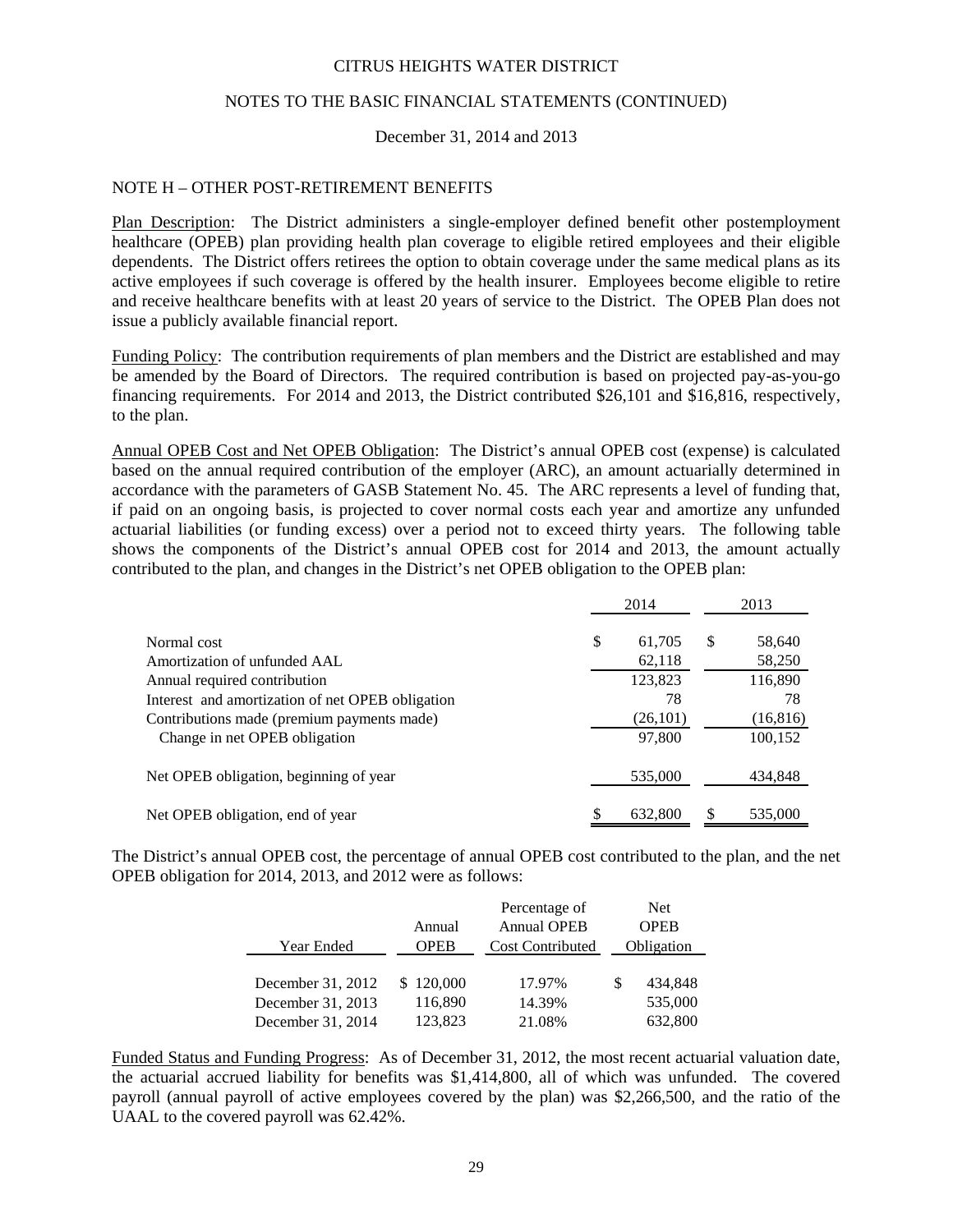CITRUS HEIGHTS WATER DISTRICT

NOTES TO THE BASIC FINANCIAL STATEMENTS (CONTINUED)

December 31, 2014 and 2013

## NOTE H – OTHER POST-RETIREMENT BENEFITS

Plan Description: The District administers a single-employer defined benefit other postemployment healthcare (OPEB) plan providing health plan coverage to eligible retired employees and their eligible dependents. The District offers retirees the option to obtain coverage under the same medical plans as its active employees if such coverage is offered by the health insurer. Employees become eligible to retire and receive healthcare benefits with at least 20 years of service to the District. The OPEB Plan does not issue a publicly available financial report.

Funding Policy: The contribution requirements of plan members and the District are established and may be amended by the Board of Directors. The required contribution is based on projected pay-as-you-go financing requirements. For 2014 and 2013, the District contributed $26,101 and $16,816, respectively, to the plan.

Annual OPEB Cost and Net OPEB Obligation: The District's annual OPEB cost (expense) is calculated based on the annual required contribution of the employer (ARC), an amount actuarially determined in accordance with the parameters of GASB Statement No. 45. The ARC represents a level of funding that, if paid on an ongoing basis, is projected to cover normal costs each year and amortize any unfunded actuarial liabilities (or funding excess) over a period not to exceed thirty years. The following table shows the components of the District's annual OPEB cost for 2014 and 2013, the amount actually contributed to the plan, and changes in the District's net OPEB obligation to the OPEB plan:

| | 2014 | 2013 |
|---|---|---|
| Normal cost | $ 61,705 | $ 58,640 |
| Amortization of unfunded AAL | 62,118 | 58,250 |
| Annual required contribution | 123,823 | 116,890 |
| Interest and amortization of net OPEB obligation | 78 | 78 |
| Contributions made (premium payments made) | (26,101) | (16,816) |
| Change in net OPEB obligation | 97,800 | 100,152 |
| Net OPEB obligation, beginning of year | 535,000 | 434,848 |
| Net OPEB obligation, end of year | $ 632,800 | $ 535,000 |

The District's annual OPEB cost, the percentage of annual OPEB cost contributed to the plan, and the net OPEB obligation for 2014, 2013, and 2012 were as follows:

| Year Ended | Annual OPEB | Percentage of Annual OPEB Cost Contributed | Net OPEB Obligation |
|---|---|---|---|
| December 31, 2012 | $ 120,000 | 17.97% | $ 434,848 |
| December 31, 2013 | 116,890 | 14.39% | 535,000 |
| December 31, 2014 | 123,823 | 21.08% | 632,800 |

Funded Status and Funding Progress: As of December 31, 2012, the most recent actuarial valuation date, the actuarial accrued liability for benefits was $1,414,800, all of which was unfunded. The covered payroll (annual payroll of active employees covered by the plan) was $2,266,500, and the ratio of the UAAL to the covered payroll was 62.42%.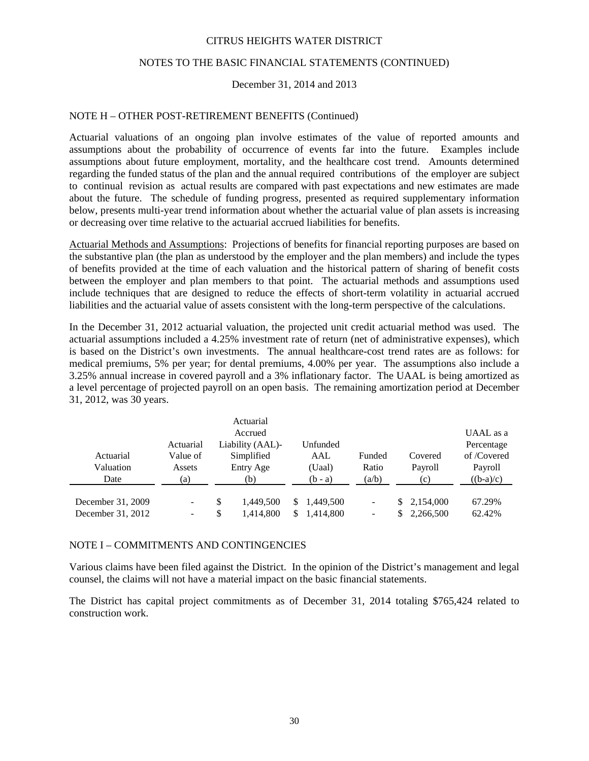CITRUS HEIGHTS WATER DISTRICT

NOTES TO THE BASIC FINANCIAL STATEMENTS (CONTINUED)

December 31, 2014 and 2013

## NOTE H – OTHER POST-RETIREMENT BENEFITS (Continued)

Actuarial valuations of an ongoing plan involve estimates of the value of reported amounts and assumptions about the probability of occurrence of events far into the future. Examples include assumptions about future employment, mortality, and the healthcare cost trend. Amounts determined regarding the funded status of the plan and the annual required contributions of the employer are subject to continual revision as actual results are compared with past expectations and new estimates are made about the future. The schedule of funding progress, presented as required supplementary information below, presents multi-year trend information about whether the actuarial value of plan assets is increasing or decreasing over time relative to the actuarial accrued liabilities for benefits.

Actuarial Methods and Assumptions: Projections of benefits for financial reporting purposes are based on the substantive plan (the plan as understood by the employer and the plan members) and include the types of benefits provided at the time of each valuation and the historical pattern of sharing of benefit costs between the employer and plan members to that point. The actuarial methods and assumptions used include techniques that are designed to reduce the effects of short-term volatility in actuarial accrued liabilities and the actuarial value of assets consistent with the long-term perspective of the calculations.

In the December 31, 2012 actuarial valuation, the projected unit credit actuarial method was used. The actuarial assumptions included a 4.25% investment rate of return (net of administrative expenses), which is based on the District's own investments. The annual healthcare-cost trend rates are as follows: for medical premiums, 5% per year; for dental premiums, 4.00% per year. The assumptions also include a 3.25% annual increase in covered payroll and a 3% inflationary factor. The UAAL is being amortized as a level percentage of projected payroll on an open basis. The remaining amortization period at December 31, 2012, was 30 years.

| Actuarial Valuation Date | Actuarial Value of Assets (a) | Actuarial Accrued Liability (AAL)- Simplified Entry Age (b) | Unfunded AAL (Uaal) (b - a) | Funded Ratio (a/b) | Covered Payroll (c) | UAAL as a Percentage of /Covered Payroll ((b-a)/c) |
|---|---|---|---|---|---|---|
| December 31, 2009 | - | $ 1,449,500 | $ 1,449,500 | - | $ 2,154,000 | 67.29% |
| December 31, 2012 | - | $ 1,414,800 | $ 1,414,800 | - | $ 2,266,500 | 62.42% |

## NOTE I – COMMITMENTS AND CONTINGENCIES

Various claims have been filed against the District. In the opinion of the District's management and legal counsel, the claims will not have a material impact on the basic financial statements.

The District has capital project commitments as of December 31, 2014 totaling $765,424 related to construction work.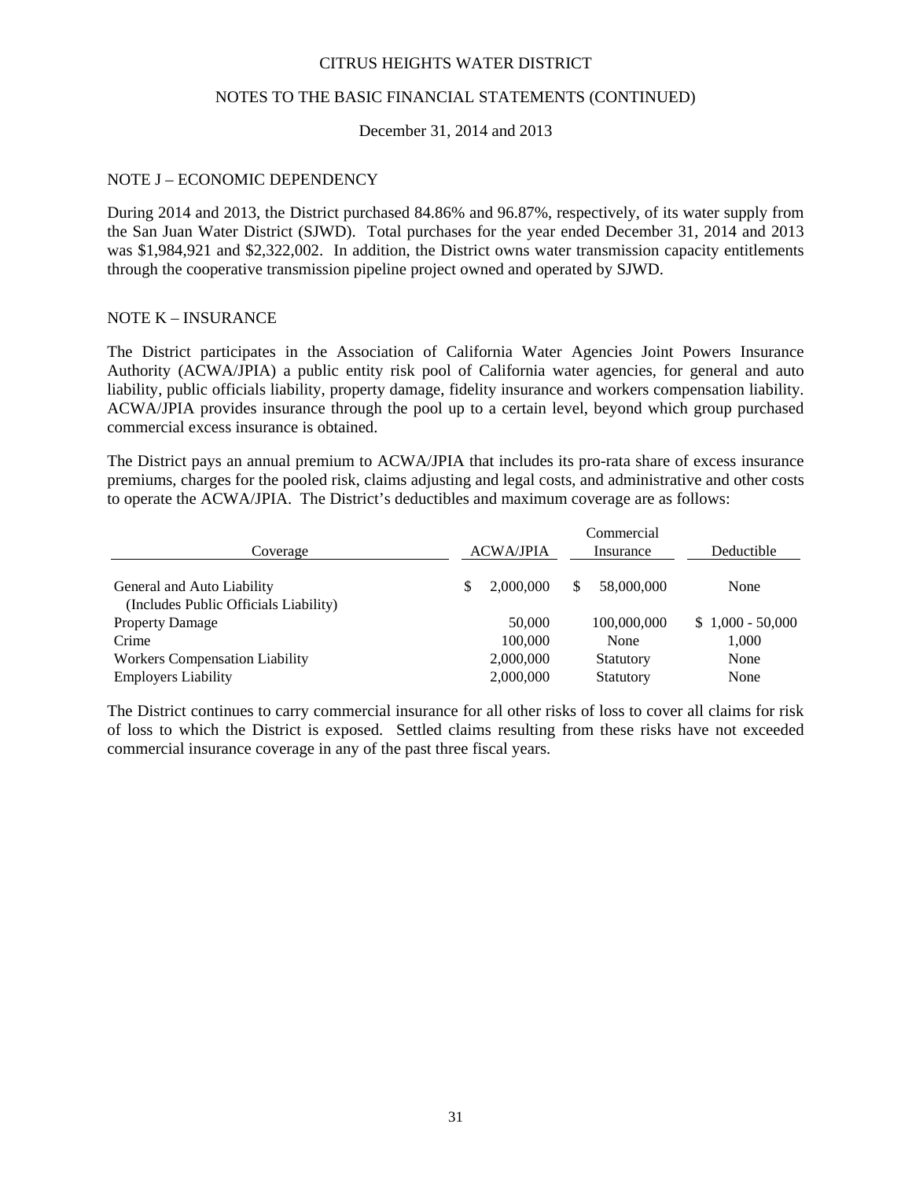CITRUS HEIGHTS WATER DISTRICT

NOTES TO THE BASIC FINANCIAL STATEMENTS (CONTINUED)

December 31, 2014 and 2013

## NOTE J – ECONOMIC DEPENDENCY

During 2014 and 2013, the District purchased 84.86% and 96.87%, respectively, of its water supply from the San Juan Water District (SJWD). Total purchases for the year ended December 31, 2014 and 2013 was $1,984,921 and $2,322,002. In addition, the District owns water transmission capacity entitlements through the cooperative transmission pipeline project owned and operated by SJWD.

## NOTE K – INSURANCE

The District participates in the Association of California Water Agencies Joint Powers Insurance Authority (ACWA/JPIA) a public entity risk pool of California water agencies, for general and auto liability, public officials liability, property damage, fidelity insurance and workers compensation liability. ACWA/JPIA provides insurance through the pool up to a certain level, beyond which group purchased commercial excess insurance is obtained.

The District pays an annual premium to ACWA/JPIA that includes its pro-rata share of excess insurance premiums, charges for the pooled risk, claims adjusting and legal costs, and administrative and other costs to operate the ACWA/JPIA. The District's deductibles and maximum coverage are as follows:

| Coverage | ACWA/JPIA | Commercial Insurance | Deductible |
|---|---|---|---|
| General and Auto Liability (Includes Public Officials Liability) | $ 2,000,000 | $ 58,000,000 | None |
| Property Damage | 50,000 | 100,000,000 | $ 1,000 - 50,000 |
| Crime | 100,000 | None | 1,000 |
| Workers Compensation Liability | 2,000,000 | Statutory | None |
| Employers Liability | 2,000,000 | Statutory | None |

The District continues to carry commercial insurance for all other risks of loss to cover all claims for risk of loss to which the District is exposed. Settled claims resulting from these risks have not exceeded commercial insurance coverage in any of the past three fiscal years.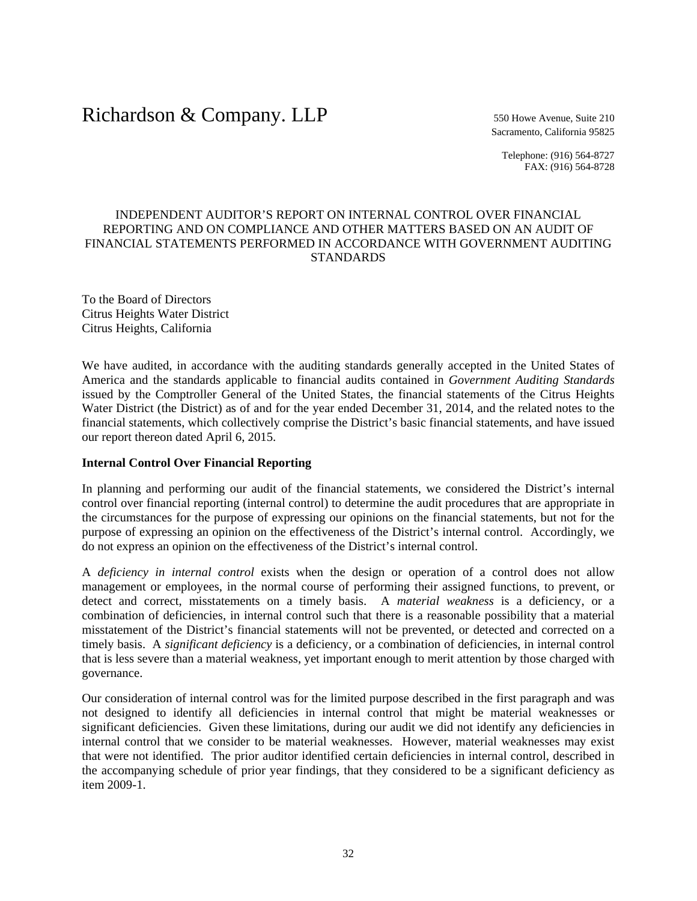Richardson & Company. LLP

550 Howe Avenue, Suite 210
Sacramento, California 95825

Telephone: (916) 564-8727
FAX: (916) 564-8728

# INDEPENDENT AUDITOR'S REPORT ON INTERNAL CONTROL OVER FINANCIAL REPORTING AND ON COMPLIANCE AND OTHER MATTERS BASED ON AN AUDIT OF FINANCIAL STATEMENTS PERFORMED IN ACCORDANCE WITH GOVERNMENT AUDITING STANDARDS

To the Board of Directors
Citrus Heights Water District
Citrus Heights, California

We have audited, in accordance with the auditing standards generally accepted in the United States of America and the standards applicable to financial audits contained in *Government Auditing Standards* issued by the Comptroller General of the United States, the financial statements of the Citrus Heights Water District (the District) as of and for the year ended December 31, 2014, and the related notes to the financial statements, which collectively comprise the District's basic financial statements, and have issued our report thereon dated April 6, 2015.

**Internal Control Over Financial Reporting**

In planning and performing our audit of the financial statements, we considered the District's internal control over financial reporting (internal control) to determine the audit procedures that are appropriate in the circumstances for the purpose of expressing our opinions on the financial statements, but not for the purpose of expressing an opinion on the effectiveness of the District's internal control. Accordingly, we do not express an opinion on the effectiveness of the District's internal control.

A *deficiency in internal control* exists when the design or operation of a control does not allow management or employees, in the normal course of performing their assigned functions, to prevent, or detect and correct, misstatements on a timely basis. A *material weakness* is a deficiency, or a combination of deficiencies, in internal control such that there is a reasonable possibility that a material misstatement of the District's financial statements will not be prevented, or detected and corrected on a timely basis. A *significant deficiency* is a deficiency, or a combination of deficiencies, in internal control that is less severe than a material weakness, yet important enough to merit attention by those charged with governance.

Our consideration of internal control was for the limited purpose described in the first paragraph and was not designed to identify all deficiencies in internal control that might be material weaknesses or significant deficiencies. Given these limitations, during our audit we did not identify any deficiencies in internal control that we consider to be material weaknesses. However, material weaknesses may exist that were not identified. The prior auditor identified certain deficiencies in internal control, described in the accompanying schedule of prior year findings, that they considered to be a significant deficiency as item 2009-1.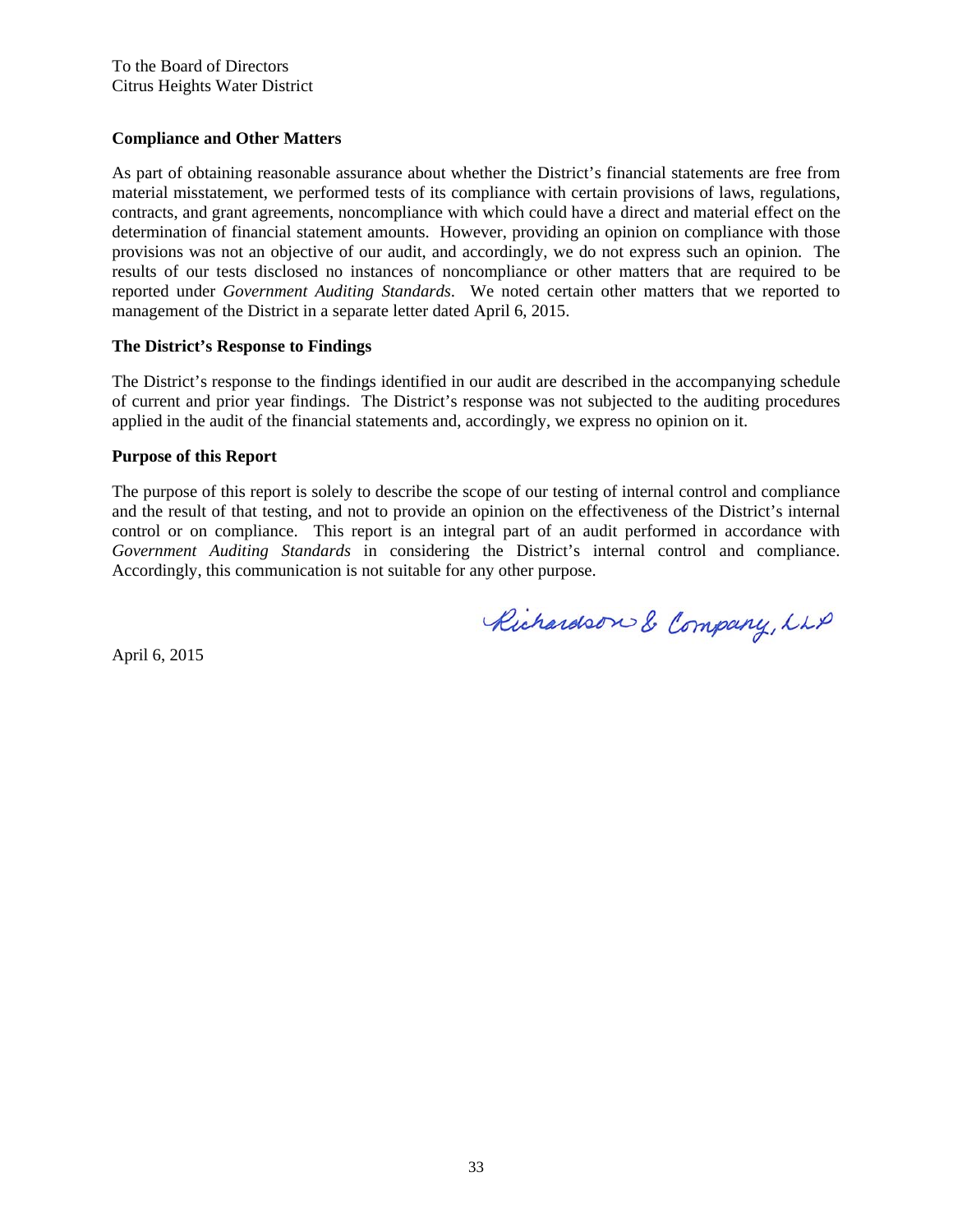To the Board of Directors
Citrus Heights Water District

**Compliance and Other Matters**

As part of obtaining reasonable assurance about whether the District's financial statements are free from material misstatement, we performed tests of its compliance with certain provisions of laws, regulations, contracts, and grant agreements, noncompliance with which could have a direct and material effect on the determination of financial statement amounts. However, providing an opinion on compliance with those provisions was not an objective of our audit, and accordingly, we do not express such an opinion. The results of our tests disclosed no instances of noncompliance or other matters that are required to be reported under *Government Auditing Standards*. We noted certain other matters that we reported to management of the District in a separate letter dated April 6, 2015.

**The District's Response to Findings**

The District's response to the findings identified in our audit are described in the accompanying schedule of current and prior year findings. The District's response was not subjected to the auditing procedures applied in the audit of the financial statements and, accordingly, we express no opinion on it.

**Purpose of this Report**

The purpose of this report is solely to describe the scope of our testing of internal control and compliance and the result of that testing, and not to provide an opinion on the effectiveness of the District's internal control or on compliance. This report is an integral part of an audit performed in accordance with *Government Auditing Standards* in considering the District's internal control and compliance. Accordingly, this communication is not suitable for any other purpose.

Richardson & Company, LLP

April 6, 2015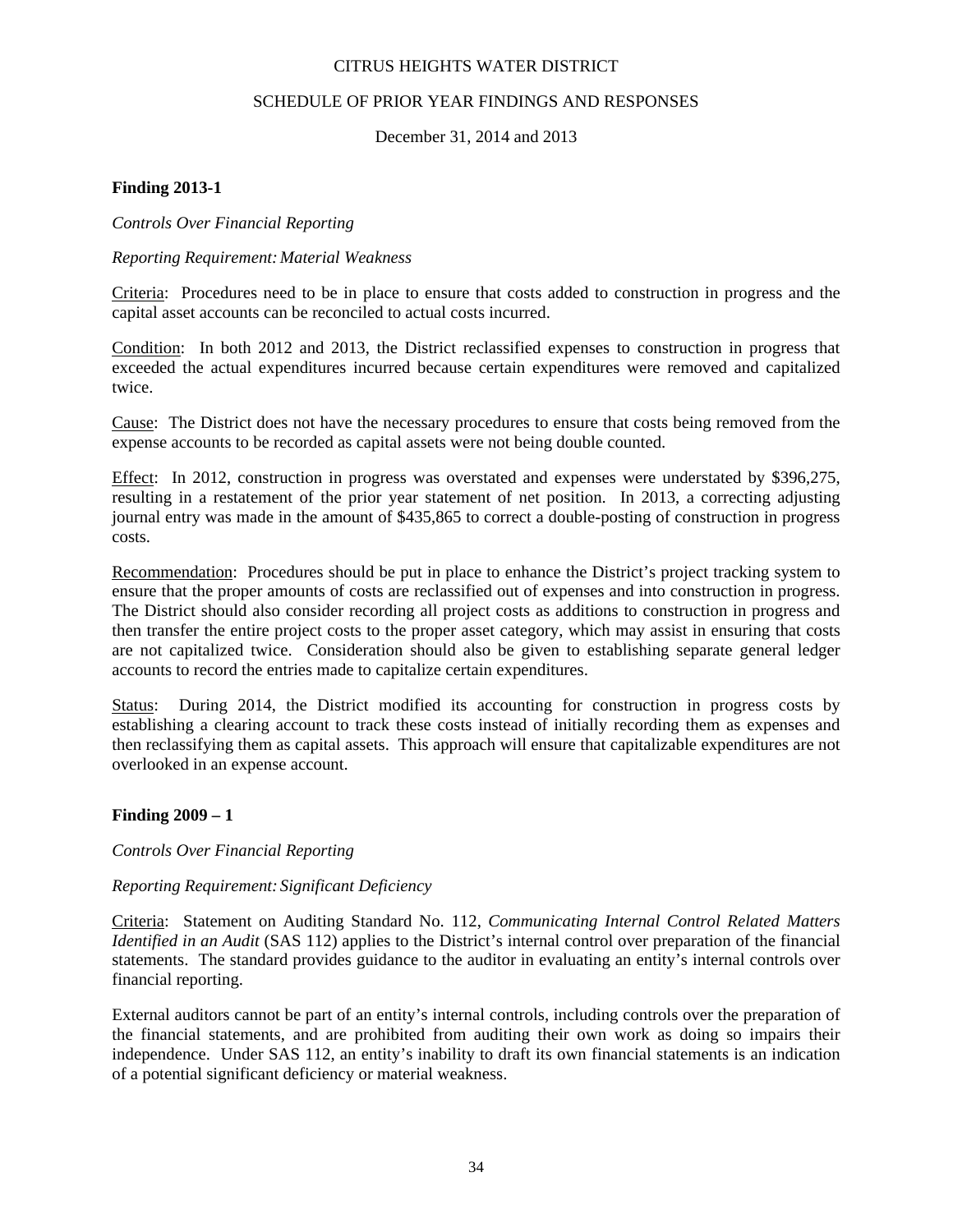CITRUS HEIGHTS WATER DISTRICT

SCHEDULE OF PRIOR YEAR FINDINGS AND RESPONSES

December 31, 2014 and 2013

**Finding 2013-1**

*Controls Over Financial Reporting*

*Reporting Requirement: Material Weakness*

Criteria: Procedures need to be in place to ensure that costs added to construction in progress and the capital asset accounts can be reconciled to actual costs incurred.

Condition: In both 2012 and 2013, the District reclassified expenses to construction in progress that exceeded the actual expenditures incurred because certain expenditures were removed and capitalized twice.

Cause: The District does not have the necessary procedures to ensure that costs being removed from the expense accounts to be recorded as capital assets were not being double counted.

Effect: In 2012, construction in progress was overstated and expenses were understated by $396,275, resulting in a restatement of the prior year statement of net position. In 2013, a correcting adjusting journal entry was made in the amount of $435,865 to correct a double-posting of construction in progress costs.

Recommendation: Procedures should be put in place to enhance the District's project tracking system to ensure that the proper amounts of costs are reclassified out of expenses and into construction in progress. The District should also consider recording all project costs as additions to construction in progress and then transfer the entire project costs to the proper asset category, which may assist in ensuring that costs are not capitalized twice. Consideration should also be given to establishing separate general ledger accounts to record the entries made to capitalize certain expenditures.

Status: During 2014, the District modified its accounting for construction in progress costs by establishing a clearing account to track these costs instead of initially recording them as expenses and then reclassifying them as capital assets. This approach will ensure that capitalizable expenditures are not overlooked in an expense account.

**Finding 2009 – 1**

*Controls Over Financial Reporting*

*Reporting Requirement: Significant Deficiency*

Criteria: Statement on Auditing Standard No. 112, *Communicating Internal Control Related Matters Identified in an Audit* (SAS 112) applies to the District's internal control over preparation of the financial statements. The standard provides guidance to the auditor in evaluating an entity's internal controls over financial reporting.

External auditors cannot be part of an entity's internal controls, including controls over the preparation of the financial statements, and are prohibited from auditing their own work as doing so impairs their independence. Under SAS 112, an entity's inability to draft its own financial statements is an indication of a potential significant deficiency or material weakness.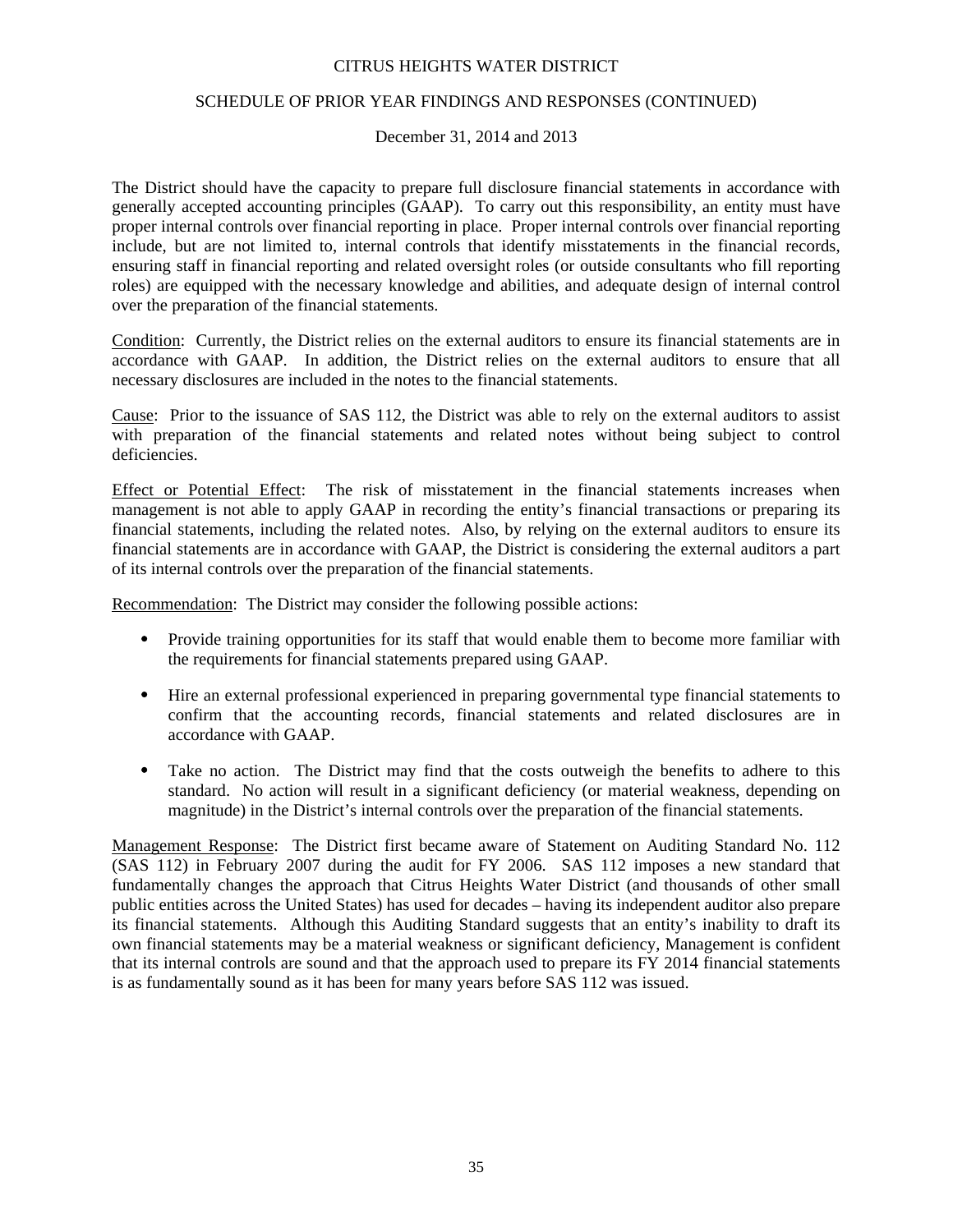# CITRUS HEIGHTS WATER DISTRICT

## SCHEDULE OF PRIOR YEAR FINDINGS AND RESPONSES (CONTINUED)

December 31, 2014 and 2013

The District should have the capacity to prepare full disclosure financial statements in accordance with generally accepted accounting principles (GAAP). To carry out this responsibility, an entity must have proper internal controls over financial reporting in place. Proper internal controls over financial reporting include, but are not limited to, internal controls that identify misstatements in the financial records, ensuring staff in financial reporting and related oversight roles (or outside consultants who fill reporting roles) are equipped with the necessary knowledge and abilities, and adequate design of internal control over the preparation of the financial statements.

Condition: Currently, the District relies on the external auditors to ensure its financial statements are in accordance with GAAP. In addition, the District relies on the external auditors to ensure that all necessary disclosures are included in the notes to the financial statements.

Cause: Prior to the issuance of SAS 112, the District was able to rely on the external auditors to assist with preparation of the financial statements and related notes without being subject to control deficiencies.

Effect or Potential Effect: The risk of misstatement in the financial statements increases when management is not able to apply GAAP in recording the entity's financial transactions or preparing its financial statements, including the related notes. Also, by relying on the external auditors to ensure its financial statements are in accordance with GAAP, the District is considering the external auditors a part of its internal controls over the preparation of the financial statements.

Recommendation: The District may consider the following possible actions:

- Provide training opportunities for its staff that would enable them to become more familiar with the requirements for financial statements prepared using GAAP.
- Hire an external professional experienced in preparing governmental type financial statements to confirm that the accounting records, financial statements and related disclosures are in accordance with GAAP.
- Take no action. The District may find that the costs outweigh the benefits to adhere to this standard. No action will result in a significant deficiency (or material weakness, depending on magnitude) in the District's internal controls over the preparation of the financial statements.

Management Response: The District first became aware of Statement on Auditing Standard No. 112 (SAS 112) in February 2007 during the audit for FY 2006. SAS 112 imposes a new standard that fundamentally changes the approach that Citrus Heights Water District (and thousands of other small public entities across the United States) has used for decades – having its independent auditor also prepare its financial statements. Although this Auditing Standard suggests that an entity's inability to draft its own financial statements may be a material weakness or significant deficiency, Management is confident that its internal controls are sound and that the approach used to prepare its FY 2014 financial statements is as fundamentally sound as it has been for many years before SAS 112 was issued.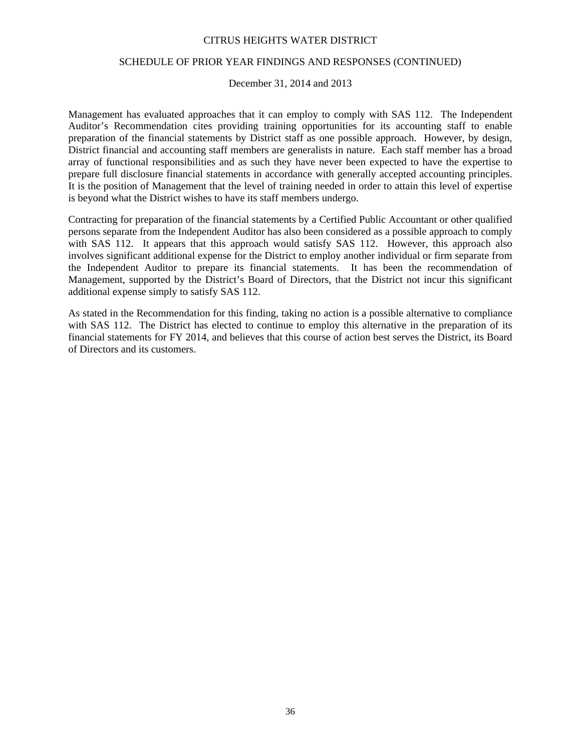Management has evaluated approaches that it can employ to comply with SAS 112. The Independent Auditor's Recommendation cites providing training opportunities for its accounting staff to enable preparation of the financial statements by District staff as one possible approach. However, by design, District financial and accounting staff members are generalists in nature. Each staff member has a broad array of functional responsibilities and as such they have never been expected to have the expertise to prepare full disclosure financial statements in accordance with generally accepted accounting principles. It is the position of Management that the level of training needed in order to attain this level of expertise is beyond what the District wishes to have its staff members undergo.

Contracting for preparation of the financial statements by a Certified Public Accountant or other qualified persons separate from the Independent Auditor has also been considered as a possible approach to comply with SAS 112. It appears that this approach would satisfy SAS 112. However, this approach also involves significant additional expense for the District to employ another individual or firm separate from the Independent Auditor to prepare its financial statements. It has been the recommendation of Management, supported by the District's Board of Directors, that the District not incur this significant additional expense simply to satisfy SAS 112.

As stated in the Recommendation for this finding, taking no action is a possible alternative to compliance with SAS 112. The District has elected to continue to employ this alternative in the preparation of its financial statements for FY 2014, and believes that this course of action best serves the District, its Board of Directors and its customers.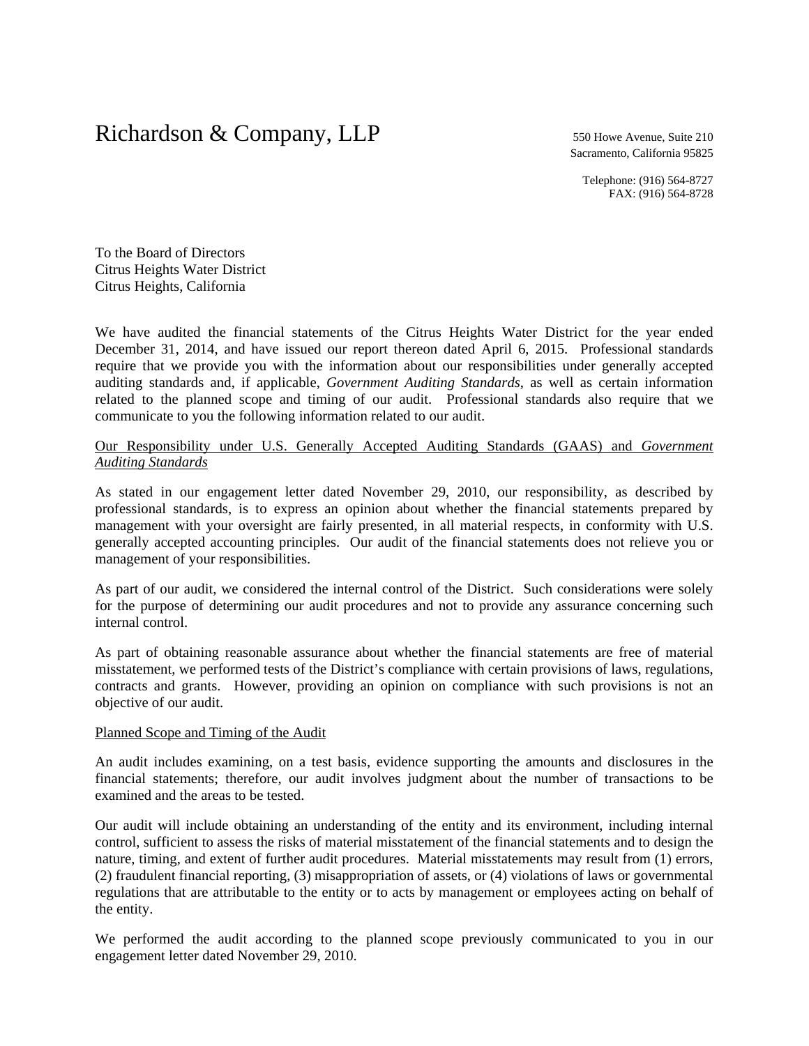# Richardson & Company, LLP

550 Howe Avenue, Suite 210
Sacramento, California 95825

Telephone: (916) 564-8727
FAX: (916) 564-8728

To the Board of Directors
Citrus Heights Water District
Citrus Heights, California

We have audited the financial statements of the Citrus Heights Water District for the year ended December 31, 2014, and have issued our report thereon dated April 6, 2015. Professional standards require that we provide you with the information about our responsibilities under generally accepted auditing standards and, if applicable, *Government Auditing Standards*, as well as certain information related to the planned scope and timing of our audit. Professional standards also require that we communicate to you the following information related to our audit.

## Our Responsibility under U.S. Generally Accepted Auditing Standards (GAAS) and *Government Auditing Standards*

As stated in our engagement letter dated November 29, 2010, our responsibility, as described by professional standards, is to express an opinion about whether the financial statements prepared by management with your oversight are fairly presented, in all material respects, in conformity with U.S. generally accepted accounting principles. Our audit of the financial statements does not relieve you or management of your responsibilities.

As part of our audit, we considered the internal control of the District. Such considerations were solely for the purpose of determining our audit procedures and not to provide any assurance concerning such internal control.

As part of obtaining reasonable assurance about whether the financial statements are free of material misstatement, we performed tests of the District's compliance with certain provisions of laws, regulations, contracts and grants. However, providing an opinion on compliance with such provisions is not an objective of our audit.

## Planned Scope and Timing of the Audit

An audit includes examining, on a test basis, evidence supporting the amounts and disclosures in the financial statements; therefore, our audit involves judgment about the number of transactions to be examined and the areas to be tested.

Our audit will include obtaining an understanding of the entity and its environment, including internal control, sufficient to assess the risks of material misstatement of the financial statements and to design the nature, timing, and extent of further audit procedures. Material misstatements may result from (1) errors, (2) fraudulent financial reporting, (3) misappropriation of assets, or (4) violations of laws or governmental regulations that are attributable to the entity or to acts by management or employees acting on behalf of the entity.

We performed the audit according to the planned scope previously communicated to you in our engagement letter dated November 29, 2010.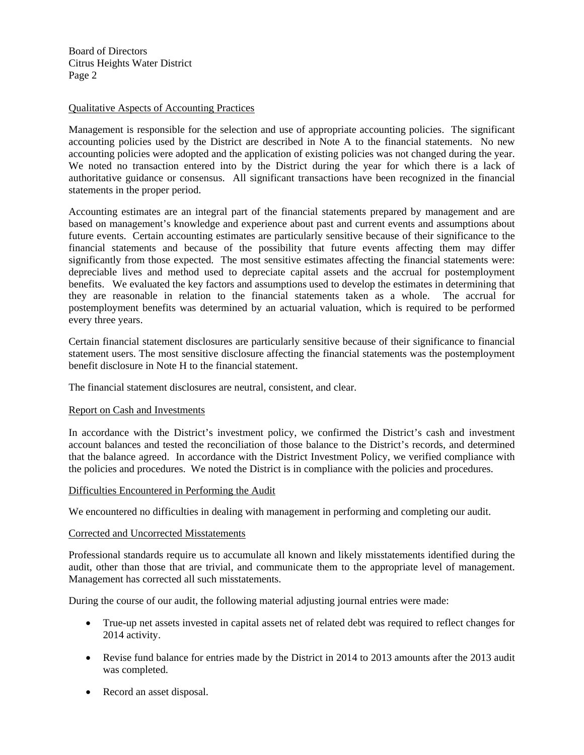Board of Directors
Citrus Heights Water District

Qualitative Aspects of Accounting Practices

Management is responsible for the selection and use of appropriate accounting policies. The significant accounting policies used by the District are described in Note A to the financial statements. No new accounting policies were adopted and the application of existing policies was not changed during the year. We noted no transaction entered into by the District during the year for which there is a lack of authoritative guidance or consensus. All significant transactions have been recognized in the financial statements in the proper period.

Accounting estimates are an integral part of the financial statements prepared by management and are based on management's knowledge and experience about past and current events and assumptions about future events. Certain accounting estimates are particularly sensitive because of their significance to the financial statements and because of the possibility that future events affecting them may differ significantly from those expected. The most sensitive estimates affecting the financial statements were: depreciable lives and method used to depreciate capital assets and the accrual for postemployment benefits. We evaluated the key factors and assumptions used to develop the estimates in determining that they are reasonable in relation to the financial statements taken as a whole. The accrual for postemployment benefits was determined by an actuarial valuation, which is required to be performed every three years.

Certain financial statement disclosures are particularly sensitive because of their significance to financial statement users. The most sensitive disclosure affecting the financial statements was the postemployment benefit disclosure in Note H to the financial statement.

The financial statement disclosures are neutral, consistent, and clear.

Report on Cash and Investments

In accordance with the District's investment policy, we confirmed the District's cash and investment account balances and tested the reconciliation of those balance to the District's records, and determined that the balance agreed. In accordance with the District Investment Policy, we verified compliance with the policies and procedures. We noted the District is in compliance with the policies and procedures.

Difficulties Encountered in Performing the Audit

We encountered no difficulties in dealing with management in performing and completing our audit.

Corrected and Uncorrected Misstatements

Professional standards require us to accumulate all known and likely misstatements identified during the audit, other than those that are trivial, and communicate them to the appropriate level of management. Management has corrected all such misstatements.

During the course of our audit, the following material adjusting journal entries were made:

- True-up net assets invested in capital assets net of related debt was required to reflect changes for 2014 activity.
- Revise fund balance for entries made by the District in 2014 to 2013 amounts after the 2013 audit was completed.
- Record an asset disposal.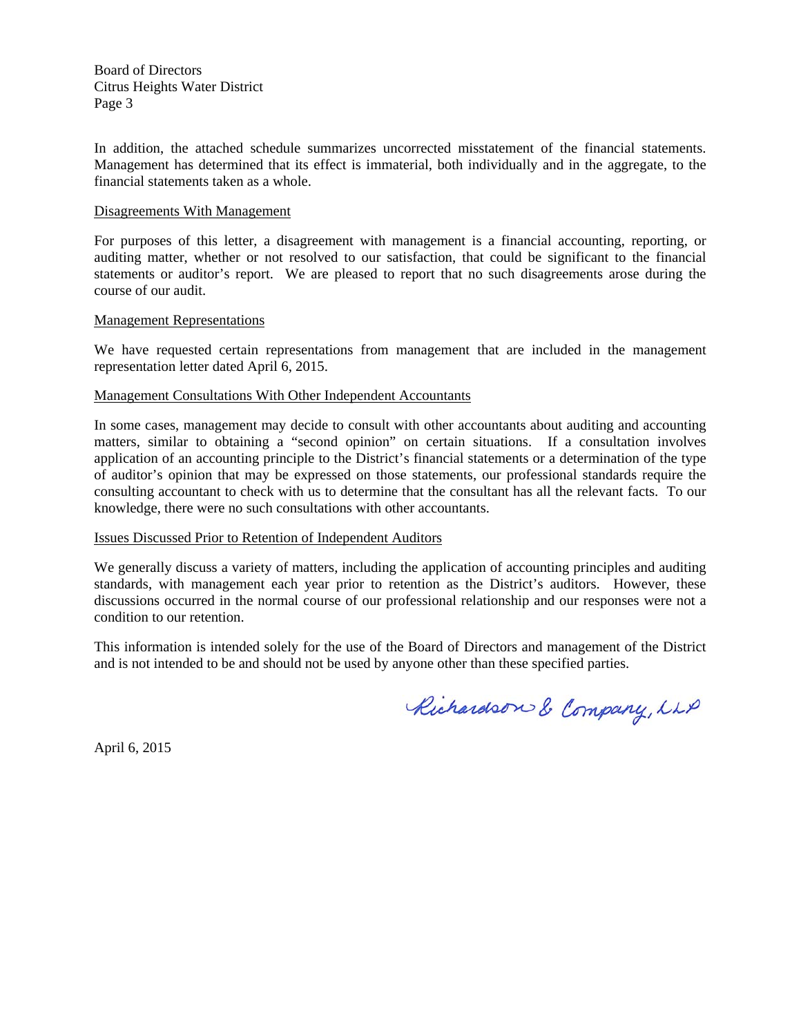Board of Directors
Citrus Heights Water District
Page 3

In addition, the attached schedule summarizes uncorrected misstatement of the financial statements. Management has determined that its effect is immaterial, both individually and in the aggregate, to the financial statements taken as a whole.

Disagreements With Management

For purposes of this letter, a disagreement with management is a financial accounting, reporting, or auditing matter, whether or not resolved to our satisfaction, that could be significant to the financial statements or auditor's report. We are pleased to report that no such disagreements arose during the course of our audit.

Management Representations

We have requested certain representations from management that are included in the management representation letter dated April 6, 2015.

Management Consultations With Other Independent Accountants

In some cases, management may decide to consult with other accountants about auditing and accounting matters, similar to obtaining a "second opinion" on certain situations. If a consultation involves application of an accounting principle to the District's financial statements or a determination of the type of auditor's opinion that may be expressed on those statements, our professional standards require the consulting accountant to check with us to determine that the consultant has all the relevant facts. To our knowledge, there were no such consultations with other accountants.

Issues Discussed Prior to Retention of Independent Auditors

We generally discuss a variety of matters, including the application of accounting principles and auditing standards, with management each year prior to retention as the District's auditors. However, these discussions occurred in the normal course of our professional relationship and our responses were not a condition to our retention.

This information is intended solely for the use of the Board of Directors and management of the District and is not intended to be and should not be used by anyone other than these specified parties.

Richardson & Company, LLP

April 6, 2015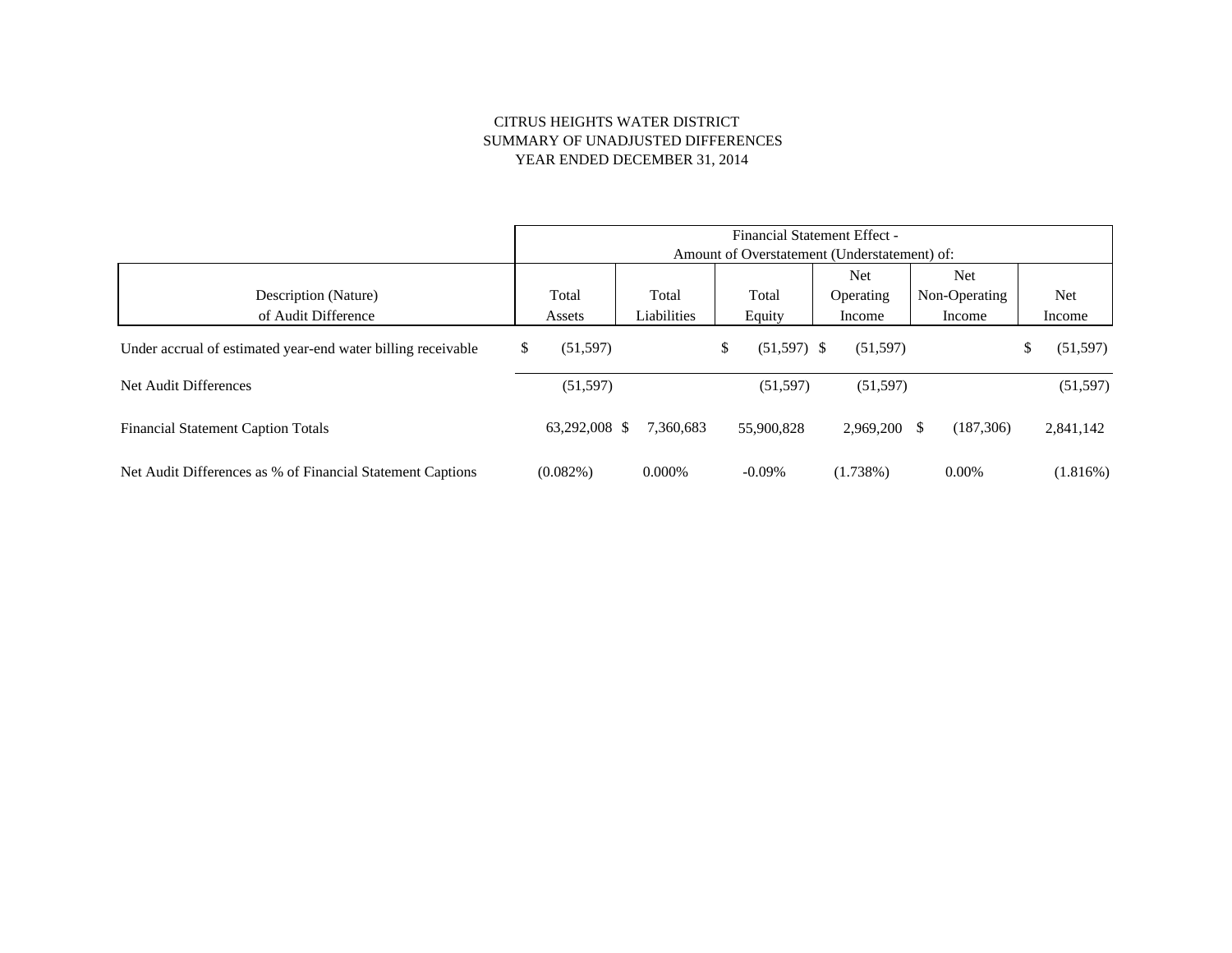# CITRUS HEIGHTS WATER DISTRICT
## SUMMARY OF UNADJUSTED DIFFERENCES
### YEAR ENDED DECEMBER 31, 2014

| | Financial Statement Effect - Amount of Overstatement (Understatement) of: | | | | | |
|---|---|---|---|---|---|---|
| Description (Nature) of Audit Difference | Total Assets | Total Liabilities | Total Equity | Net Operating Income | Net Non-Operating Income | Net Income |
| Under accrual of estimated year-end water billing receivable | $ (51,597) | | $ (51,597) | $ (51,597) | | $ (51,597) |
| Net Audit Differences | (51,597) | | (51,597) | (51,597) | | (51,597) |
| Financial Statement Caption Totals | 63,292,008 | $ 7,360,683 | 55,900,828 | 2,969,200 | $ (187,306) | 2,841,142 |
| Net Audit Differences as % of Financial Statement Captions | (0.082%) | 0.000% | -0.09% | (1.738%) | 0.00% | (1.816%) |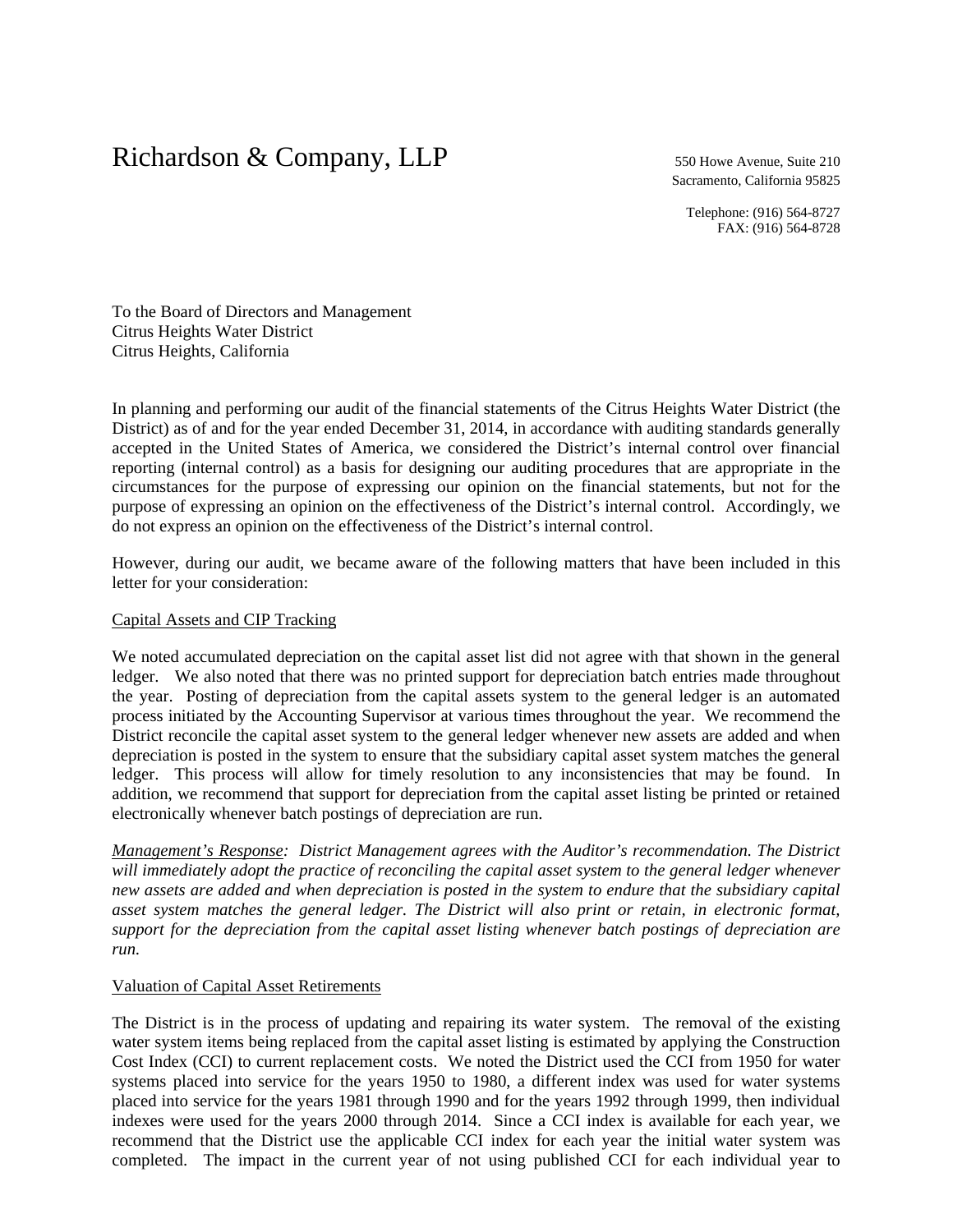# Richardson & Company, LLP

550 Howe Avenue, Suite 210
Sacramento, California 95825

Telephone: (916) 564-8727
FAX: (916) 564-8728

To the Board of Directors and Management
Citrus Heights Water District
Citrus Heights, California

In planning and performing our audit of the financial statements of the Citrus Heights Water District (the District) as of and for the year ended December 31, 2014, in accordance with auditing standards generally accepted in the United States of America, we considered the District's internal control over financial reporting (internal control) as a basis for designing our auditing procedures that are appropriate in the circumstances for the purpose of expressing our opinion on the financial statements, but not for the purpose of expressing an opinion on the effectiveness of the District's internal control. Accordingly, we do not express an opinion on the effectiveness of the District's internal control.

However, during our audit, we became aware of the following matters that have been included in this letter for your consideration:

<u>Capital Assets and CIP Tracking</u>

We noted accumulated depreciation on the capital asset list did not agree with that shown in the general ledger. We also noted that there was no printed support for depreciation batch entries made throughout the year. Posting of depreciation from the capital assets system to the general ledger is an automated process initiated by the Accounting Supervisor at various times throughout the year. We recommend the District reconcile the capital asset system to the general ledger whenever new assets are added and when depreciation is posted in the system to ensure that the subsidiary capital asset system matches the general ledger. This process will allow for timely resolution to any inconsistencies that may be found. In addition, we recommend that support for depreciation from the capital asset listing be printed or retained electronically whenever batch postings of depreciation are run.

*<u>Management's Response</u>: District Management agrees with the Auditor's recommendation. The District will immediately adopt the practice of reconciling the capital asset system to the general ledger whenever new assets are added and when depreciation is posted in the system to endure that the subsidiary capital asset system matches the general ledger. The District will also print or retain, in electronic format, support for the depreciation from the capital asset listing whenever batch postings of depreciation are run.*

<u>Valuation of Capital Asset Retirements</u>

The District is in the process of updating and repairing its water system. The removal of the existing water system items being replaced from the capital asset listing is estimated by applying the Construction Cost Index (CCI) to current replacement costs. We noted the District used the CCI from 1950 for water systems placed into service for the years 1950 to 1980, a different index was used for water systems placed into service for the years 1981 through 1990 and for the years 1992 through 1999, then individual indexes were used for the years 2000 through 2014. Since a CCI index is available for each year, we recommend that the District use the applicable CCI index for each year the initial water system was completed. The impact in the current year of not using published CCI for each individual year to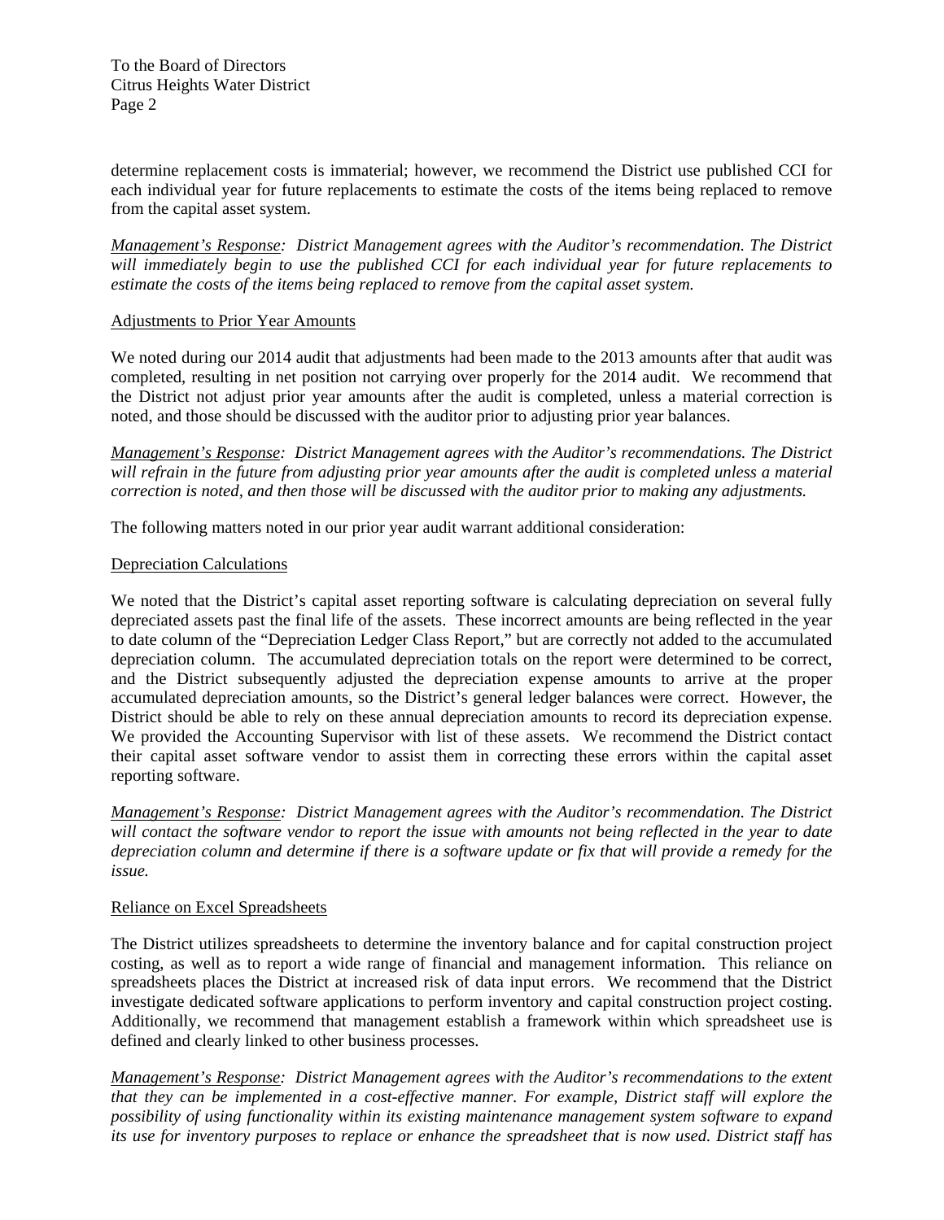determine replacement costs is immaterial; however, we recommend the District use published CCI for each individual year for future replacements to estimate the costs of the items being replaced to remove from the capital asset system.

*Management's Response:* *District Management agrees with the Auditor's recommendation. The District will immediately begin to use the published CCI for each individual year for future replacements to estimate the costs of the items being replaced to remove from the capital asset system.*

Adjustments to Prior Year Amounts

We noted during our 2014 audit that adjustments had been made to the 2013 amounts after that audit was completed, resulting in net position not carrying over properly for the 2014 audit. We recommend that the District not adjust prior year amounts after the audit is completed, unless a material correction is noted, and those should be discussed with the auditor prior to adjusting prior year balances.

*Management's Response:* *District Management agrees with the Auditor's recommendations. The District will refrain in the future from adjusting prior year amounts after the audit is completed unless a material correction is noted, and then those will be discussed with the auditor prior to making any adjustments.*

The following matters noted in our prior year audit warrant additional consideration:

Depreciation Calculations

We noted that the District's capital asset reporting software is calculating depreciation on several fully depreciated assets past the final life of the assets. These incorrect amounts are being reflected in the year to date column of the "Depreciation Ledger Class Report," but are correctly not added to the accumulated depreciation column. The accumulated depreciation totals on the report were determined to be correct, and the District subsequently adjusted the depreciation expense amounts to arrive at the proper accumulated depreciation amounts, so the District's general ledger balances were correct. However, the District should be able to rely on these annual depreciation amounts to record its depreciation expense. We provided the Accounting Supervisor with list of these assets. We recommend the District contact their capital asset software vendor to assist them in correcting these errors within the capital asset reporting software.

*Management's Response:* *District Management agrees with the Auditor's recommendation. The District will contact the software vendor to report the issue with amounts not being reflected in the year to date depreciation column and determine if there is a software update or fix that will provide a remedy for the issue.*

Reliance on Excel Spreadsheets

The District utilizes spreadsheets to determine the inventory balance and for capital construction project costing, as well as to report a wide range of financial and management information. This reliance on spreadsheets places the District at increased risk of data input errors. We recommend that the District investigate dedicated software applications to perform inventory and capital construction project costing. Additionally, we recommend that management establish a framework within which spreadsheet use is defined and clearly linked to other business processes.

*Management's Response:* *District Management agrees with the Auditor's recommendations to the extent that they can be implemented in a cost-effective manner. For example, District staff will explore the possibility of using functionality within its existing maintenance management system software to expand its use for inventory purposes to replace or enhance the spreadsheet that is now used. District staff has*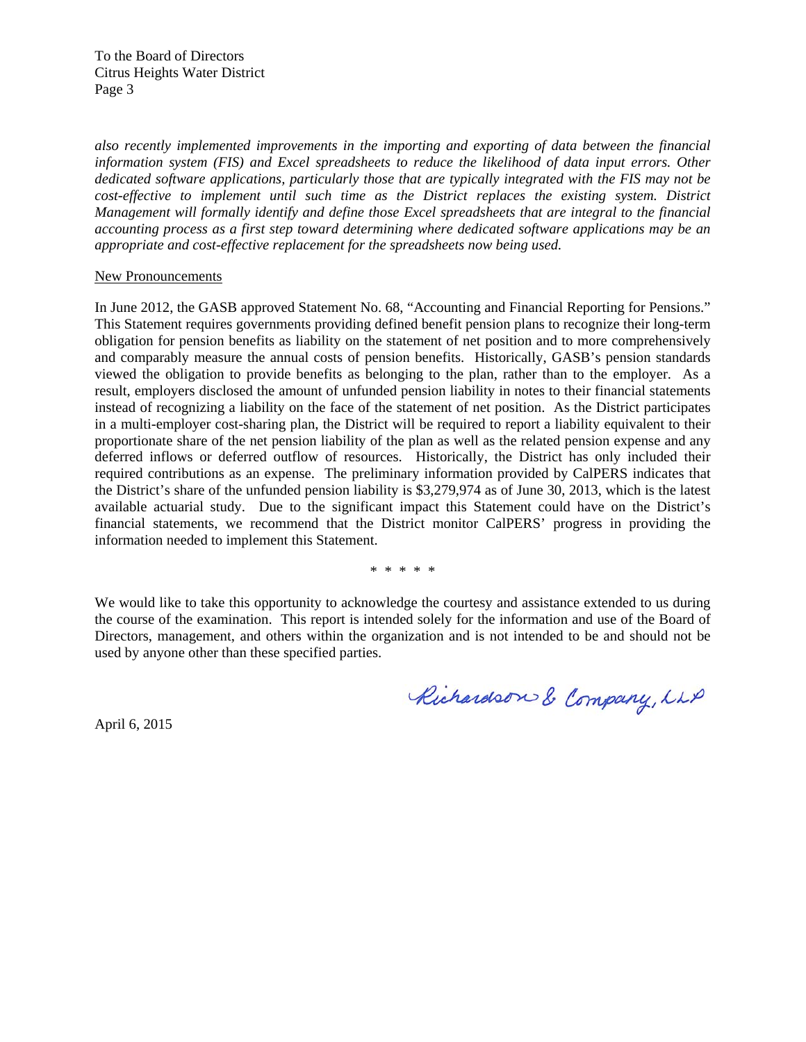*also recently implemented improvements in the importing and exporting of data between the financial information system (FIS) and Excel spreadsheets to reduce the likelihood of data input errors. Other dedicated software applications, particularly those that are typically integrated with the FIS may not be cost-effective to implement until such time as the District replaces the existing system. District Management will formally identify and define those Excel spreadsheets that are integral to the financial accounting process as a first step toward determining where dedicated software applications may be an appropriate and cost-effective replacement for the spreadsheets now being used.*

New Pronouncements

In June 2012, the GASB approved Statement No. 68, "Accounting and Financial Reporting for Pensions." This Statement requires governments providing defined benefit pension plans to recognize their long-term obligation for pension benefits as liability on the statement of net position and to more comprehensively and comparably measure the annual costs of pension benefits. Historically, GASB's pension standards viewed the obligation to provide benefits as belonging to the plan, rather than to the employer. As a result, employers disclosed the amount of unfunded pension liability in notes to their financial statements instead of recognizing a liability on the face of the statement of net position. As the District participates in a multi-employer cost-sharing plan, the District will be required to report a liability equivalent to their proportionate share of the net pension liability of the plan as well as the related pension expense and any deferred inflows or deferred outflow of resources. Historically, the District has only included their required contributions as an expense. The preliminary information provided by CalPERS indicates that the District's share of the unfunded pension liability is $3,279,974 as of June 30, 2013, which is the latest available actuarial study. Due to the significant impact this Statement could have on the District's financial statements, we recommend that the District monitor CalPERS' progress in providing the information needed to implement this Statement.

\* \* \* \* \*

We would like to take this opportunity to acknowledge the courtesy and assistance extended to us during the course of the examination. This report is intended solely for the information and use of the Board of Directors, management, and others within the organization and is not intended to be and should not be used by anyone other than these specified parties.

Richardson & Company, LLP

April 6, 2015